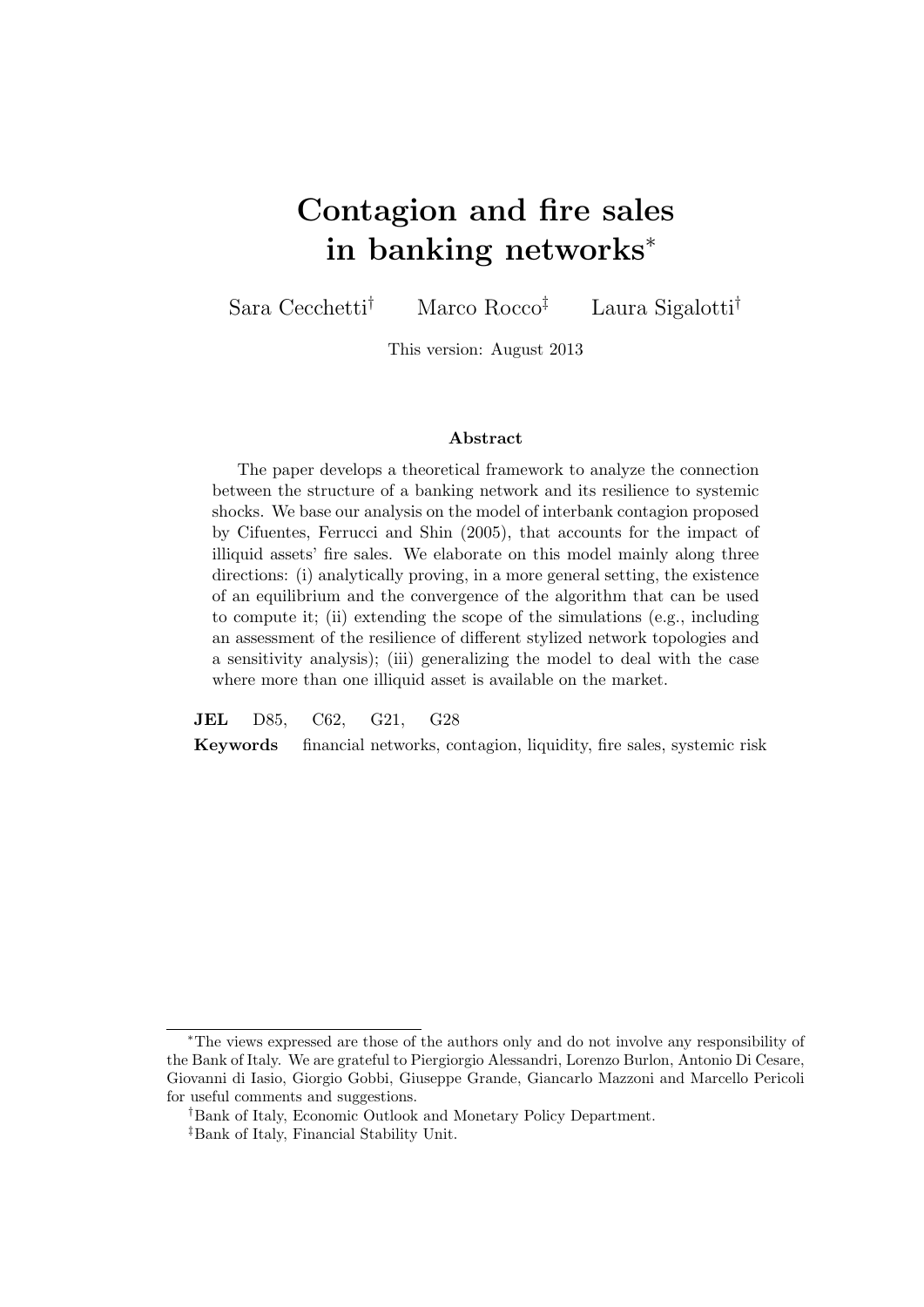# Contagion and fire sales in banking networks[*]

Sara Cecchetti[†] Marco Rocco[‡] Laura Sigalotti[†]

This version: August 2013

### Abstract

The paper develops a theoretical framework to analyze the connection between the structure of a banking network and its resilience to systemic shocks. We base our analysis on the model of interbank contagion proposed by Cifuentes, Ferrucci and Shin (2005), that accounts for the impact of illiquid assets' fire sales. We elaborate on this model mainly along three directions: (i) analytically proving, in a more general setting, the existence of an equilibrium and the convergence of the algorithm that can be used to compute it; (ii) extending the scope of the simulations (e.g., including an assessment of the resilience of different stylized network topologies and a sensitivity analysis); (iii) generalizing the model to deal with the case where more than one illiquid asset is available on the market.

**JEL** D85, C62, G21, G28

**Keywords** financial networks, contagion, liquidity, fire sales, systemic risk

---

[*]The views expressed are those of the authors only and do not involve any responsibility of the Bank of Italy. We are grateful to Piergiorgio Alessandri, Lorenzo Burlon, Antonio Di Cesare, Giovanni di Iasio, Giorgio Gobbi, Giuseppe Grande, Giancarlo Mazzoni and Marcello Pericoli for useful comments and suggestions.

[†]Bank of Italy, Economic Outlook and Monetary Policy Department.

[‡]Bank of Italy, Financial Stability Unit.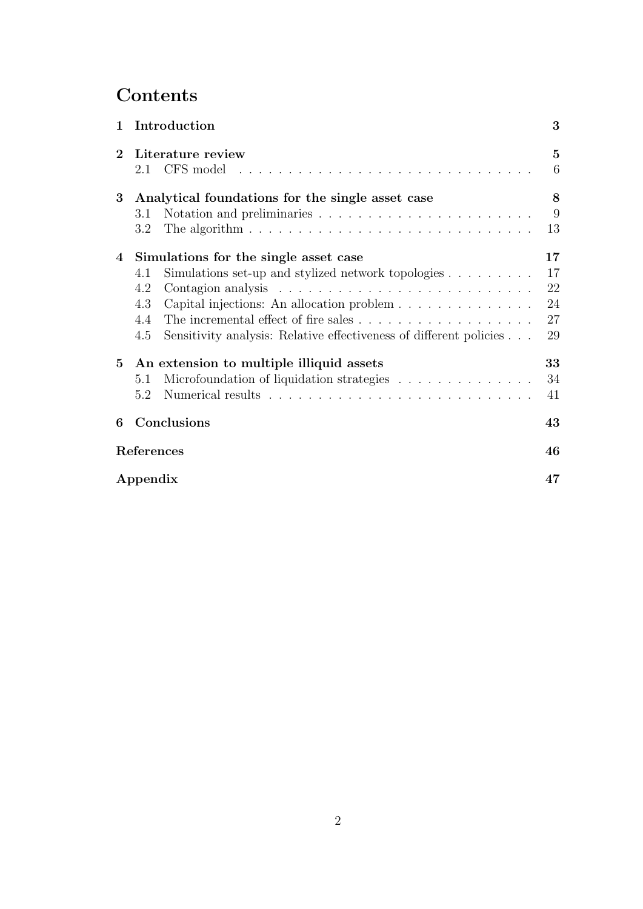# Contents

**1 Introduction** 3

**2 Literature review** 5
- 2.1 CFS model 6

**3 Analytical foundations for the single asset case** 8
- 3.1 Notation and preliminaries 9
- 3.2 The algorithm 13

**4 Simulations for the single asset case** 17
- 4.1 Simulations set-up and stylized network topologies 17
- 4.2 Contagion analysis 22
- 4.3 Capital injections: An allocation problem 24
- 4.4 The incremental effect of fire sales 27
- 4.5 Sensitivity analysis: Relative effectiveness of different policies 29

**5 An extension to multiple illiquid assets** 33
- 5.1 Microfoundation of liquidation strategies 34
- 5.2 Numerical results 41

**6 Conclusions** 43

**References** 46

**Appendix** 47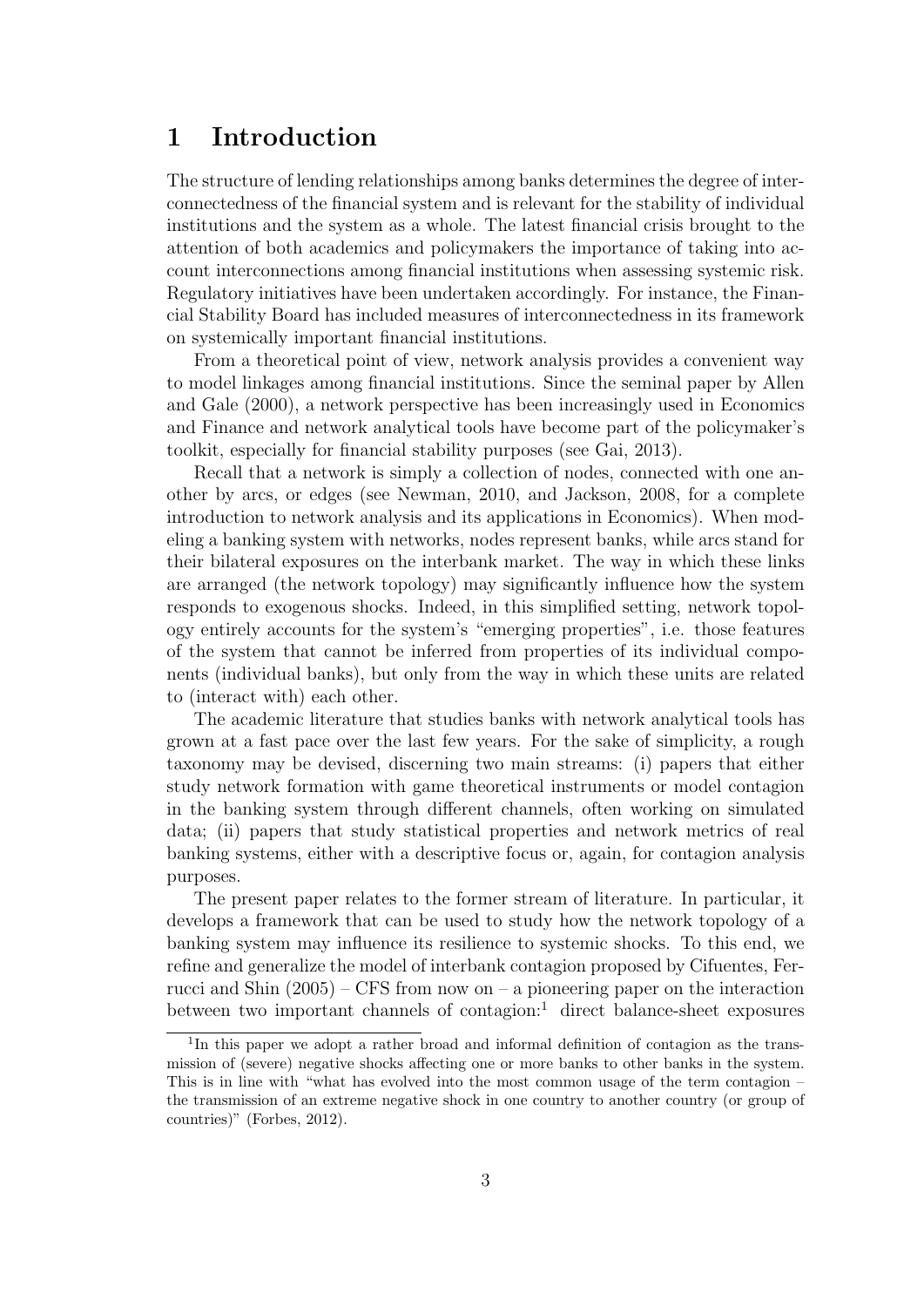# 1 Introduction

The structure of lending relationships among banks determines the degree of interconnectedness of the financial system and is relevant for the stability of individual institutions and the system as a whole. The latest financial crisis brought to the attention of both academics and policymakers the importance of taking into account interconnections among financial institutions when assessing systemic risk. Regulatory initiatives have been undertaken accordingly. For instance, the Financial Stability Board has included measures of interconnectedness in its framework on systemically important financial institutions.

From a theoretical point of view, network analysis provides a convenient way to model linkages among financial institutions. Since the seminal paper by Allen and Gale (2000), a network perspective has been increasingly used in Economics and Finance and network analytical tools have become part of the policymaker's toolkit, especially for financial stability purposes (see Gai, 2013).

Recall that a network is simply a collection of nodes, connected with one another by arcs, or edges (see Newman, 2010, and Jackson, 2008, for a complete introduction to network analysis and its applications in Economics). When modeling a banking system with networks, nodes represent banks, while arcs stand for their bilateral exposures on the interbank market. The way in which these links are arranged (the network topology) may significantly influence how the system responds to exogenous shocks. Indeed, in this simplified setting, network topology entirely accounts for the system's "emerging properties", i.e. those features of the system that cannot be inferred from properties of its individual components (individual banks), but only from the way in which these units are related to (interact with) each other.

The academic literature that studies banks with network analytical tools has grown at a fast pace over the last few years. For the sake of simplicity, a rough taxonomy may be devised, discerning two main streams: (i) papers that either study network formation with game theoretical instruments or model contagion in the banking system through different channels, often working on simulated data; (ii) papers that study statistical properties and network metrics of real banking systems, either with a descriptive focus or, again, for contagion analysis purposes.

The present paper relates to the former stream of literature. In particular, it develops a framework that can be used to study how the network topology of a banking system may influence its resilience to systemic shocks. To this end, we refine and generalize the model of interbank contagion proposed by Cifuentes, Ferrucci and Shin (2005) – CFS from now on – a pioneering paper on the interaction between two important channels of contagion:[1] direct balance-sheet exposures

[1] In this paper we adopt a rather broad and informal definition of contagion as the transmission of (severe) negative shocks affecting one or more banks to other banks in the system. This is in line with "what has evolved into the most common usage of the term contagion – the transmission of an extreme negative shock in one country to another country (or group of countries)" (Forbes, 2012).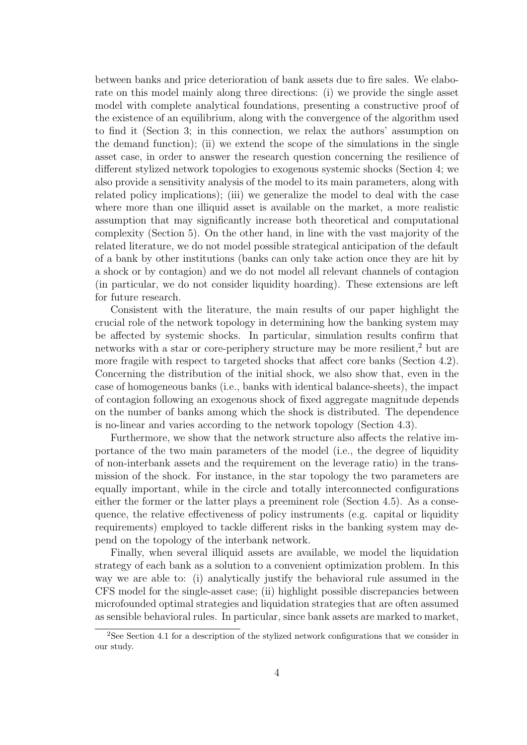between banks and price deterioration of bank assets due to fire sales. We elaborate on this model mainly along three directions: (i) we provide the single asset model with complete analytical foundations, presenting a constructive proof of the existence of an equilibrium, along with the convergence of the algorithm used to find it (Section 3; in this connection, we relax the authors' assumption on the demand function); (ii) we extend the scope of the simulations in the single asset case, in order to answer the research question concerning the resilience of different stylized network topologies to exogenous systemic shocks (Section 4; we also provide a sensitivity analysis of the model to its main parameters, along with related policy implications); (iii) we generalize the model to deal with the case where more than one illiquid asset is available on the market, a more realistic assumption that may significantly increase both theoretical and computational complexity (Section 5). On the other hand, in line with the vast majority of the related literature, we do not model possible strategical anticipation of the default of a bank by other institutions (banks can only take action once they are hit by a shock or by contagion) and we do not model all relevant channels of contagion (in particular, we do not consider liquidity hoarding). These extensions are left for future research.

Consistent with the literature, the main results of our paper highlight the crucial role of the network topology in determining how the banking system may be affected by systemic shocks. In particular, simulation results confirm that networks with a star or core-periphery structure may be more resilient,[2] but are more fragile with respect to targeted shocks that affect core banks (Section 4.2). Concerning the distribution of the initial shock, we also show that, even in the case of homogeneous banks (i.e., banks with identical balance-sheets), the impact of contagion following an exogenous shock of fixed aggregate magnitude depends on the number of banks among which the shock is distributed. The dependence is no-linear and varies according to the network topology (Section 4.3).

Furthermore, we show that the network structure also affects the relative importance of the two main parameters of the model (i.e., the degree of liquidity of non-interbank assets and the requirement on the leverage ratio) in the transmission of the shock. For instance, in the star topology the two parameters are equally important, while in the circle and totally interconnected configurations either the former or the latter plays a preeminent role (Section 4.5). As a consequence, the relative effectiveness of policy instruments (e.g. capital or liquidity requirements) employed to tackle different risks in the banking system may depend on the topology of the interbank network.

Finally, when several illiquid assets are available, we model the liquidation strategy of each bank as a solution to a convenient optimization problem. In this way we are able to: (i) analytically justify the behavioral rule assumed in the CFS model for the single-asset case; (ii) highlight possible discrepancies between microfounded optimal strategies and liquidation strategies that are often assumed as sensible behavioral rules. In particular, since bank assets are marked to market,

[2]See Section 4.1 for a description of the stylized network configurations that we consider in our study.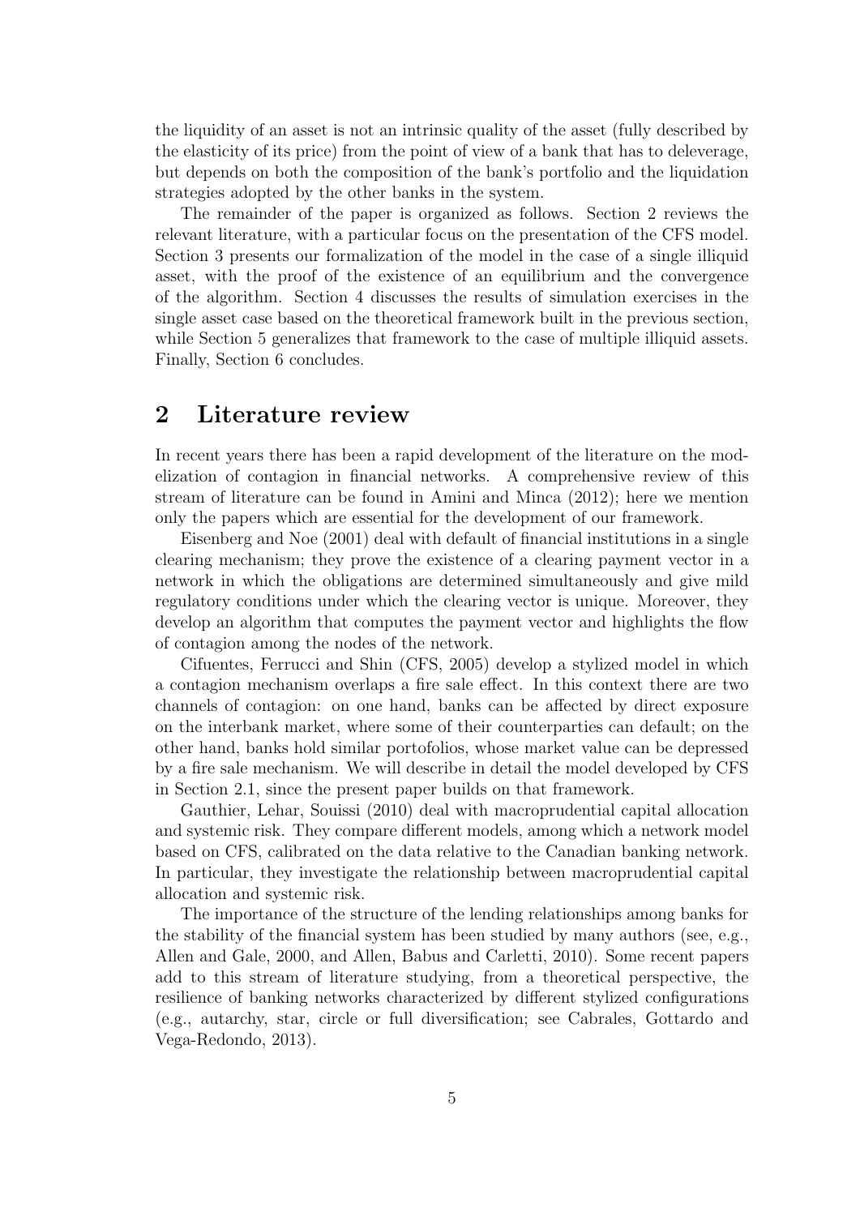the liquidity of an asset is not an intrinsic quality of the asset (fully described by the elasticity of its price) from the point of view of a bank that has to deleverage, but depends on both the composition of the bank's portfolio and the liquidation strategies adopted by the other banks in the system.

The remainder of the paper is organized as follows. Section 2 reviews the relevant literature, with a particular focus on the presentation of the CFS model. Section 3 presents our formalization of the model in the case of a single illiquid asset, with the proof of the existence of an equilibrium and the convergence of the algorithm. Section 4 discusses the results of simulation exercises in the single asset case based on the theoretical framework built in the previous section, while Section 5 generalizes that framework to the case of multiple illiquid assets. Finally, Section 6 concludes.

# 2 Literature review

In recent years there has been a rapid development of the literature on the modelization of contagion in financial networks. A comprehensive review of this stream of literature can be found in Amini and Minca (2012); here we mention only the papers which are essential for the development of our framework.

Eisenberg and Noe (2001) deal with default of financial institutions in a single clearing mechanism; they prove the existence of a clearing payment vector in a network in which the obligations are determined simultaneously and give mild regulatory conditions under which the clearing vector is unique. Moreover, they develop an algorithm that computes the payment vector and highlights the flow of contagion among the nodes of the network.

Cifuentes, Ferrucci and Shin (CFS, 2005) develop a stylized model in which a contagion mechanism overlaps a fire sale effect. In this context there are two channels of contagion: on one hand, banks can be affected by direct exposure on the interbank market, where some of their counterparties can default; on the other hand, banks hold similar portofolios, whose market value can be depressed by a fire sale mechanism. We will describe in detail the model developed by CFS in Section 2.1, since the present paper builds on that framework.

Gauthier, Lehar, Souissi (2010) deal with macroprudential capital allocation and systemic risk. They compare different models, among which a network model based on CFS, calibrated on the data relative to the Canadian banking network. In particular, they investigate the relationship between macroprudential capital allocation and systemic risk.

The importance of the structure of the lending relationships among banks for the stability of the financial system has been studied by many authors (see, e.g., Allen and Gale, 2000, and Allen, Babus and Carletti, 2010). Some recent papers add to this stream of literature studying, from a theoretical perspective, the resilience of banking networks characterized by different stylized configurations (e.g., autarchy, star, circle or full diversification; see Cabrales, Gottardo and Vega-Redondo, 2013).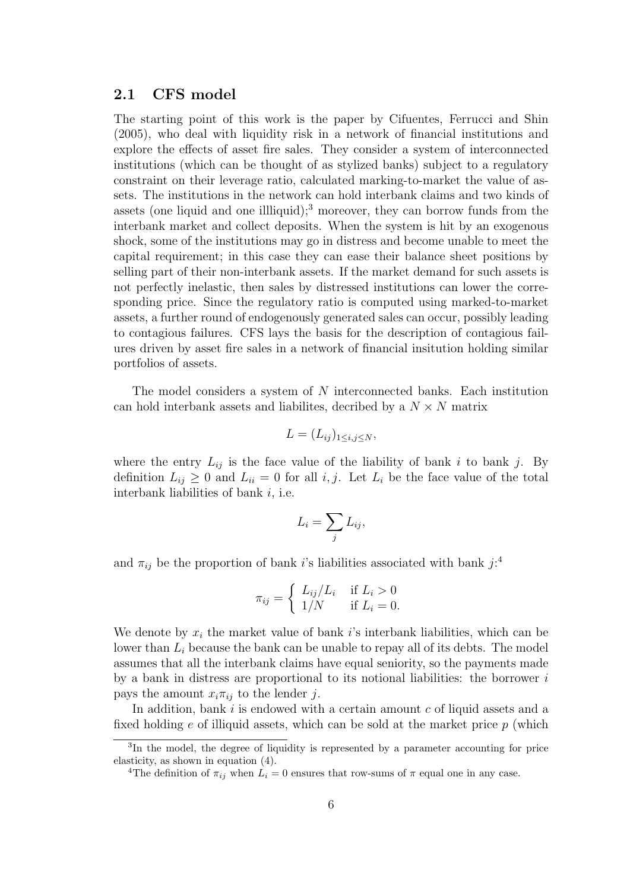## 2.1 CFS model

The starting point of this work is the paper by Cifuentes, Ferrucci and Shin (2005), who deal with liquidity risk in a network of financial institutions and explore the effects of asset fire sales. They consider a system of interconnected institutions (which can be thought of as stylized banks) subject to a regulatory constraint on their leverage ratio, calculated marking-to-market the value of assets. The institutions in the network can hold interbank claims and two kinds of assets (one liquid and one illliquid);[3] moreover, they can borrow funds from the interbank market and collect deposits. When the system is hit by an exogenous shock, some of the institutions may go in distress and become unable to meet the capital requirement; in this case they can ease their balance sheet positions by selling part of their non-interbank assets. If the market demand for such assets is not perfectly inelastic, then sales by distressed institutions can lower the corresponding price. Since the regulatory ratio is computed using marked-to-market assets, a further round of endogenously generated sales can occur, possibly leading to contagious failures. CFS lays the basis for the description of contagious failures driven by asset fire sales in a network of financial insitution holding similar portfolios of assets.

The model considers a system of $N$ interconnected banks. Each institution can hold interbank assets and liabilites, decribed by a $N \times N$ matrix

$$L = (L_{ij})_{1 \leq i,j \leq N},$$

where the entry $L_{ij}$ is the face value of the liability of bank $i$ to bank $j$. By definition $L_{ij} \geq 0$ and $L_{ii} = 0$ for all $i, j$. Let $L_i$ be the face value of the total interbank liabilities of bank $i$, i.e.

$$L_i = \sum_j L_{ij},$$

and $\pi_{ij}$ be the proportion of bank $i$'s liabilities associated with bank $j$:[4]

$$\pi_{ij} = \begin{cases} L_{ij}/L_i & \text{if } L_i > 0 \\ 1/N & \text{if } L_i = 0. \end{cases}$$

We denote by $x_i$ the market value of bank $i$'s interbank liabilities, which can be lower than $L_i$ because the bank can be unable to repay all of its debts. The model assumes that all the interbank claims have equal seniority, so the payments made by a bank in distress are proportional to its notional liabilities: the borrower $i$ pays the amount $x_i \pi_{ij}$ to the lender $j$.

In addition, bank $i$ is endowed with a certain amount $c$ of liquid assets and a fixed holding $e$ of illiquid assets, which can be sold at the market price $p$ (which

---

[3] In the model, the degree of liquidity is represented by a parameter accounting for price elasticity, as shown in equation (4).

[4] The definition of $\pi_{ij}$ when $L_i = 0$ ensures that row-sums of $\pi$ equal one in any case.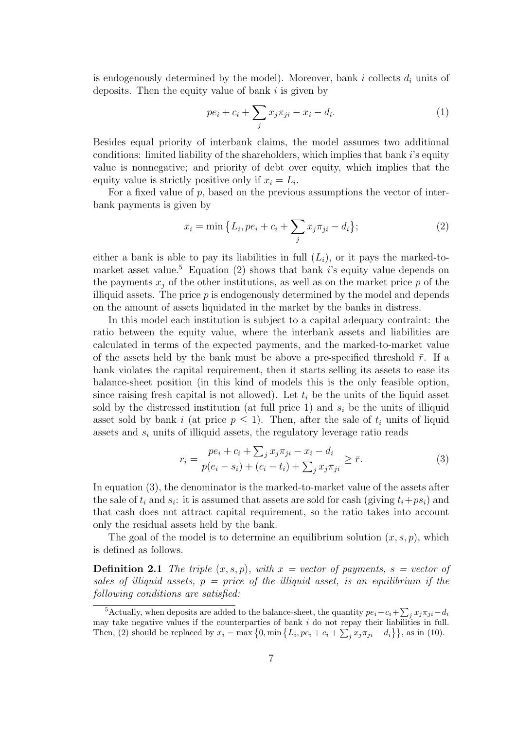is endogenously determined by the model). Moreover, bank $i$ collects $d_i$ units of deposits. Then the equity value of bank $i$ is given by

$$pe_i + c_i + \sum_j x_j \pi_{ji} - x_i - d_i. \tag{1}$$

Besides equal priority of interbank claims, the model assumes two additional conditions: limited liability of the shareholders, which implies that bank $i$'s equity value is nonnegative; and priority of debt over equity, which implies that the equity value is strictly positive only if $x_i = L_i$.

For a fixed value of $p$, based on the previous assumptions the vector of interbank payments is given by

$$x_i = \min\big\{L_i, pe_i + c_i + \sum_j x_j \pi_{ji} - d_i\big\}; \tag{2}$$

either a bank is able to pay its liabilities in full ($L_i$), or it pays the marked-to-market asset value.[5] Equation (2) shows that bank $i$'s equity value depends on the payments $x_j$ of the other institutions, as well as on the market price $p$ of the illiquid assets. The price $p$ is endogenously determined by the model and depends on the amount of assets liquidated in the market by the banks in distress.

In this model each institution is subject to a capital adequacy contraint: the ratio between the equity value, where the interbank assets and liabilities are calculated in terms of the expected payments, and the marked-to-market value of the assets held by the bank must be above a pre-specified threshold $\bar{r}$. If a bank violates the capital requirement, then it starts selling its assets to ease its balance-sheet position (in this kind of models this is the only feasible option, since raising fresh capital is not allowed). Let $t_i$ be the units of the liquid asset sold by the distressed institution (at full price 1) and $s_i$ be the units of illiquid asset sold by bank $i$ (at price $p \leq 1$). Then, after the sale of $t_i$ units of liquid assets and $s_i$ units of illiquid assets, the regulatory leverage ratio reads

$$r_i = \frac{pe_i + c_i + \sum_j x_j \pi_{ji} - x_i - d_i}{p(e_i - s_i) + (c_i - t_i) + \sum_j x_j \pi_{ji}} \geq \bar{r}. \tag{3}$$

In equation (3), the denominator is the marked-to-market value of the assets after the sale of $t_i$ and $s_i$: it is assumed that assets are sold for cash (giving $t_i + ps_i$) and that cash does not attract capital requirement, so the ratio takes into account only the residual assets held by the bank.

The goal of the model is to determine an equilibrium solution $(x, s, p)$, which is defined as follows.

**Definition 2.1** *The triple $(x, s, p)$, with $x$ = vector of payments, $s$ = vector of sales of illiquid assets, $p$ = price of the illiquid asset, is an equilibrium if the following conditions are satisfied:*

[5] Actually, when deposits are added to the balance-sheet, the quantity $pe_i + c_i + \sum_j x_j \pi_{ji} - d_i$ may take negative values if the counterparties of bank $i$ do not repay their liabilities in full. Then, (2) should be replaced by $x_i = \max\big\{0, \min\big\{L_i, pe_i + c_i + \sum_j x_j \pi_{ji} - d_i\big\}\big\}$, as in (10).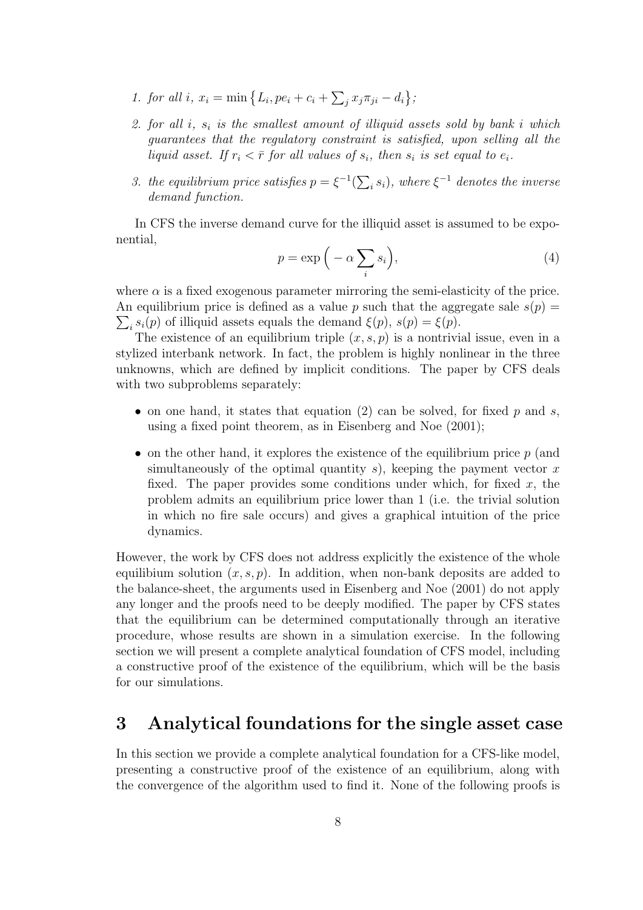1. *for all $i$, $x_i = \min\{L_i, pe_i + c_i + \sum_j x_j \pi_{ji} - d_i\}$;*
2. *for all $i$, $s_i$ is the smallest amount of illiquid assets sold by bank $i$ which guarantees that the regulatory constraint is satisfied, upon selling all the liquid asset. If $r_i < \bar{r}$ for all values of $s_i$, then $s_i$ is set equal to $e_i$.*
3. *the equilibrium price satisfies $p = \xi^{-1}(\sum_i s_i)$, where $\xi^{-1}$ denotes the inverse demand function.*

In CFS the inverse demand curve for the illiquid asset is assumed to be exponential,

$$p = \exp\Big(-\alpha \sum_i s_i\Big), \tag{4}$$

where $\alpha$ is a fixed exogenous parameter mirroring the semi-elasticity of the price. An equilibrium price is defined as a value $p$ such that the aggregate sale $s(p) = \sum_i s_i(p)$ of illiquid assets equals the demand $\xi(p)$, $s(p) = \xi(p)$.

The existence of an equilibrium triple $(x, s, p)$ is a nontrivial issue, even in a stylized interbank network. In fact, the problem is highly nonlinear in the three unknowns, which are defined by implicit conditions. The paper by CFS deals with two subproblems separately:

- on one hand, it states that equation (2) can be solved, for fixed $p$ and $s$, using a fixed point theorem, as in Eisenberg and Noe (2001);
- on the other hand, it explores the existence of the equilibrium price $p$ (and simultaneously of the optimal quantity $s$), keeping the payment vector $x$ fixed. The paper provides some conditions under which, for fixed $x$, the problem admits an equilibrium price lower than 1 (i.e. the trivial solution in which no fire sale occurs) and gives a graphical intuition of the price dynamics.

However, the work by CFS does not address explicitly the existence of the whole equilibium solution $(x, s, p)$. In addition, when non-bank deposits are added to the balance-sheet, the arguments used in Eisenberg and Noe (2001) do not apply any longer and the proofs need to be deeply modified. The paper by CFS states that the equilibrium can be determined computationally through an iterative procedure, whose results are shown in a simulation exercise. In the following section we will present a complete analytical foundation of CFS model, including a constructive proof of the existence of the equilibrium, which will be the basis for our simulations.

# 3 Analytical foundations for the single asset case

In this section we provide a complete analytical foundation for a CFS-like model, presenting a constructive proof of the existence of an equilibrium, along with the convergence of the algorithm used to find it. None of the following proofs is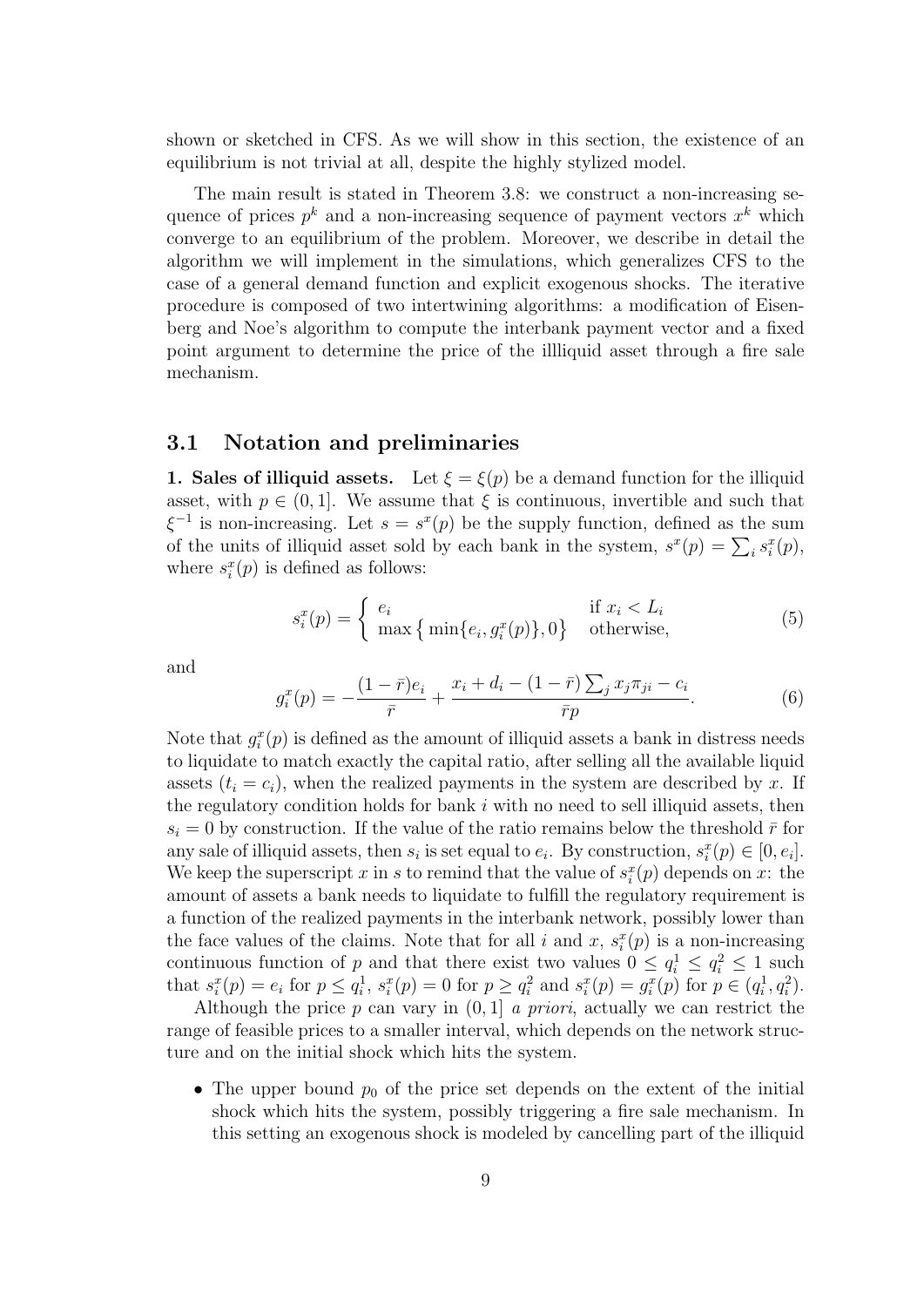shown or sketched in CFS. As we will show in this section, the existence of an equilibrium is not trivial at all, despite the highly stylized model.

The main result is stated in Theorem 3.8: we construct a non-increasing sequence of prices $p^k$ and a non-increasing sequence of payment vectors $x^k$ which converge to an equilibrium of the problem. Moreover, we describe in detail the algorithm we will implement in the simulations, which generalizes CFS to the case of a general demand function and explicit exogenous shocks. The iterative procedure is composed of two intertwining algorithms: a modification of Eisenberg and Noe's algorithm to compute the interbank payment vector and a fixed point argument to determine the price of the illliquid asset through a fire sale mechanism.

## 3.1 Notation and preliminaries

**1. Sales of illiquid assets.** Let $\xi = \xi(p)$ be a demand function for the illiquid asset, with $p \in (0, 1]$. We assume that $\xi$ is continuous, invertible and such that $\xi^{-1}$ is non-increasing. Let $s = s^x(p)$ be the supply function, defined as the sum of the units of illiquid asset sold by each bank in the system, $s^x(p) = \sum_i s_i^x(p)$, where $s_i^x(p)$ is defined as follows:

$$s_i^x(p) = \begin{cases} e_i & \text{if } x_i < L_i \\ \max\big\{ \min\{e_i, g_i^x(p)\}, 0\big\} & \text{otherwise,} \end{cases} \tag{5}$$

and

$$g_i^x(p) = -\frac{(1-\bar{r})e_i}{\bar{r}} + \frac{x_i + d_i - (1-\bar{r})\sum_j x_j \pi_{ji} - c_i}{\bar{r}p}. \tag{6}$$

Note that $g_i^x(p)$ is defined as the amount of illiquid assets a bank in distress needs to liquidate to match exactly the capital ratio, after selling all the available liquid assets ($t_i = c_i$), when the realized payments in the system are described by $x$. If the regulatory condition holds for bank $i$ with no need to sell illiquid assets, then $s_i = 0$ by construction. If the value of the ratio remains below the threshold $\bar{r}$ for any sale of illiquid assets, then $s_i$ is set equal to $e_i$. By construction, $s_i^x(p) \in [0, e_i]$. We keep the superscript $x$ in $s$ to remind that the value of $s_i^x(p)$ depends on $x$: the amount of assets a bank needs to liquidate to fulfill the regulatory requirement is a function of the realized payments in the interbank network, possibly lower than the face values of the claims. Note that for all $i$ and $x$, $s_i^x(p)$ is a non-increasing continuous function of $p$ and that there exist two values $0 \leq q_i^1 \leq q_i^2 \leq 1$ such that $s_i^x(p) = e_i$ for $p \leq q_i^1$, $s_i^x(p) = 0$ for $p \geq q_i^2$ and $s_i^x(p) = g_i^x(p)$ for $p \in (q_i^1, q_i^2)$.

Although the price $p$ can vary in $(0, 1]$ *a priori*, actually we can restrict the range of feasible prices to a smaller interval, which depends on the network structure and on the initial shock which hits the system.

- The upper bound $p_0$ of the price set depends on the extent of the initial shock which hits the system, possibly triggering a fire sale mechanism. In this setting an exogenous shock is modeled by cancelling part of the illiquid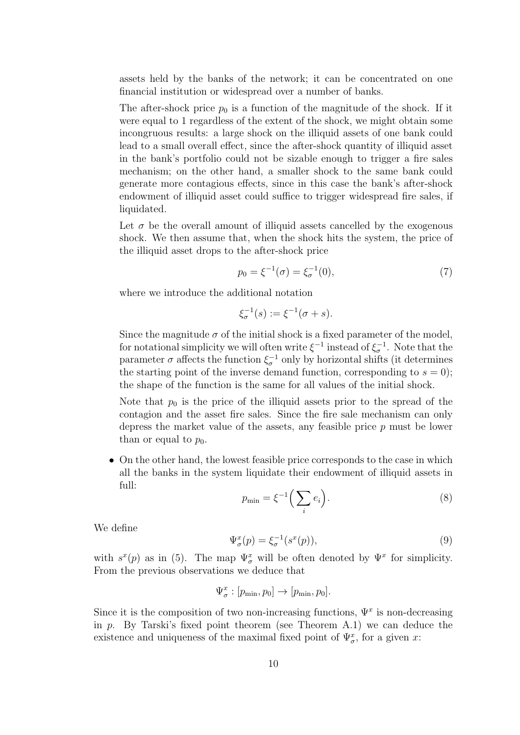assets held by the banks of the network; it can be concentrated on one financial institution or widespread over a number of banks.

The after-shock price $p_0$ is a function of the magnitude of the shock. If it were equal to 1 regardless of the extent of the shock, we might obtain some incongruous results: a large shock on the illiquid assets of one bank could lead to a small overall effect, since the after-shock quantity of illiquid asset in the bank's portfolio could not be sizable enough to trigger a fire sales mechanism; on the other hand, a smaller shock to the same bank could generate more contagious effects, since in this case the bank's after-shock endowment of illiquid asset could suffice to trigger widespread fire sales, if liquidated.

Let $\sigma$ be the overall amount of illiquid assets cancelled by the exogenous shock. We then assume that, when the shock hits the system, the price of the illiquid asset drops to the after-shock price

$$p_0 = \xi^{-1}(\sigma) = \xi_\sigma^{-1}(0), \tag{7}$$

where we introduce the additional notation

$$\xi_\sigma^{-1}(s) := \xi^{-1}(\sigma + s).$$

Since the magnitude $\sigma$ of the initial shock is a fixed parameter of the model, for notational simplicity we will often write $\xi^{-1}$ instead of $\xi_\sigma^{-1}$. Note that the parameter $\sigma$ affects the function $\xi_\sigma^{-1}$ only by horizontal shifts (it determines the starting point of the inverse demand function, corresponding to $s = 0$); the shape of the function is the same for all values of the initial shock.

Note that $p_0$ is the price of the illiquid assets prior to the spread of the contagion and the asset fire sales. Since the fire sale mechanism can only depress the market value of the assets, any feasible price $p$ must be lower than or equal to $p_0$.

- On the other hand, the lowest feasible price corresponds to the case in which all the banks in the system liquidate their endowment of illiquid assets in full:

$$p_{\min} = \xi^{-1}\Big(\sum_i e_i\Big). \tag{8}$$

We define

$$\Psi_\sigma^x(p) = \xi_\sigma^{-1}(s^x(p)), \tag{9}$$

with $s^x(p)$ as in (5). The map $\Psi_\sigma^x$ will be often denoted by $\Psi^x$ for simplicity. From the previous observations we deduce that

$$\Psi_\sigma^x : [p_{\min}, p_0] \to [p_{\min}, p_0].$$

Since it is the composition of two non-increasing functions, $\Psi^x$ is non-decreasing in $p$. By Tarski's fixed point theorem (see Theorem A.1) we can deduce the existence and uniqueness of the maximal fixed point of $\Psi_\sigma^x$, for a given $x$: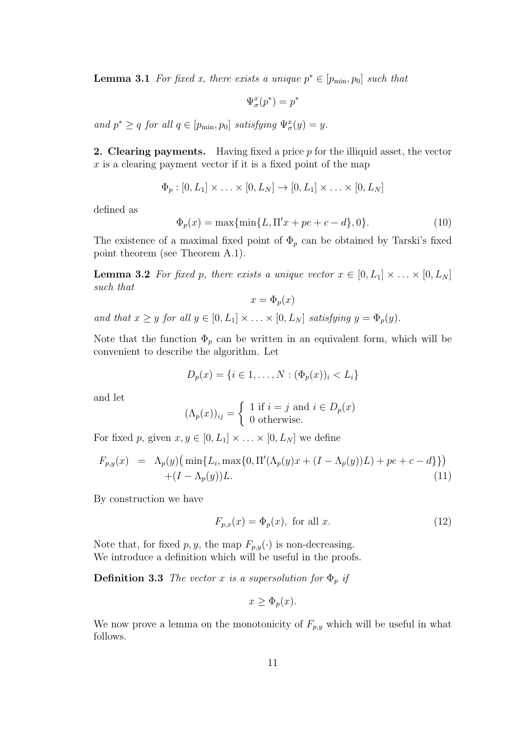**Lemma 3.1** *For fixed $x$, there exists a unique $p^* \in [p_{\min}, p_0]$ such that*

$$\Psi_\sigma^x(p^*) = p^*$$

*and $p^* \geq q$ for all $q \in [p_{\min}, p_0]$ satisfying $\Psi_\sigma^x(y) = y$.*

**2. Clearing payments.** Having fixed a price $p$ for the illiquid asset, the vector $x$ is a clearing payment vector if it is a fixed point of the map

$$\Phi_p : [0, L_1] \times \ldots \times [0, L_N] \to [0, L_1] \times \ldots \times [0, L_N]$$

defined as

$$\Phi_p(x) = \max\{\min\{L, \Pi' x + pe + c - d\}, 0\}. \tag{10}$$

The existence of a maximal fixed point of $\Phi_p$ can be obtained by Tarski's fixed point theorem (see Theorem A.1).

**Lemma 3.2** *For fixed $p$, there exists a unique vector $x \in [0, L_1] \times \ldots \times [0, L_N]$ such that*

$$x = \Phi_p(x)$$

*and that $x \geq y$ for all $y \in [0, L_1] \times \ldots \times [0, L_N]$ satisfying $y = \Phi_p(y)$.*

Note that the function $\Phi_p$ can be written in an equivalent form, which will be convenient to describe the algorithm. Let

$$D_p(x) = \{i \in 1, \ldots, N : (\Phi_p(x))_i < L_i\}$$

and let

$$(\Lambda_p(x))_{ij} = \begin{cases} 1 \text{ if } i = j \text{ and } i \in D_p(x) \\ 0 \text{ otherwise.} \end{cases}$$

For fixed $p$, given $x, y \in [0, L_1] \times \ldots \times [0, L_N]$ we define

$$\begin{aligned} F_{p,y}(x) &= \Lambda_p(y)\big(\min\{L_i, \max\{0, \Pi'(\Lambda_p(y)x + (I - \Lambda_p(y))L) + pe + c - d\}\}\big) \\ &\quad + (I - \Lambda_p(y))L. \end{aligned} \tag{11}$$

By construction we have

$$F_{p,x}(x) = \Phi_p(x), \text{ for all } x. \tag{12}$$

Note that, for fixed $p, y$, the map $F_{p,y}(\cdot)$ is non-decreasing.
We introduce a definition which will be useful in the proofs.

**Definition 3.3** *The vector $x$ is a supersolution for $\Phi_p$ if*

$$x \geq \Phi_p(x).$$

We now prove a lemma on the monotonicity of $F_{p,y}$ which will be useful in what follows.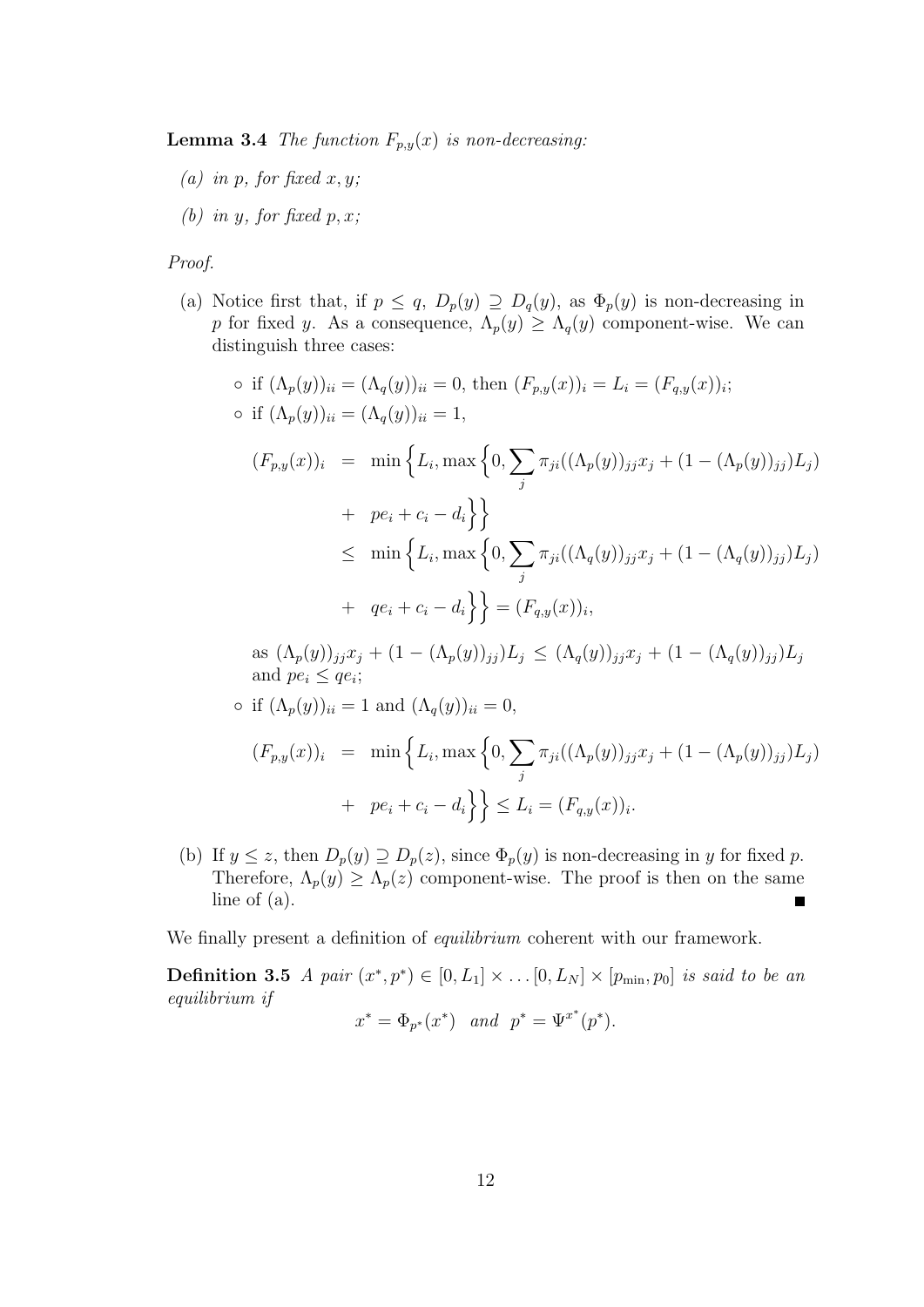**Lemma 3.4** *The function $F_{p,y}(x)$ is non-decreasing:*

*(a) in $p$, for fixed $x, y$;*

*(b) in $y$, for fixed $p, x$;*

*Proof.*

(a) Notice first that, if $p \leq q$, $D_p(y) \supseteq D_q(y)$, as $\Phi_p(y)$ is non-decreasing in $p$ for fixed $y$. As a consequence, $\Lambda_p(y) \geq \Lambda_q(y)$ component-wise. We can distinguish three cases:

- if $(\Lambda_p(y))_{ii} = (\Lambda_q(y))_{ii} = 0$, then $(F_{p,y}(x))_i = L_i = (F_{q,y}(x))_i$;
- if $(\Lambda_p(y))_{ii} = (\Lambda_q(y))_{ii} = 1$,

$$
\begin{aligned}
(F_{p,y}(x))_i &= \min\Big\{L_i, \max\Big\{0, \sum_j \pi_{ji}((\Lambda_p(y))_{jj}x_j + (1-(\Lambda_p(y))_{jj})L_j) \\
&+ pe_i + c_i - d_i\Big\}\Big\} \\
&\leq \min\Big\{L_i, \max\Big\{0, \sum_j \pi_{ji}((\Lambda_q(y))_{jj}x_j + (1-(\Lambda_q(y))_{jj})L_j) \\
&+ qe_i + c_i - d_i\Big\}\Big\} = (F_{q,y}(x))_i,
\end{aligned}
$$

as $(\Lambda_p(y))_{jj}x_j + (1-(\Lambda_p(y))_{jj})L_j \leq (\Lambda_q(y))_{jj}x_j + (1-(\Lambda_q(y))_{jj})L_j$ and $pe_i \leq qe_i$;

- if $(\Lambda_p(y))_{ii} = 1$ and $(\Lambda_q(y))_{ii} = 0$,

$$
\begin{aligned}
(F_{p,y}(x))_i &= \min\Big\{L_i, \max\Big\{0, \sum_j \pi_{ji}((\Lambda_p(y))_{jj}x_j + (1-(\Lambda_p(y))_{jj})L_j) \\
&+ pe_i + c_i - d_i\Big\}\Big\} \leq L_i = (F_{q,y}(x))_i.
\end{aligned}
$$

(b) If $y \leq z$, then $D_p(y) \supseteq D_p(z)$, since $\Phi_p(y)$ is non-decreasing in $y$ for fixed $p$. Therefore, $\Lambda_p(y) \geq \Lambda_p(z)$ component-wise. The proof is then on the same line of (a). ∎

We finally present a definition of *equilibrium* coherent with our framework.

**Definition 3.5** *A pair $(x^*, p^*) \in [0, L_1] \times \ldots [0, L_N] \times [p_{\min}, p_0]$ is said to be an equilibrium if*

$$
x^* = \Phi_{p^*}(x^*) \quad \text{and} \quad p^* = \Psi^{x^*}(p^*).
$$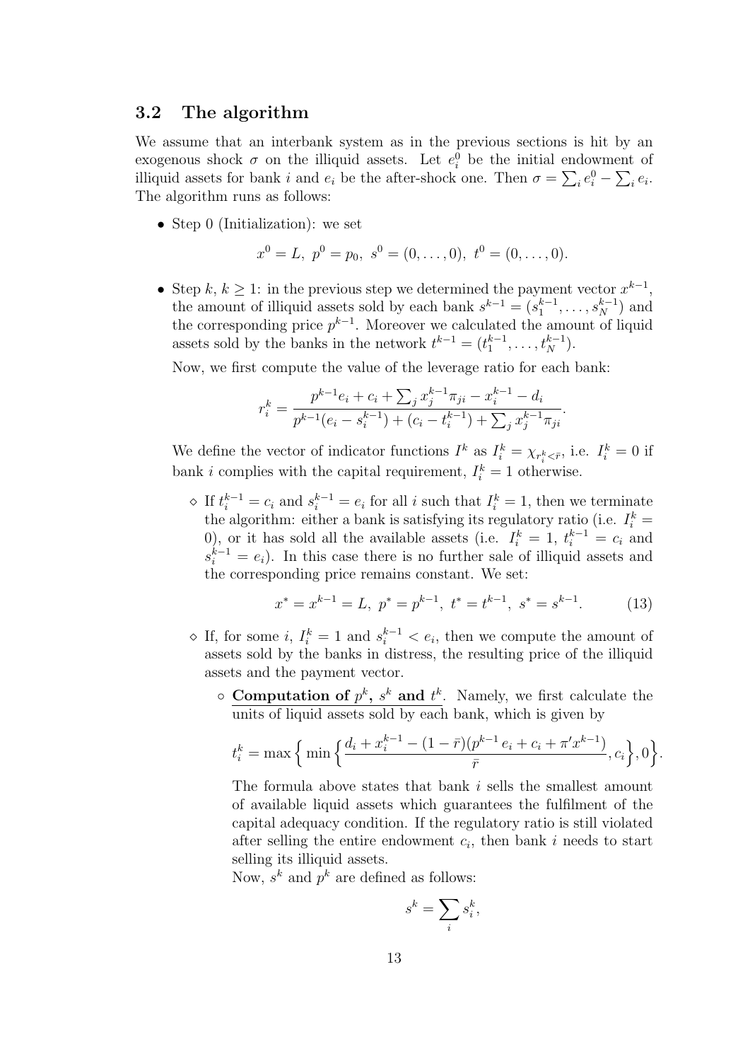### 3.2 The algorithm

We assume that an interbank system as in the previous sections is hit by an exogenous shock $\sigma$ on the illiquid assets. Let $e_i^0$ be the initial endowment of illiquid assets for bank $i$ and $e_i$ be the after-shock one. Then $\sigma = \sum_i e_i^0 - \sum_i e_i$. The algorithm runs as follows:

- Step 0 (Initialization): we set

$$x^0 = L,\ p^0 = p_0,\ s^0 = (0, \dots, 0),\ t^0 = (0, \dots, 0).$$

- Step $k$, $k \geq 1$: in the previous step we determined the payment vector $x^{k-1}$, the amount of illiquid assets sold by each bank $s^{k-1} = (s_1^{k-1}, \dots, s_N^{k-1})$ and the corresponding price $p^{k-1}$. Moreover we calculated the amount of liquid assets sold by the banks in the network $t^{k-1} = (t_1^{k-1}, \dots, t_N^{k-1})$.

  Now, we first compute the value of the leverage ratio for each bank:

$$r_i^k = \frac{p^{k-1} e_i + c_i + \sum_j x_j^{k-1} \pi_{ji} - x_i^{k-1} - d_i}{p^{k-1}(e_i - s_i^{k-1}) + (c_i - t_i^{k-1}) + \sum_j x_j^{k-1} \pi_{ji}}.$$

  We define the vector of indicator functions $I^k$ as $I_i^k = \chi_{r_i^k < \bar{r}}$, i.e. $I_i^k = 0$ if bank $i$ complies with the capital requirement, $I_i^k = 1$ otherwise.

  - ◇ If $t_i^{k-1} = c_i$ and $s_i^{k-1} = e_i$ for all $i$ such that $I_i^k = 1$, then we terminate the algorithm: either a bank is satisfying its regulatory ratio (i.e. $I_i^k = 0$), or it has sold all the available assets (i.e. $I_i^k = 1$, $t_i^{k-1} = c_i$ and $s_i^{k-1} = e_i$). In this case there is no further sale of illiquid assets and the corresponding price remains constant. We set:

$$x^* = x^{k-1} = L,\ p^* = p^{k-1},\ t^* = t^{k-1},\ s^* = s^{k-1}. \tag{13}$$

  - ◇ If, for some $i$, $I_i^k = 1$ and $s_i^{k-1} < e_i$, then we compute the amount of assets sold by the banks in distress, the resulting price of the illiquid assets and the payment vector.

    - ◦ <u>**Computation of $p^k$, $s^k$ and $t^k$**</u>. Namely, we first calculate the units of liquid assets sold by each bank, which is given by

$$t_i^k = \max\Big\{ \min\Big\{ \frac{d_i + x_i^{k-1} - (1 - \bar{r})(p^{k-1}\, e_i + c_i + \pi' x^{k-1})}{\bar{r}}, c_i \Big\}, 0 \Big\}.$$

      The formula above states that bank $i$ sells the smallest amount of available liquid assets which guarantees the fulfilment of the capital adequacy condition. If the regulatory ratio is still violated after selling the entire endowment $c_i$, then bank $i$ needs to start selling its illiquid assets.

      Now, $s^k$ and $p^k$ are defined as follows:

$$s^k = \sum_i s_i^k,$$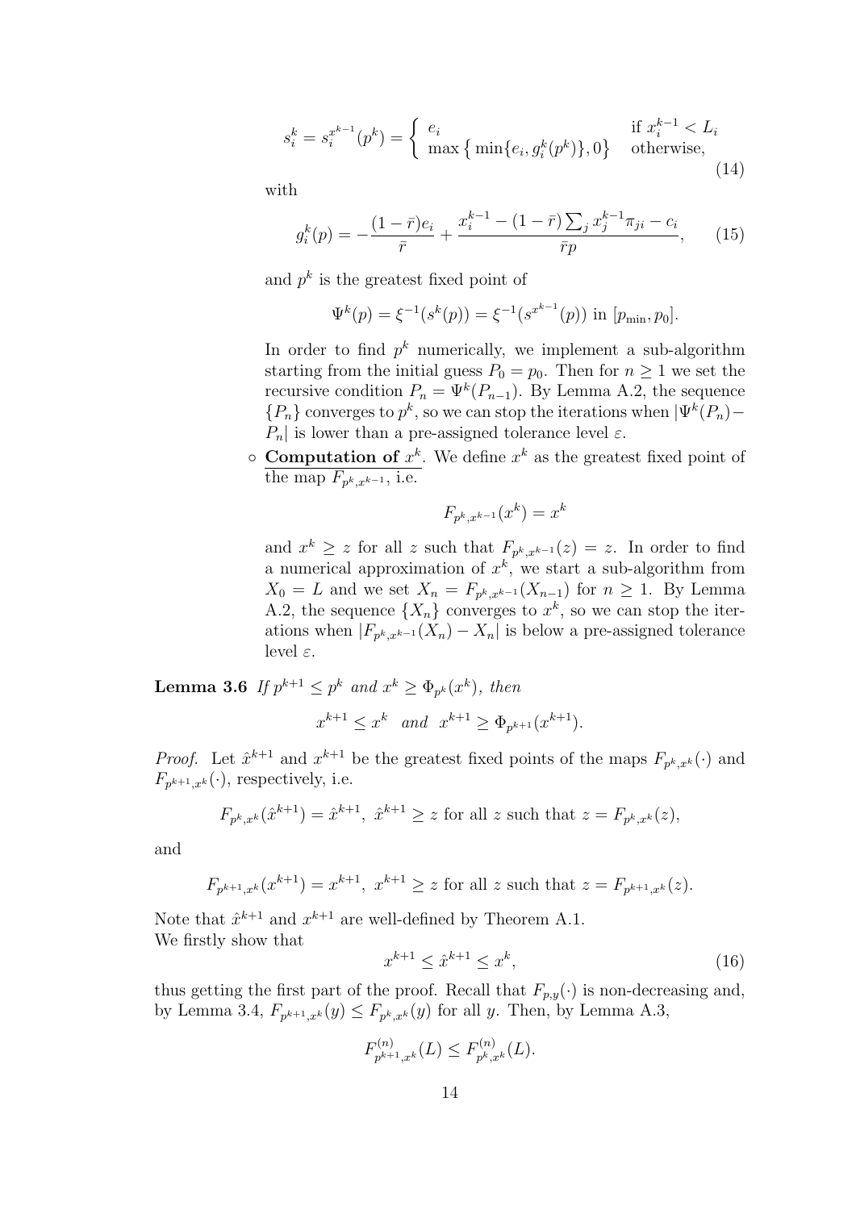$$s_i^k = s_i^{x^{k-1}}(p^k) = \begin{cases} e_i & \text{if } x_i^{k-1} < L_i \\ \max\left\{ \min\{e_i, g_i^k(p^k)\}, 0\right\} & \text{otherwise,} \end{cases} \tag{14}$$

with

$$g_i^k(p) = -\frac{(1-\bar{r})e_i}{\bar{r}} + \frac{x_i^{k-1} - (1-\bar{r})\sum_j x_j^{k-1}\pi_{ji} - c_i}{\bar{r}p}, \tag{15}$$

and $p^k$ is the greatest fixed point of

$$\Psi^k(p) = \xi^{-1}(s^k(p)) = \xi^{-1}(s^{x^{k-1}}(p)) \text{ in } [p_{\min}, p_0].$$

In order to find $p^k$ numerically, we implement a sub-algorithm starting from the initial guess $P_0 = p_0$. Then for $n \geq 1$ we set the recursive condition $P_n = \Psi^k(P_{n-1})$. By Lemma A.2, the sequence $\{P_n\}$ converges to $p^k$, so we can stop the iterations when $|\Psi^k(P_n) - P_n|$ is lower than a pre-assigned tolerance level $\varepsilon$.

- **Computation of $x^k$.** We define $x^k$ as the greatest fixed point of the map $F_{p^k,x^{k-1}}$, i.e.

$$F_{p^k,x^{k-1}}(x^k) = x^k$$

and $x^k \geq z$ for all $z$ such that $F_{p^k,x^{k-1}}(z) = z$. In order to find a numerical approximation of $x^k$, we start a sub-algorithm from $X_0 = L$ and we set $X_n = F_{p^k,x^{k-1}}(X_{n-1})$ for $n \geq 1$. By Lemma A.2, the sequence $\{X_n\}$ converges to $x^k$, so we can stop the iterations when $|F_{p^k,x^{k-1}}(X_n) - X_n|$ is below a pre-assigned tolerance level $\varepsilon$.

**Lemma 3.6** *If $p^{k+1} \leq p^k$ and $x^k \geq \Phi_{p^k}(x^k)$, then*

$$x^{k+1} \leq x^k \quad \text{and} \quad x^{k+1} \geq \Phi_{p^{k+1}}(x^{k+1}).$$

*Proof.* Let $\hat{x}^{k+1}$ and $x^{k+1}$ be the greatest fixed points of the maps $F_{p^k,x^k}(\cdot)$ and $F_{p^{k+1},x^k}(\cdot)$, respectively, i.e.

$$F_{p^k,x^k}(\hat{x}^{k+1}) = \hat{x}^{k+1}, \ \hat{x}^{k+1} \geq z \text{ for all } z \text{ such that } z = F_{p^k,x^k}(z),$$

and

$$F_{p^{k+1},x^k}(x^{k+1}) = x^{k+1}, \ x^{k+1} \geq z \text{ for all } z \text{ such that } z = F_{p^{k+1},x^k}(z).$$

Note that $\hat{x}^{k+1}$ and $x^{k+1}$ are well-defined by Theorem A.1.
We firstly show that

$$x^{k+1} \leq \hat{x}^{k+1} \leq x^k, \tag{16}$$

thus getting the first part of the proof. Recall that $F_{p,y}(\cdot)$ is non-decreasing and, by Lemma 3.4, $F_{p^{k+1},x^k}(y) \leq F_{p^k,x^k}(y)$ for all $y$. Then, by Lemma A.3,

$$F^{(n)}_{p^{k+1},x^k}(L) \leq F^{(n)}_{p^k,x^k}(L).$$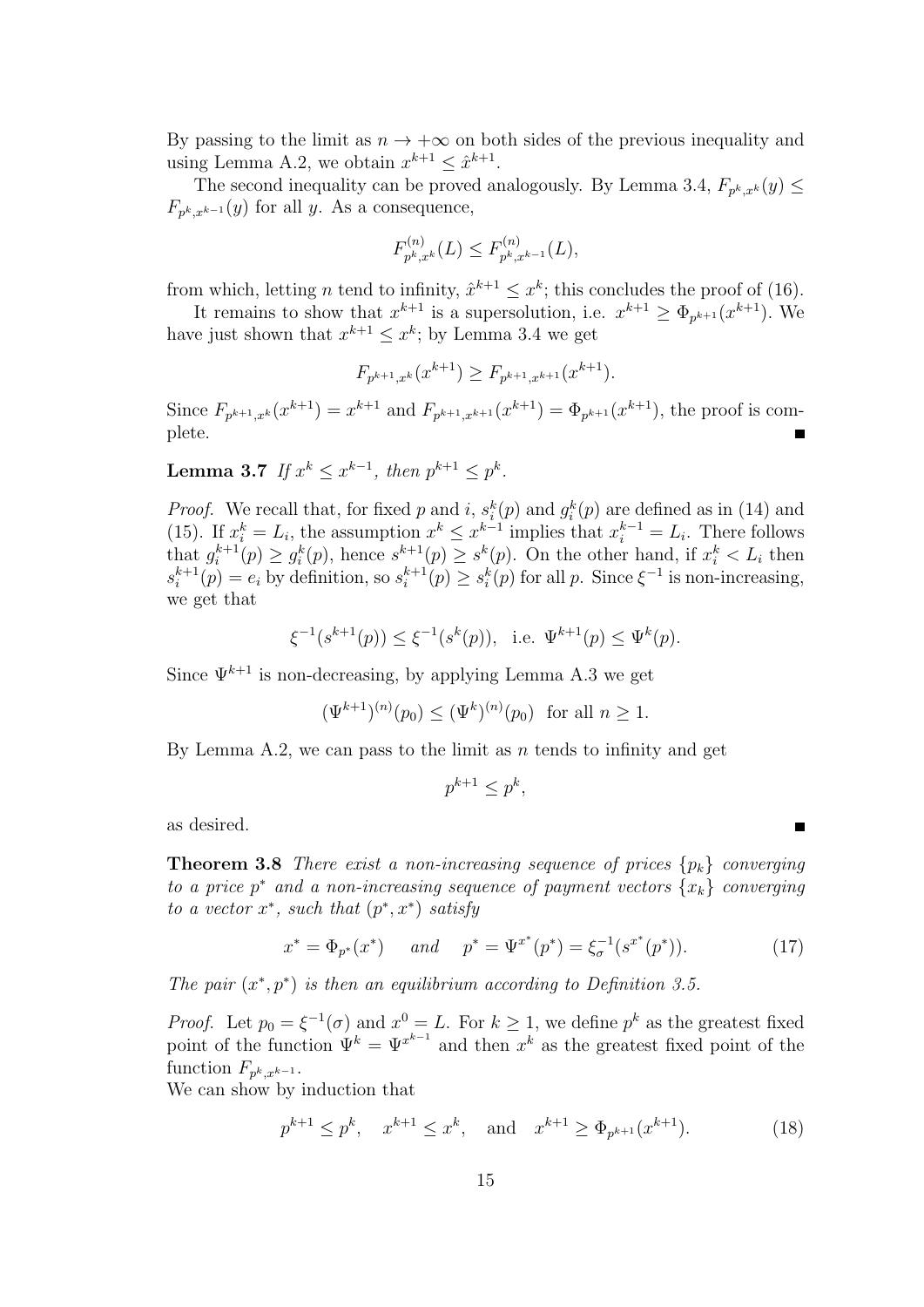By passing to the limit as $n \to +\infty$ on both sides of the previous inequality and using Lemma A.2, we obtain $x^{k+1} \leq \hat{x}^{k+1}$.

The second inequality can be proved analogously. By Lemma 3.4, $F_{p^k,x^k}(y) \leq F_{p^k,x^{k-1}}(y)$ for all $y$. As a consequence,

$$F^{(n)}_{p^k,x^k}(L) \leq F^{(n)}_{p^k,x^{k-1}}(L),$$

from which, letting $n$ tend to infinity, $\hat{x}^{k+1} \leq x^k$; this concludes the proof of (16).

It remains to show that $x^{k+1}$ is a supersolution, i.e. $x^{k+1} \geq \Phi_{p^{k+1}}(x^{k+1})$. We have just shown that $x^{k+1} \leq x^k$; by Lemma 3.4 we get

$$F_{p^{k+1},x^k}(x^{k+1}) \geq F_{p^{k+1},x^{k+1}}(x^{k+1}).$$

Since $F_{p^{k+1},x^k}(x^{k+1}) = x^{k+1}$ and $F_{p^{k+1},x^{k+1}}(x^{k+1}) = \Phi_{p^{k+1}}(x^{k+1})$, the proof is complete. ■

**Lemma 3.7** *If $x^k \leq x^{k-1}$, then $p^{k+1} \leq p^k$.*

*Proof.* We recall that, for fixed $p$ and $i$, $s_i^k(p)$ and $g_i^k(p)$ are defined as in (14) and (15). If $x_i^k = L_i$, the assumption $x^k \leq x^{k-1}$ implies that $x_i^{k-1} = L_i$. There follows that $g_i^{k+1}(p) \geq g_i^k(p)$, hence $s^{k+1}(p) \geq s^k(p)$. On the other hand, if $x_i^k < L_i$ then $s_i^{k+1}(p) = e_i$ by definition, so $s_i^{k+1}(p) \geq s_i^k(p)$ for all $p$. Since $\xi^{-1}$ is non-increasing, we get that

$$\xi^{-1}(s^{k+1}(p)) \leq \xi^{-1}(s^k(p)), \quad \text{i.e. } \Psi^{k+1}(p) \leq \Psi^k(p).$$

Since $\Psi^{k+1}$ is non-decreasing, by applying Lemma A.3 we get

$$(\Psi^{k+1})^{(n)}(p_0) \leq (\Psi^k)^{(n)}(p_0) \quad \text{for all } n \geq 1.$$

By Lemma A.2, we can pass to the limit as $n$ tends to infinity and get

$$p^{k+1} \leq p^k,$$

as desired. ■

**Theorem 3.8** *There exist a non-increasing sequence of prices $\{p_k\}$ converging to a price $p^*$ and a non-increasing sequence of payment vectors $\{x_k\}$ converging to a vector $x^*$, such that $(p^*, x^*)$ satisfy*

$$x^* = \Phi_{p^*}(x^*) \quad \text{and} \quad p^* = \Psi^{x^*}(p^*) = \xi_\sigma^{-1}(s^{x^*}(p^*)). \tag{17}$$

*The pair $(x^*, p^*)$ is then an equilibrium according to Definition 3.5.*

*Proof.* Let $p_0 = \xi^{-1}(\sigma)$ and $x^0 = L$. For $k \geq 1$, we define $p^k$ as the greatest fixed point of the function $\Psi^k = \Psi^{x^{k-1}}$ and then $x^k$ as the greatest fixed point of the function $F_{p^k,x^{k-1}}$.

We can show by induction that

$$p^{k+1} \leq p^k, \quad x^{k+1} \leq x^k, \quad \text{and} \quad x^{k+1} \geq \Phi_{p^{k+1}}(x^{k+1}). \tag{18}$$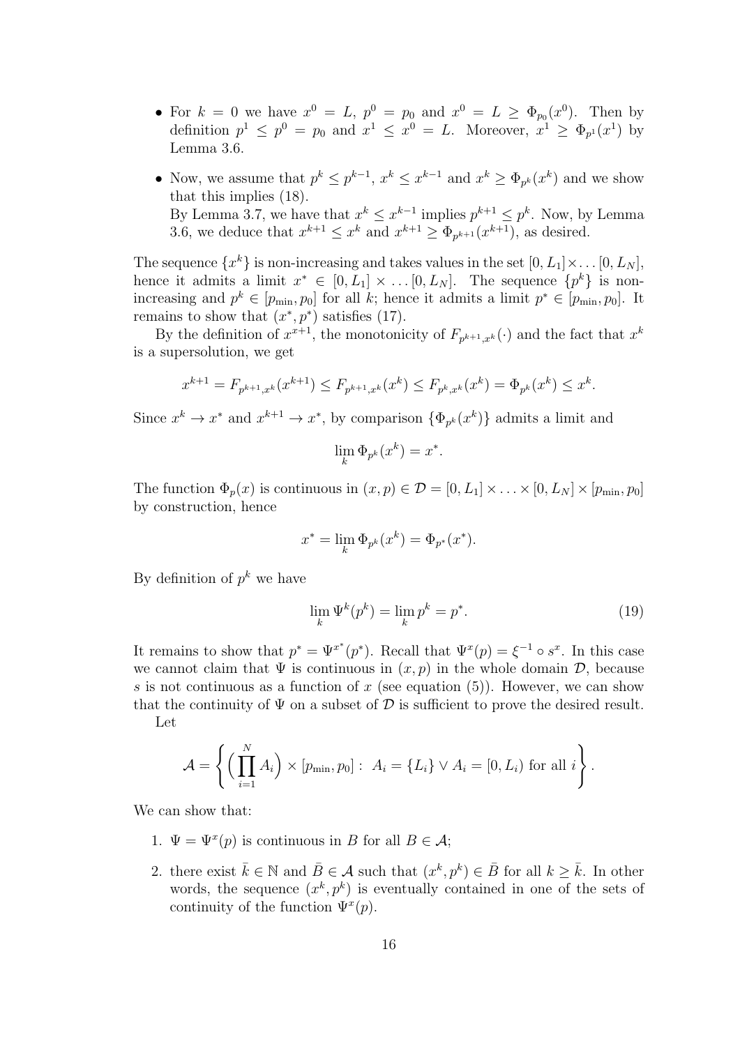- For $k = 0$ we have $x^0 = L$, $p^0 = p_0$ and $x^0 = L \geq \Phi_{p_0}(x^0)$. Then by definition $p^1 \leq p^0 = p_0$ and $x^1 \leq x^0 = L$. Moreover, $x^1 \geq \Phi_{p^1}(x^1)$ by Lemma 3.6.
- Now, we assume that $p^k \leq p^{k-1}$, $x^k \leq x^{k-1}$ and $x^k \geq \Phi_{p^k}(x^k)$ and we show that this implies (18).
  By Lemma 3.7, we have that $x^k \leq x^{k-1}$ implies $p^{k+1} \leq p^k$. Now, by Lemma 3.6, we deduce that $x^{k+1} \leq x^k$ and $x^{k+1} \geq \Phi_{p^{k+1}}(x^{k+1})$, as desired.

The sequence $\{x^k\}$ is non-increasing and takes values in the set $[0, L_1] \times \ldots [0, L_N]$, hence it admits a limit $x^* \in [0, L_1] \times \ldots [0, L_N]$. The sequence $\{p^k\}$ is non-increasing and $p^k \in [p_{\min}, p_0]$ for all $k$; hence it admits a limit $p^* \in [p_{\min}, p_0]$. It remains to show that $(x^*, p^*)$ satisfies (17).

By the definition of $x^{x+1}$, the monotonicity of $F_{p^{k+1},x^k}(\cdot)$ and the fact that $x^k$ is a supersolution, we get

$$x^{k+1} = F_{p^{k+1},x^k}(x^{k+1}) \leq F_{p^{k+1},x^k}(x^k) \leq F_{p^k,x^k}(x^k) = \Phi_{p^k}(x^k) \leq x^k.$$

Since $x^k \to x^*$ and $x^{k+1} \to x^*$, by comparison $\{\Phi_{p^k}(x^k)\}$ admits a limit and

$$\lim_k \Phi_{p^k}(x^k) = x^*.$$

The function $\Phi_p(x)$ is continuous in $(x, p) \in \mathcal{D} = [0, L_1] \times \ldots \times [0, L_N] \times [p_{\min}, p_0]$ by construction, hence

$$x^* = \lim_k \Phi_{p^k}(x^k) = \Phi_{p^*}(x^*).$$

By definition of $p^k$ we have

$$\lim_k \Psi^k(p^k) = \lim_k p^k = p^*. \tag{19}$$

It remains to show that $p^* = \Psi^{x^*}(p^*)$. Recall that $\Psi^x(p) = \xi^{-1} \circ s^x$. In this case we cannot claim that $\Psi$ is continuous in $(x, p)$ in the whole domain $\mathcal{D}$, because $s$ is not continuous as a function of $x$ (see equation (5)). However, we can show that the continuity of $\Psi$ on a subset of $\mathcal{D}$ is sufficient to prove the desired result.

Let

$$\mathcal{A} = \left\{ \Big( \prod_{i=1}^{N} A_i \Big) \times [p_{\min}, p_0] : \ A_i = \{L_i\} \vee A_i = [0, L_i) \text{ for all } i \right\}.$$

We can show that:

1. $\Psi = \Psi^x(p)$ is continuous in $B$ for all $B \in \mathcal{A}$;
2. there exist $\bar{k} \in \mathbb{N}$ and $\bar{B} \in \mathcal{A}$ such that $(x^k, p^k) \in \bar{B}$ for all $k \geq \bar{k}$. In other words, the sequence $(x^k, p^k)$ is eventually contained in one of the sets of continuity of the function $\Psi^x(p)$.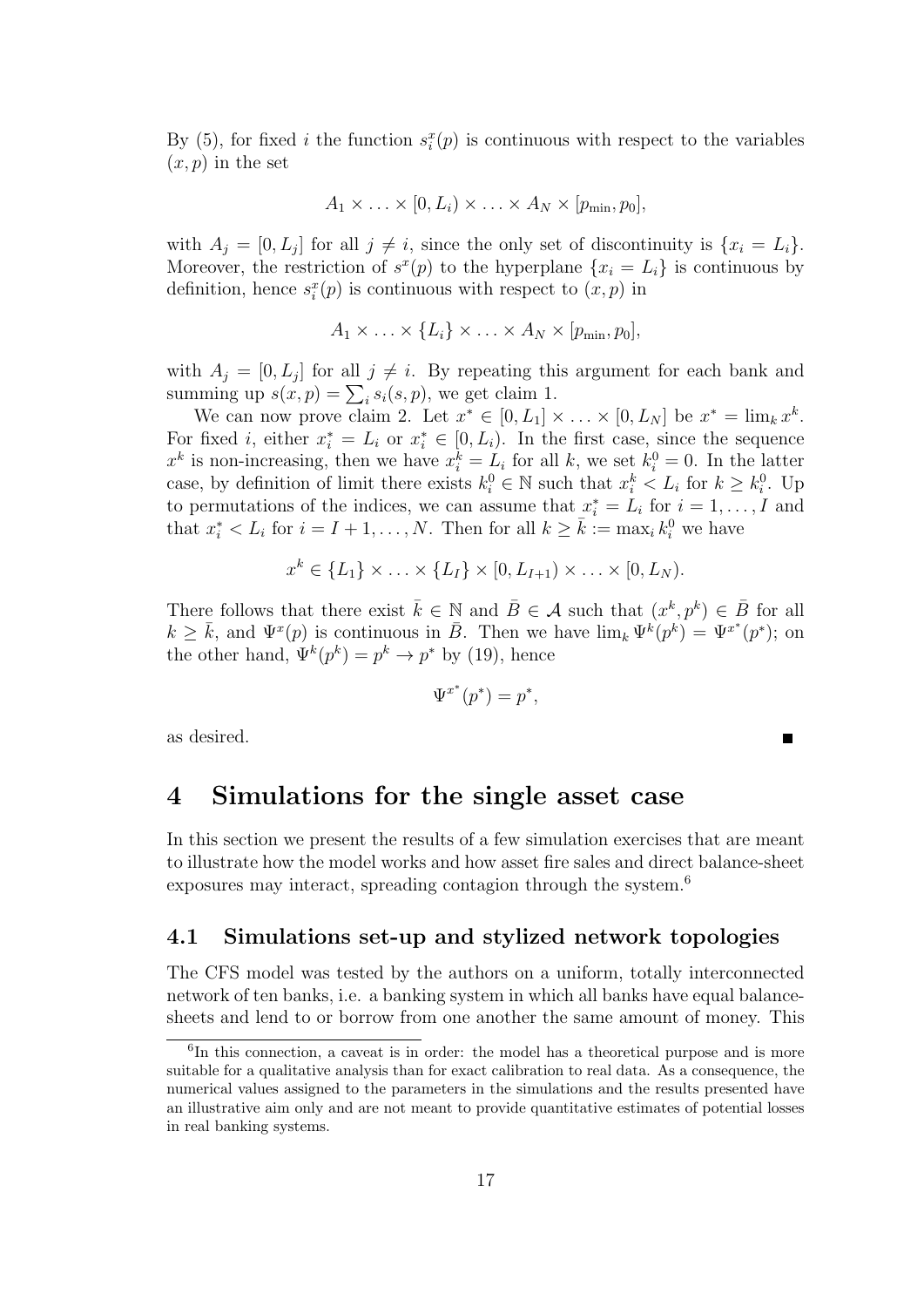By (5), for fixed $i$ the function $s_i^x(p)$ is continuous with respect to the variables $(x, p)$ in the set

$$A_1 \times \ldots \times [0, L_i) \times \ldots \times A_N \times [p_{\min}, p_0],$$

with $A_j = [0, L_j]$ for all $j \neq i$, since the only set of discontinuity is $\{x_i = L_i\}$. Moreover, the restriction of $s^x(p)$ to the hyperplane $\{x_i = L_i\}$ is continuous by definition, hence $s_i^x(p)$ is continuous with respect to $(x, p)$ in

$$A_1 \times \ldots \times \{L_i\} \times \ldots \times A_N \times [p_{\min}, p_0],$$

with $A_j = [0, L_j]$ for all $j \neq i$. By repeating this argument for each bank and summing up $s(x, p) = \sum_i s_i(s, p)$, we get claim 1.

We can now prove claim 2. Let $x^* \in [0, L_1] \times \ldots \times [0, L_N]$ be $x^* = \lim_k x^k$. For fixed $i$, either $x_i^* = L_i$ or $x_i^* \in [0, L_i)$. In the first case, since the sequence $x^k$ is non-increasing, then we have $x_i^k = L_i$ for all $k$, we set $k_i^0 = 0$. In the latter case, by definition of limit there exists $k_i^0 \in \mathbb{N}$ such that $x_i^k < L_i$ for $k \geq k_i^0$. Up to permutations of the indices, we can assume that $x_i^* = L_i$ for $i = 1, \ldots, I$ and that $x_i^* < L_i$ for $i = I+1, \ldots, N$. Then for all $k \geq \bar{k} := \max_i k_i^0$ we have

$$x^k \in \{L_1\} \times \ldots \times \{L_I\} \times [0, L_{I+1}) \times \ldots \times [0, L_N).$$

There follows that there exist $\bar{k} \in \mathbb{N}$ and $\bar{B} \in \mathcal{A}$ such that $(x^k, p^k) \in \bar{B}$ for all $k \geq \bar{k}$, and $\Psi^x(p)$ is continuous in $\bar{B}$. Then we have $\lim_k \Psi^k(p^k) = \Psi^{x^*}(p^*)$; on the other hand, $\Psi^k(p^k) = p^k \to p^*$ by (19), hence

$$\Psi^{x^*}(p^*) = p^*,$$

as desired. ∎

# 4 Simulations for the single asset case

In this section we present the results of a few simulation exercises that are meant to illustrate how the model works and how asset fire sales and direct balance-sheet exposures may interact, spreading contagion through the system.[6]

## 4.1 Simulations set-up and stylized network topologies

The CFS model was tested by the authors on a uniform, totally interconnected network of ten banks, i.e. a banking system in which all banks have equal balance-sheets and lend to or borrow from one another the same amount of money. This

[6] In this connection, a caveat is in order: the model has a theoretical purpose and is more suitable for a qualitative analysis than for exact calibration to real data. As a consequence, the numerical values assigned to the parameters in the simulations and the results presented have an illustrative aim only and are not meant to provide quantitative estimates of potential losses in real banking systems.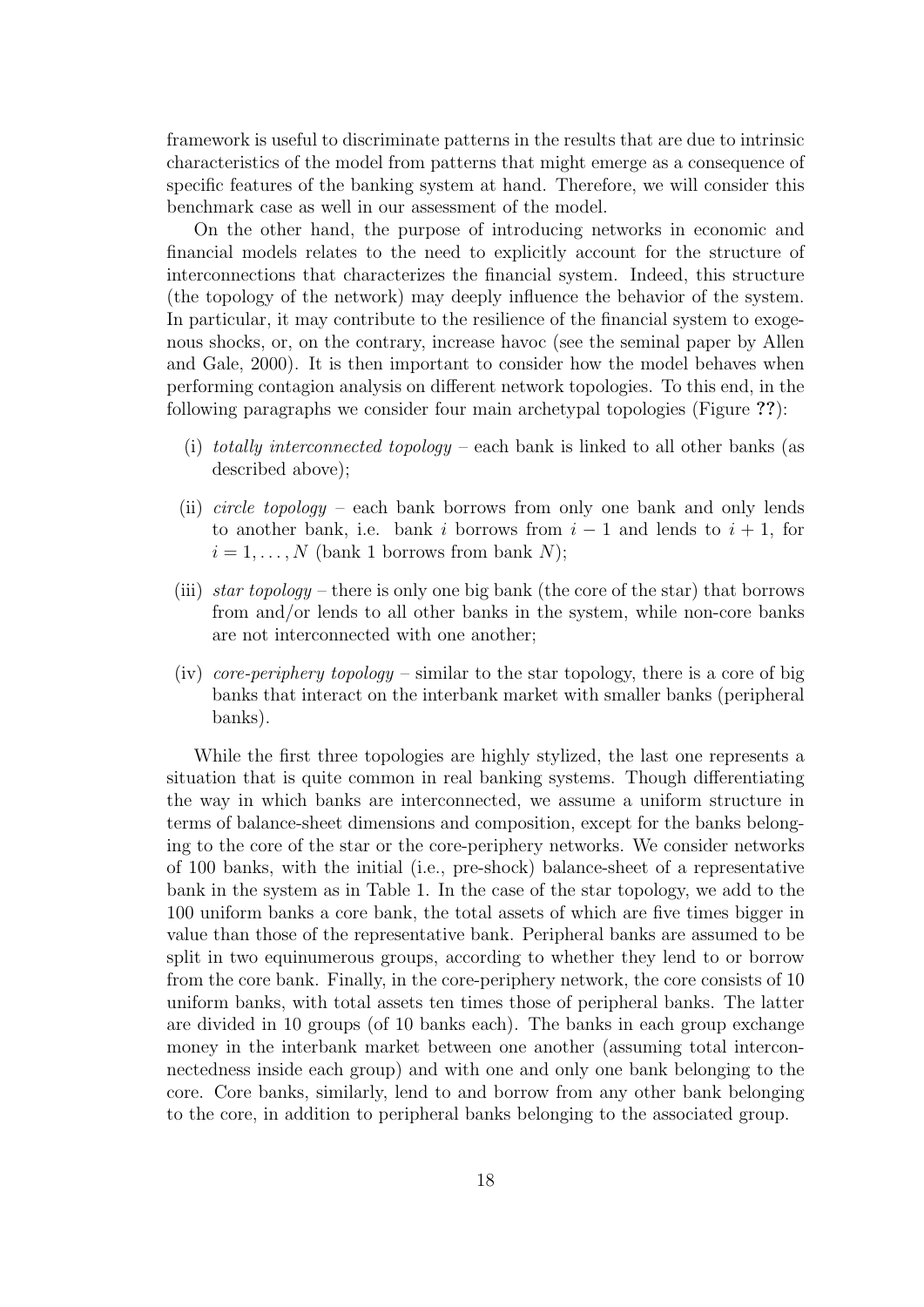framework is useful to discriminate patterns in the results that are due to intrinsic characteristics of the model from patterns that might emerge as a consequence of specific features of the banking system at hand. Therefore, we will consider this benchmark case as well in our assessment of the model.

On the other hand, the purpose of introducing networks in economic and financial models relates to the need to explicitly account for the structure of interconnections that characterizes the financial system. Indeed, this structure (the topology of the network) may deeply influence the behavior of the system. In particular, it may contribute to the resilience of the financial system to exogenous shocks, or, on the contrary, increase havoc (see the seminal paper by Allen and Gale, 2000). It is then important to consider how the model behaves when performing contagion analysis on different network topologies. To this end, in the following paragraphs we consider four main archetypal topologies (Figure **??**):

(i) *totally interconnected topology* – each bank is linked to all other banks (as described above);

(ii) *circle topology* – each bank borrows from only one bank and only lends to another bank, i.e. bank $i$ borrows from $i-1$ and lends to $i+1$, for $i = 1, \ldots, N$ (bank 1 borrows from bank $N$);

(iii) *star topology* – there is only one big bank (the core of the star) that borrows from and/or lends to all other banks in the system, while non-core banks are not interconnected with one another;

(iv) *core-periphery topology* – similar to the star topology, there is a core of big banks that interact on the interbank market with smaller banks (peripheral banks).

While the first three topologies are highly stylized, the last one represents a situation that is quite common in real banking systems. Though differentiating the way in which banks are interconnected, we assume a uniform structure in terms of balance-sheet dimensions and composition, except for the banks belonging to the core of the star or the core-periphery networks. We consider networks of 100 banks, with the initial (i.e., pre-shock) balance-sheet of a representative bank in the system as in Table 1. In the case of the star topology, we add to the 100 uniform banks a core bank, the total assets of which are five times bigger in value than those of the representative bank. Peripheral banks are assumed to be split in two equinumerous groups, according to whether they lend to or borrow from the core bank. Finally, in the core-periphery network, the core consists of 10 uniform banks, with total assets ten times those of peripheral banks. The latter are divided in 10 groups (of 10 banks each). The banks in each group exchange money in the interbank market between one another (assuming total interconnectedness inside each group) and with one and only one bank belonging to the core. Core banks, similarly, lend to and borrow from any other bank belonging to the core, in addition to peripheral banks belonging to the associated group.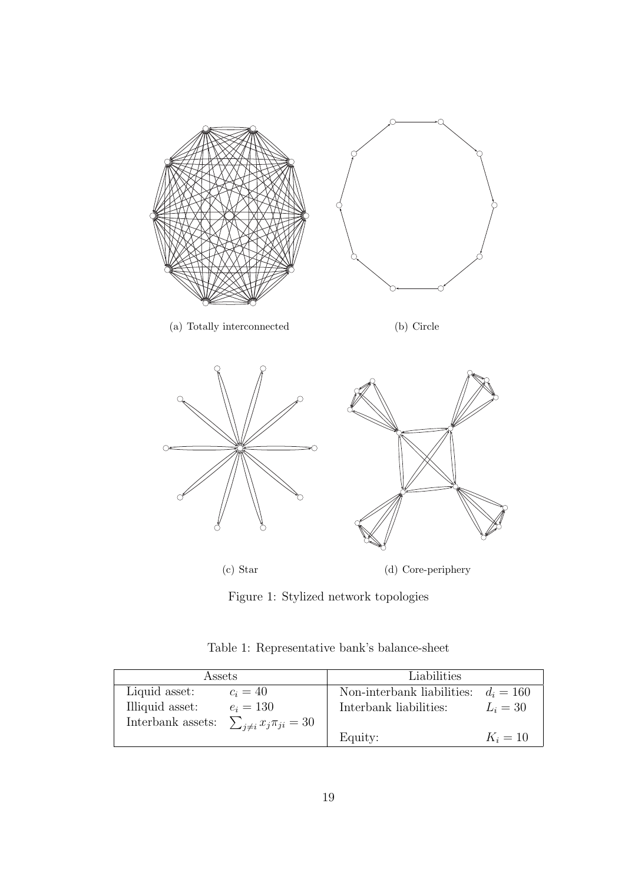(a) Totally interconnected

(b) Circle

(c) Star

(d) Core-periphery

Figure 1: Stylized network topologies

Table 1: Representative bank's balance-sheet

| Assets | | Liabilities | |
|---|---|---|---|
| Liquid asset: | $c_i = 40$ | Non-interbank liabilities: | $d_i = 160$ |
| Illiquid asset: | $e_i = 130$ | Interbank liabilities: | $L_i = 30$ |
| Interbank assets: | $\sum_{j \neq i} x_j \pi_{ji} = 30$ | | |
| | | Equity: | $K_i = 10$ |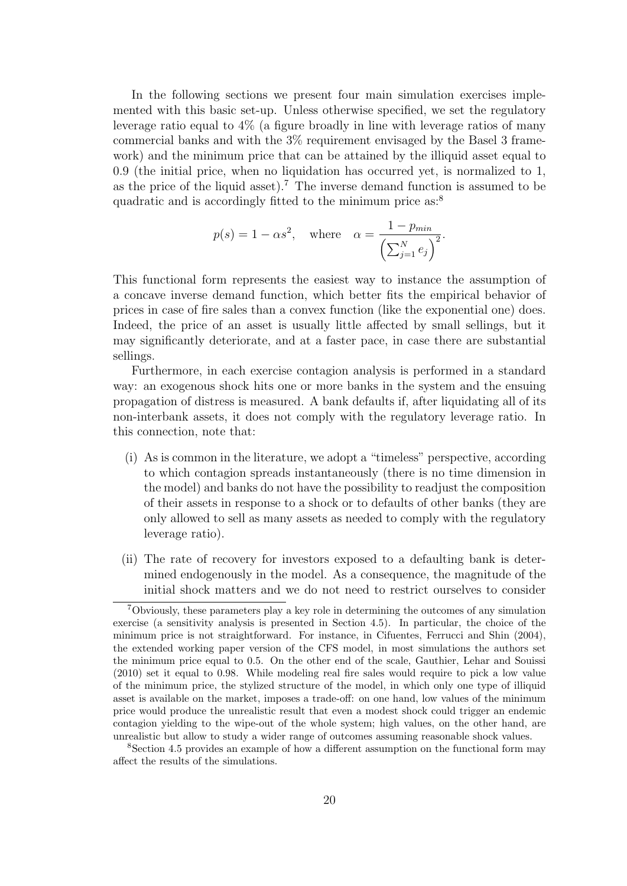In the following sections we present four main simulation exercises implemented with this basic set-up. Unless otherwise specified, we set the regulatory leverage ratio equal to 4% (a figure broadly in line with leverage ratios of many commercial banks and with the 3% requirement envisaged by the Basel 3 framework) and the minimum price that can be attained by the illiquid asset equal to 0.9 (the initial price, when no liquidation has occurred yet, is normalized to 1, as the price of the liquid asset).[7] The inverse demand function is assumed to be quadratic and is accordingly fitted to the minimum price as:[8]

$$p(s) = 1 - \alpha s^2, \quad \text{where} \quad \alpha = \frac{1 - p_{min}}{\left(\sum_{j=1}^{N} e_j\right)^2}.$$

This functional form represents the easiest way to instance the assumption of a concave inverse demand function, which better fits the empirical behavior of prices in case of fire sales than a convex function (like the exponential one) does. Indeed, the price of an asset is usually little affected by small sellings, but it may significantly deteriorate, and at a faster pace, in case there are substantial sellings.

Furthermore, in each exercise contagion analysis is performed in a standard way: an exogenous shock hits one or more banks in the system and the ensuing propagation of distress is measured. A bank defaults if, after liquidating all of its non-interbank assets, it does not comply with the regulatory leverage ratio. In this connection, note that:

(i) As is common in the literature, we adopt a "timeless" perspective, according to which contagion spreads instantaneously (there is no time dimension in the model) and banks do not have the possibility to readjust the composition of their assets in response to a shock or to defaults of other banks (they are only allowed to sell as many assets as needed to comply with the regulatory leverage ratio).

(ii) The rate of recovery for investors exposed to a defaulting bank is determined endogenously in the model. As a consequence, the magnitude of the initial shock matters and we do not need to restrict ourselves to consider

---

[7] Obviously, these parameters play a key role in determining the outcomes of any simulation exercise (a sensitivity analysis is presented in Section 4.5). In particular, the choice of the minimum price is not straightforward. For instance, in Cifuentes, Ferrucci and Shin (2004), the extended working paper version of the CFS model, in most simulations the authors set the minimum price equal to 0.5. On the other end of the scale, Gauthier, Lehar and Souissi (2010) set it equal to 0.98. While modeling real fire sales would require to pick a low value of the minimum price, the stylized structure of the model, in which only one type of illiquid asset is available on the market, imposes a trade-off: on one hand, low values of the minimum price would produce the unrealistic result that even a modest shock could trigger an endemic contagion yielding to the wipe-out of the whole system; high values, on the other hand, are unrealistic but allow to study a wider range of outcomes assuming reasonable shock values.

[8] Section 4.5 provides an example of how a different assumption on the functional form may affect the results of the simulations.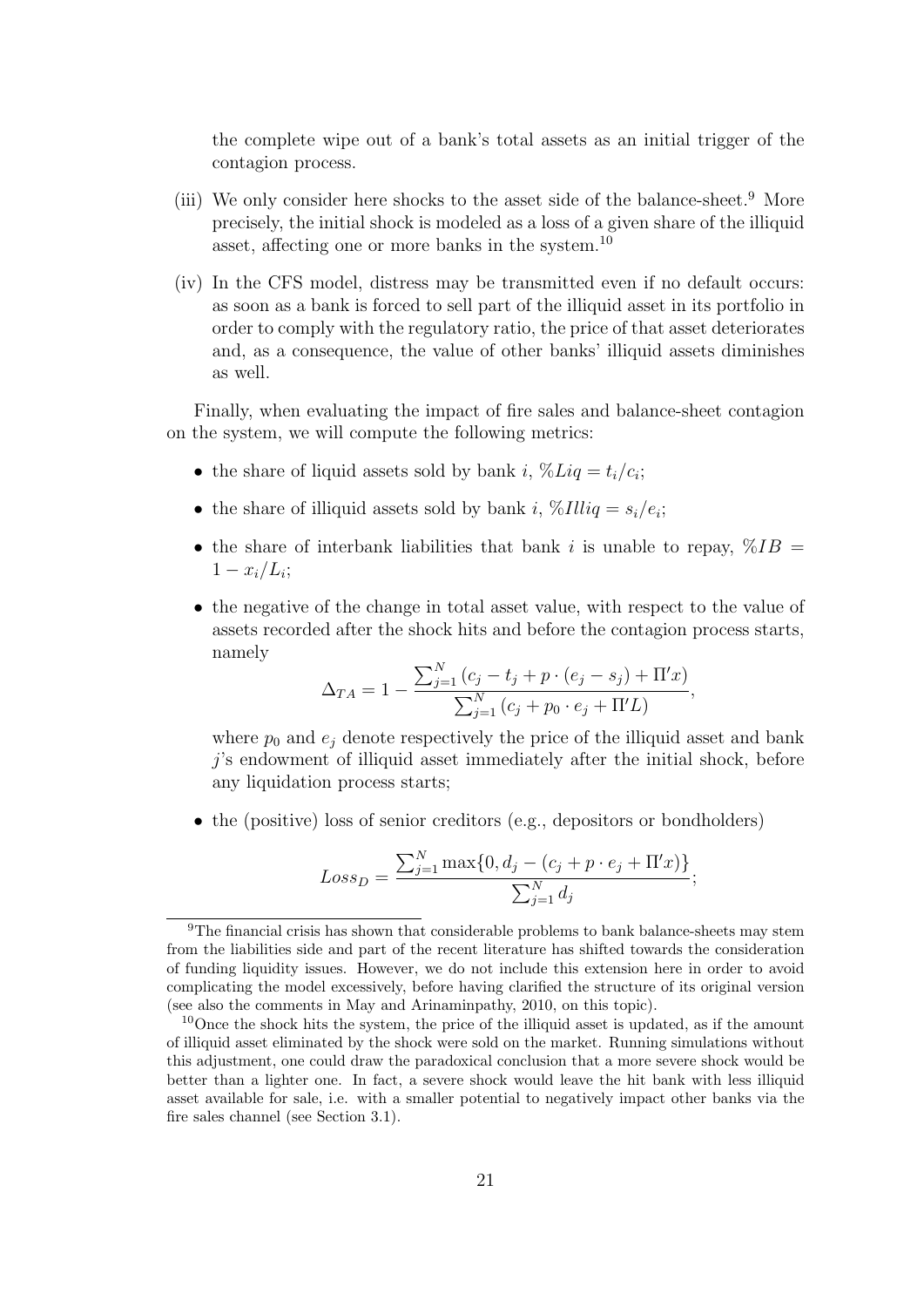the complete wipe out of a bank's total assets as an initial trigger of the contagion process.

(iii) We only consider here shocks to the asset side of the balance-sheet.[9] More precisely, the initial shock is modeled as a loss of a given share of the illiquid asset, affecting one or more banks in the system.[10]

(iv) In the CFS model, distress may be transmitted even if no default occurs: as soon as a bank is forced to sell part of the illiquid asset in its portfolio in order to comply with the regulatory ratio, the price of that asset deteriorates and, as a consequence, the value of other banks' illiquid assets diminishes as well.

Finally, when evaluating the impact of fire sales and balance-sheet contagion on the system, we will compute the following metrics:

- the share of liquid assets sold by bank $i$, $\%Liq = t_i/c_i$;
- the share of illiquid assets sold by bank $i$, $\%Illiq = s_i/e_i$;
- the share of interbank liabilities that bank $i$ is unable to repay, $\%IB = 1 - x_i/L_i$;
- the negative of the change in total asset value, with respect to the value of assets recorded after the shock hits and before the contagion process starts, namely

$$\Delta_{TA} = 1 - \frac{\sum_{j=1}^{N} (c_j - t_j + p \cdot (e_j - s_j) + \Pi' x)}{\sum_{j=1}^{N} (c_j + p_0 \cdot e_j + \Pi' L)},$$

where $p_0$ and $e_j$ denote respectively the price of the illiquid asset and bank $j$'s endowment of illiquid asset immediately after the initial shock, before any liquidation process starts;

- the (positive) loss of senior creditors (e.g., depositors or bondholders)

$$Loss_D = \frac{\sum_{j=1}^{N} \max\{0, d_j - (c_j + p \cdot e_j + \Pi' x)\}}{\sum_{j=1}^{N} d_j};$$

[9] The financial crisis has shown that considerable problems to bank balance-sheets may stem from the liabilities side and part of the recent literature has shifted towards the consideration of funding liquidity issues. However, we do not include this extension here in order to avoid complicating the model excessively, before having clarified the structure of its original version (see also the comments in May and Arinaminpathy, 2010, on this topic).

[10] Once the shock hits the system, the price of the illiquid asset is updated, as if the amount of illiquid asset eliminated by the shock were sold on the market. Running simulations without this adjustment, one could draw the paradoxical conclusion that a more severe shock would be better than a lighter one. In fact, a severe shock would leave the hit bank with less illiquid asset available for sale, i.e. with a smaller potential to negatively impact other banks via the fire sales channel (see Section 3.1).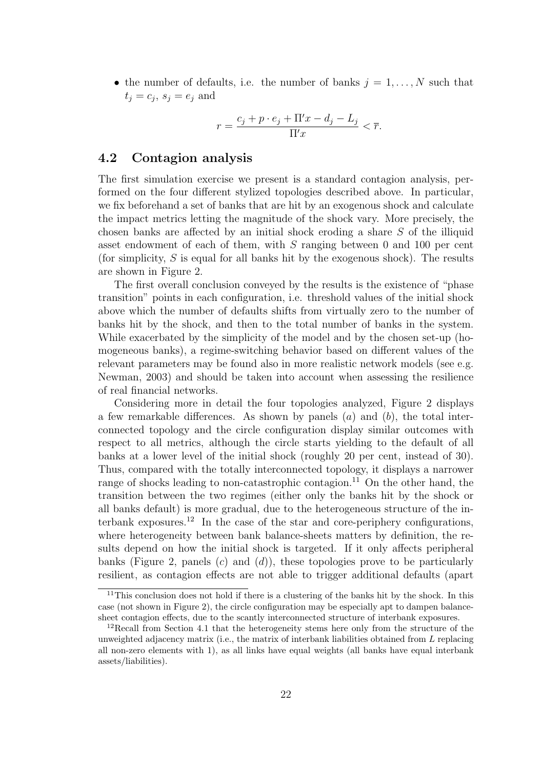- the number of defaults, i.e. the number of banks $j = 1, \ldots, N$ such that $t_j = c_j$, $s_j = e_j$ and

$$r = \frac{c_j + p \cdot e_j + \Pi' x - d_j - L_j}{\Pi' x} < \overline{r}.$$

### 4.2 Contagion analysis

The first simulation exercise we present is a standard contagion analysis, performed on the four different stylized topologies described above. In particular, we fix beforehand a set of banks that are hit by an exogenous shock and calculate the impact metrics letting the magnitude of the shock vary. More precisely, the chosen banks are affected by an initial shock eroding a share $S$ of the illiquid asset endowment of each of them, with $S$ ranging between 0 and 100 per cent (for simplicity, $S$ is equal for all banks hit by the exogenous shock). The results are shown in Figure 2.

The first overall conclusion conveyed by the results is the existence of "phase transition" points in each configuration, i.e. threshold values of the initial shock above which the number of defaults shifts from virtually zero to the number of banks hit by the shock, and then to the total number of banks in the system. While exacerbated by the simplicity of the model and by the chosen set-up (homogeneous banks), a regime-switching behavior based on different values of the relevant parameters may be found also in more realistic network models (see e.g. Newman, 2003) and should be taken into account when assessing the resilience of real financial networks.

Considering more in detail the four topologies analyzed, Figure 2 displays a few remarkable differences. As shown by panels $(a)$ and $(b)$, the total interconnected topology and the circle configuration display similar outcomes with respect to all metrics, although the circle starts yielding to the default of all banks at a lower level of the initial shock (roughly 20 per cent, instead of 30). Thus, compared with the totally interconnected topology, it displays a narrower range of shocks leading to non-catastrophic contagion.[11] On the other hand, the transition between the two regimes (either only the banks hit by the shock or all banks default) is more gradual, due to the heterogeneous structure of the interbank exposures.[12] In the case of the star and core-periphery configurations, where heterogeneity between bank balance-sheets matters by definition, the results depend on how the initial shock is targeted. If it only affects peripheral banks (Figure 2, panels $(c)$ and $(d)$), these topologies prove to be particularly resilient, as contagion effects are not able to trigger additional defaults (apart

[11] This conclusion does not hold if there is a clustering of the banks hit by the shock. In this case (not shown in Figure 2), the circle configuration may be especially apt to dampen balance-sheet contagion effects, due to the scantly interconnected structure of interbank exposures.

[12] Recall from Section 4.1 that the heterogeneity stems here only from the structure of the unweighted adjacency matrix (i.e., the matrix of interbank liabilities obtained from $L$ replacing all non-zero elements with 1), as all links have equal weights (all banks have equal interbank assets/liabilities).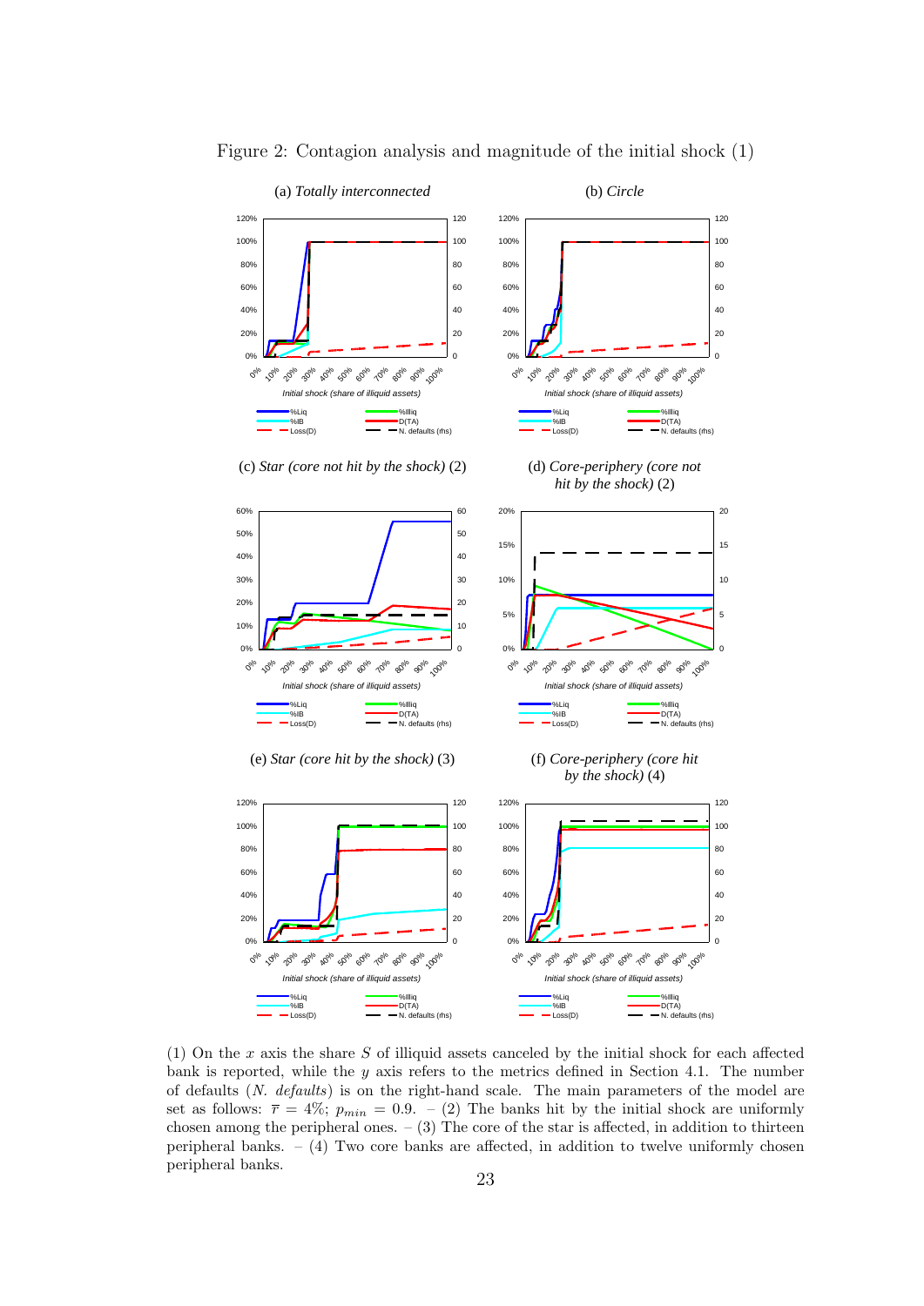Figure 2: Contagion analysis and magnitude of the initial shock (1)

(a) *Totally interconnected*

(b) *Circle*

(c) *Star (core not hit by the shock)* (2)

(d) *Core-periphery (core not hit by the shock)* (2)

(e) *Star (core hit by the shock)* (3)

(f) *Core-periphery (core hit by the shock)* (4)

(1) On the $x$ axis the share $S$ of illiquid assets canceled by the initial shock for each affected bank is reported, while the $y$ axis refers to the metrics defined in Section 4.1. The number of defaults (*N. defaults*) is on the right-hand scale. The main parameters of the model are set as follows: $\overline{r} = 4\%$; $p_{min} = 0.9$. – (2) The banks hit by the initial shock are uniformly chosen among the peripheral ones. – (3) The core of the star is affected, in addition to thirteen peripheral banks. – (4) Two core banks are affected, in addition to twelve uniformly chosen peripheral banks.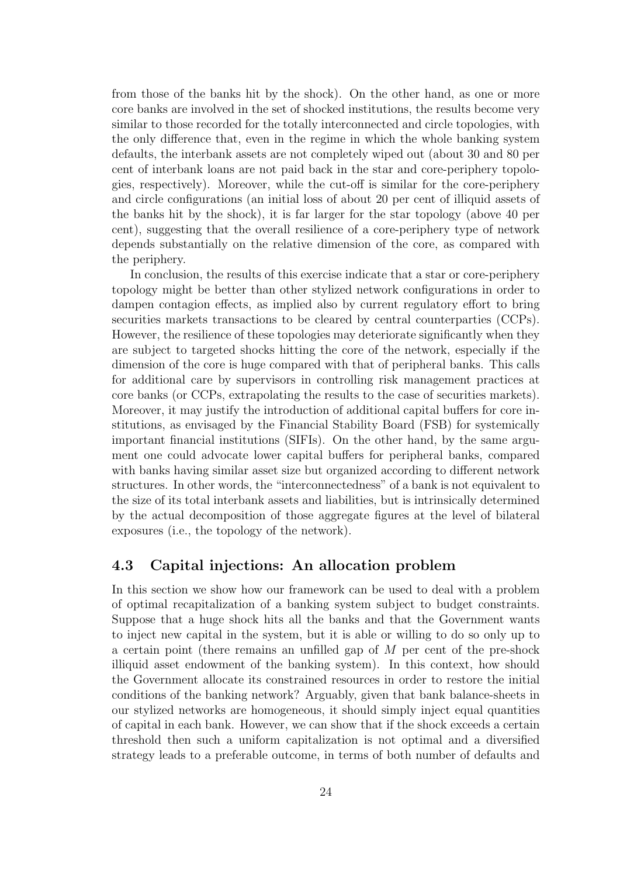from those of the banks hit by the shock). On the other hand, as one or more core banks are involved in the set of shocked institutions, the results become very similar to those recorded for the totally interconnected and circle topologies, with the only difference that, even in the regime in which the whole banking system defaults, the interbank assets are not completely wiped out (about 30 and 80 per cent of interbank loans are not paid back in the star and core-periphery topologies, respectively). Moreover, while the cut-off is similar for the core-periphery and circle configurations (an initial loss of about 20 per cent of illiquid assets of the banks hit by the shock), it is far larger for the star topology (above 40 per cent), suggesting that the overall resilience of a core-periphery type of network depends substantially on the relative dimension of the core, as compared with the periphery.

In conclusion, the results of this exercise indicate that a star or core-periphery topology might be better than other stylized network configurations in order to dampen contagion effects, as implied also by current regulatory effort to bring securities markets transactions to be cleared by central counterparties (CCPs). However, the resilience of these topologies may deteriorate significantly when they are subject to targeted shocks hitting the core of the network, especially if the dimension of the core is huge compared with that of peripheral banks. This calls for additional care by supervisors in controlling risk management practices at core banks (or CCPs, extrapolating the results to the case of securities markets). Moreover, it may justify the introduction of additional capital buffers for core institutions, as envisaged by the Financial Stability Board (FSB) for systemically important financial institutions (SIFIs). On the other hand, by the same argument one could advocate lower capital buffers for peripheral banks, compared with banks having similar asset size but organized according to different network structures. In other words, the "interconnectedness" of a bank is not equivalent to the size of its total interbank assets and liabilities, but is intrinsically determined by the actual decomposition of those aggregate figures at the level of bilateral exposures (i.e., the topology of the network).

### 4.3 Capital injections: An allocation problem

In this section we show how our framework can be used to deal with a problem of optimal recapitalization of a banking system subject to budget constraints. Suppose that a huge shock hits all the banks and that the Government wants to inject new capital in the system, but it is able or willing to do so only up to a certain point (there remains an unfilled gap of $M$ per cent of the pre-shock illiquid asset endowment of the banking system). In this context, how should the Government allocate its constrained resources in order to restore the initial conditions of the banking network? Arguably, given that bank balance-sheets in our stylized networks are homogeneous, it should simply inject equal quantities of capital in each bank. However, we can show that if the shock exceeds a certain threshold then such a uniform capitalization is not optimal and a diversified strategy leads to a preferable outcome, in terms of both number of defaults and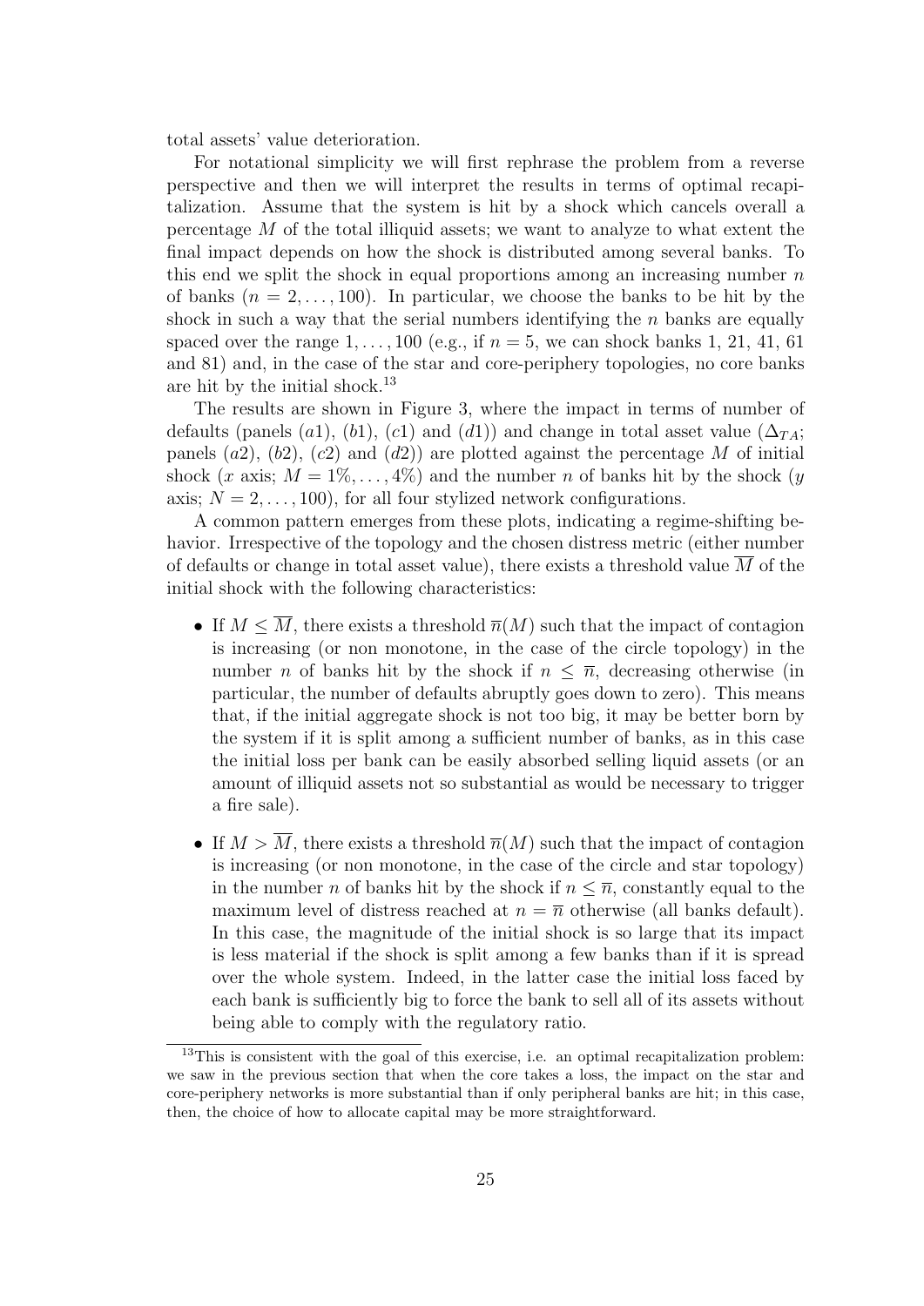total assets' value deterioration.

For notational simplicity we will first rephrase the problem from a reverse perspective and then we will interpret the results in terms of optimal recapitalization. Assume that the system is hit by a shock which cancels overall a percentage $M$ of the total illiquid assets; we want to analyze to what extent the final impact depends on how the shock is distributed among several banks. To this end we split the shock in equal proportions among an increasing number $n$ of banks ($n = 2, \ldots, 100$). In particular, we choose the banks to be hit by the shock in such a way that the serial numbers identifying the $n$ banks are equally spaced over the range $1, \ldots, 100$ (e.g., if $n = 5$, we can shock banks 1, 21, 41, 61 and 81) and, in the case of the star and core-periphery topologies, no core banks are hit by the initial shock.[13]

The results are shown in Figure 3, where the impact in terms of number of defaults (panels $(a1)$, $(b1)$, $(c1)$ and $(d1)$) and change in total asset value ($\Delta_{TA}$; panels $(a2)$, $(b2)$, $(c2)$ and $(d2)$) are plotted against the percentage $M$ of initial shock ($x$ axis; $M = 1\%, \ldots, 4\%$) and the number $n$ of banks hit by the shock ($y$ axis; $N = 2, \ldots, 100$), for all four stylized network configurations.

A common pattern emerges from these plots, indicating a regime-shifting behavior. Irrespective of the topology and the chosen distress metric (either number of defaults or change in total asset value), there exists a threshold value $\overline{M}$ of the initial shock with the following characteristics:

- If $M \leq \overline{M}$, there exists a threshold $\overline{n}(M)$ such that the impact of contagion is increasing (or non monotone, in the case of the circle topology) in the number $n$ of banks hit by the shock if $n \leq \overline{n}$, decreasing otherwise (in particular, the number of defaults abruptly goes down to zero). This means that, if the initial aggregate shock is not too big, it may be better born by the system if it is split among a sufficient number of banks, as in this case the initial loss per bank can be easily absorbed selling liquid assets (or an amount of illiquid assets not so substantial as would be necessary to trigger a fire sale).
- If $M > \overline{M}$, there exists a threshold $\overline{n}(M)$ such that the impact of contagion is increasing (or non monotone, in the case of the circle and star topology) in the number $n$ of banks hit by the shock if $n \leq \overline{n}$, constantly equal to the maximum level of distress reached at $n = \overline{n}$ otherwise (all banks default). In this case, the magnitude of the initial shock is so large that its impact is less material if the shock is split among a few banks than if it is spread over the whole system. Indeed, in the latter case the initial loss faced by each bank is sufficiently big to force the bank to sell all of its assets without being able to comply with the regulatory ratio.

[13] This is consistent with the goal of this exercise, i.e. an optimal recapitalization problem: we saw in the previous section that when the core takes a loss, the impact on the star and core-periphery networks is more substantial than if only peripheral banks are hit; in this case, then, the choice of how to allocate capital may be more straightforward.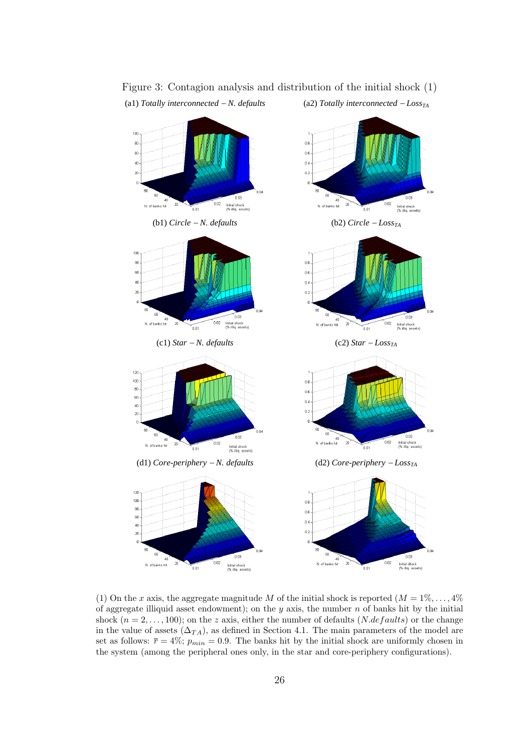Figure 3: Contagion analysis and distribution of the initial shock (1)

(a1) *Totally interconnected – N. defaults*

(a2) *Totally interconnected – Loss$_{TA}$*

(b1) *Circle – N. defaults*

(b2) *Circle – Loss$_{TA}$*

(c1) *Star – N. defaults*

(c2) *Star – Loss$_{TA}$*

(d1) *Core-periphery – N. defaults*

(d2) *Core-periphery – Loss$_{TA}$*

(1) On the $x$ axis, the aggregate magnitude $M$ of the initial shock is reported ($M = 1\%, \ldots, 4\%$ of aggregate illiquid asset endowment); on the $y$ axis, the number $n$ of banks hit by the initial shock ($n = 2, \ldots, 100$); on the $z$ axis, either the number of defaults ($N.defaults$) or the change in the value of assets ($\Delta_{TA}$), as defined in Section 4.1. The main parameters of the model are set as follows: $\bar{r} = 4\%$; $p_{min} = 0.9$. The banks hit by the initial shock are uniformly chosen in the system (among the peripheral ones only, in the star and core-periphery configurations).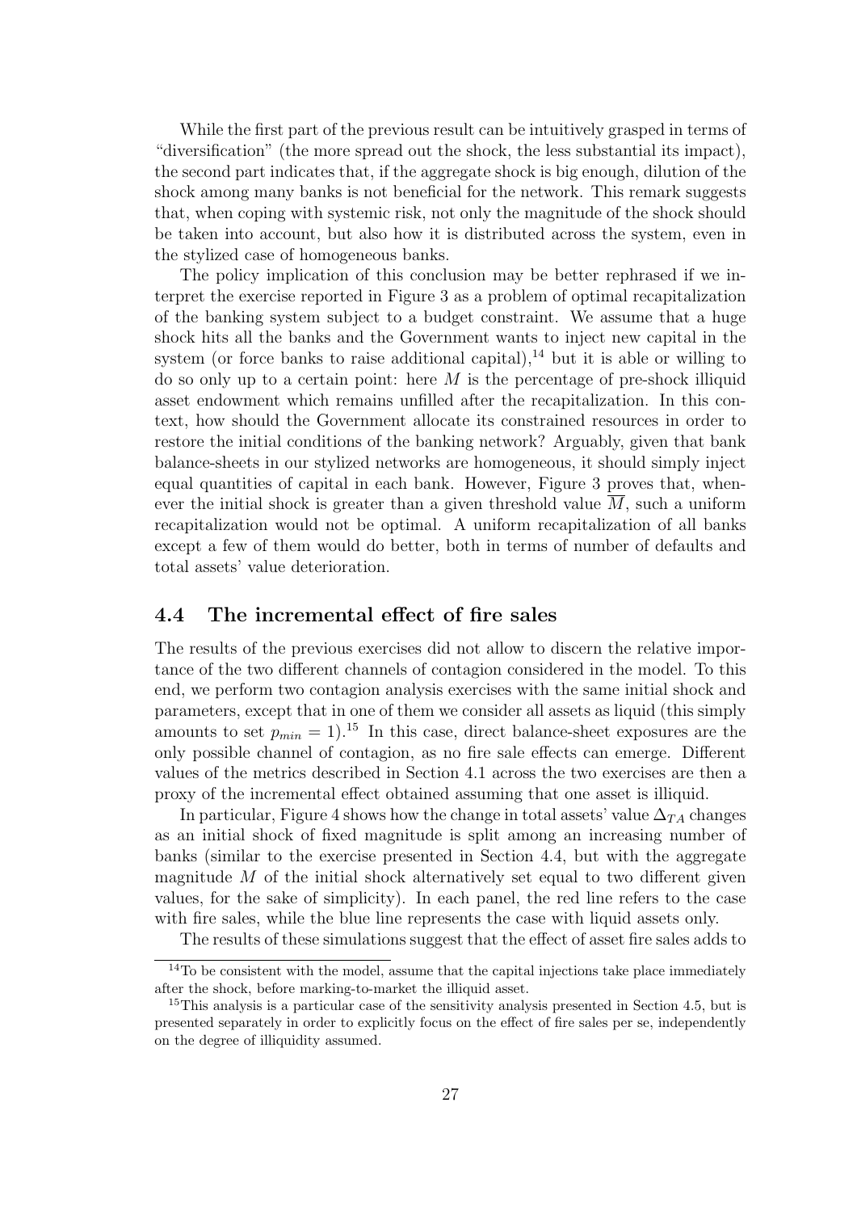While the first part of the previous result can be intuitively grasped in terms of "diversification" (the more spread out the shock, the less substantial its impact), the second part indicates that, if the aggregate shock is big enough, dilution of the shock among many banks is not beneficial for the network. This remark suggests that, when coping with systemic risk, not only the magnitude of the shock should be taken into account, but also how it is distributed across the system, even in the stylized case of homogeneous banks.

The policy implication of this conclusion may be better rephrased if we interpret the exercise reported in Figure 3 as a problem of optimal recapitalization of the banking system subject to a budget constraint. We assume that a huge shock hits all the banks and the Government wants to inject new capital in the system (or force banks to raise additional capital),[14] but it is able or willing to do so only up to a certain point: here $M$ is the percentage of pre-shock illiquid asset endowment which remains unfilled after the recapitalization. In this context, how should the Government allocate its constrained resources in order to restore the initial conditions of the banking network? Arguably, given that bank balance-sheets in our stylized networks are homogeneous, it should simply inject equal quantities of capital in each bank. However, Figure 3 proves that, whenever the initial shock is greater than a given threshold value $\overline{M}$, such a uniform recapitalization would not be optimal. A uniform recapitalization of all banks except a few of them would do better, both in terms of number of defaults and total assets' value deterioration.

## 4.4 The incremental effect of fire sales

The results of the previous exercises did not allow to discern the relative importance of the two different channels of contagion considered in the model. To this end, we perform two contagion analysis exercises with the same initial shock and parameters, except that in one of them we consider all assets as liquid (this simply amounts to set $p_{min} = 1$).[15] In this case, direct balance-sheet exposures are the only possible channel of contagion, as no fire sale effects can emerge. Different values of the metrics described in Section 4.1 across the two exercises are then a proxy of the incremental effect obtained assuming that one asset is illiquid.

In particular, Figure 4 shows how the change in total assets' value $\Delta_{TA}$ changes as an initial shock of fixed magnitude is split among an increasing number of banks (similar to the exercise presented in Section 4.4, but with the aggregate magnitude $M$ of the initial shock alternatively set equal to two different given values, for the sake of simplicity). In each panel, the red line refers to the case with fire sales, while the blue line represents the case with liquid assets only.

The results of these simulations suggest that the effect of asset fire sales adds to

---

[14] To be consistent with the model, assume that the capital injections take place immediately after the shock, before marking-to-market the illiquid asset.

[15] This analysis is a particular case of the sensitivity analysis presented in Section 4.5, but is presented separately in order to explicitly focus on the effect of fire sales per se, independently on the degree of illiquidity assumed.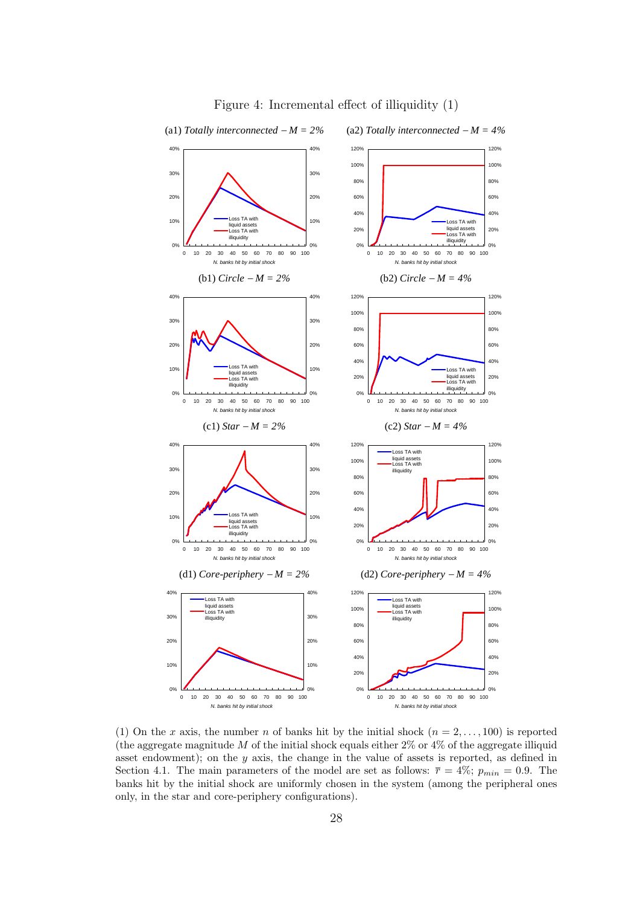Figure 4: Incremental effect of illiquidity (1)

(a1) *Totally interconnected – M = 2%*

(a2) *Totally interconnected – M = 4%*

(b1) *Circle – M = 2%*

(b2) *Circle – M = 4%*

(c1) *Star – M = 2%*

(c2) *Star – M = 4%*

(d1) *Core-periphery – M = 2%*

(d2) *Core-periphery – M = 4%*

(1) On the $x$ axis, the number $n$ of banks hit by the initial shock ($n = 2, \ldots, 100$) is reported (the aggregate magnitude $M$ of the initial shock equals either 2% or 4% of the aggregate illiquid asset endowment); on the $y$ axis, the change in the value of assets is reported, as defined in Section 4.1. The main parameters of the model are set as follows: $\bar{r} = 4\%$; $p_{min} = 0.9$. The banks hit by the initial shock are uniformly chosen in the system (among the peripheral ones only, in the star and core-periphery configurations).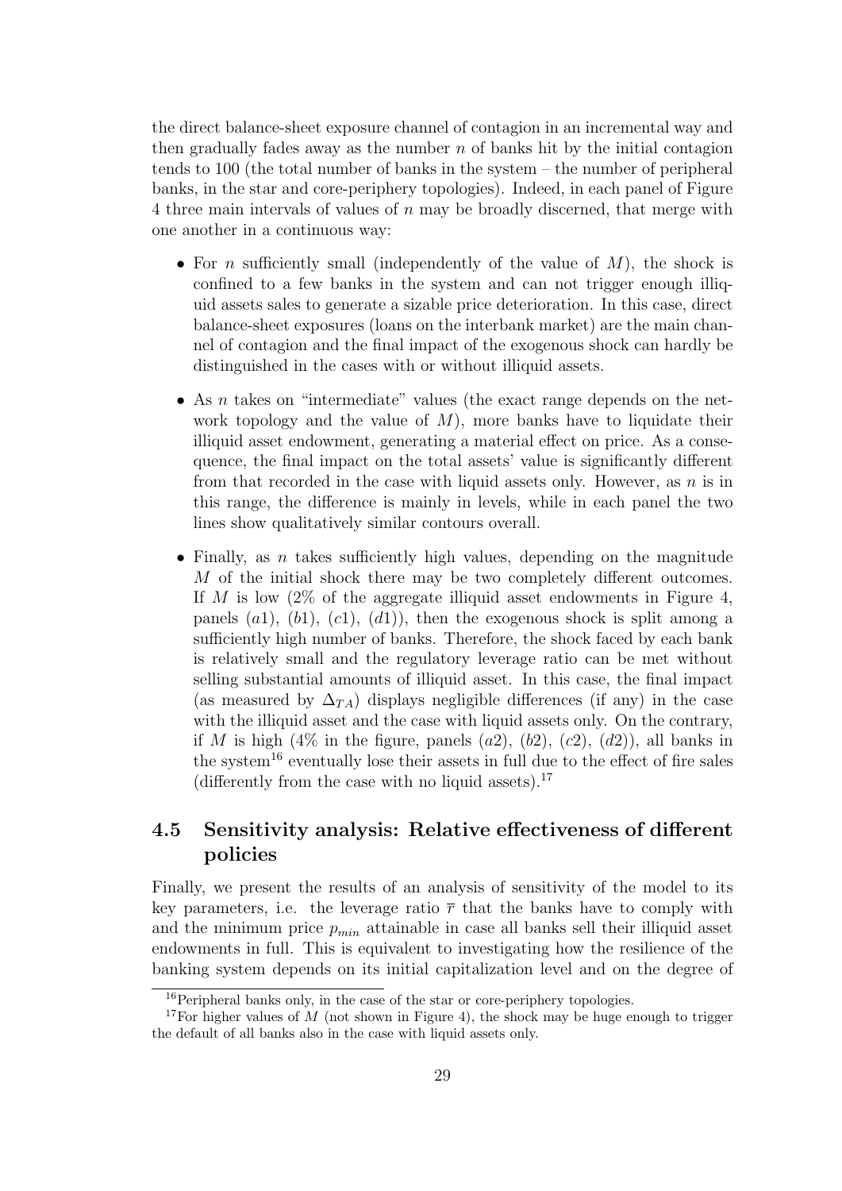the direct balance-sheet exposure channel of contagion in an incremental way and then gradually fades away as the number $n$ of banks hit by the initial contagion tends to 100 (the total number of banks in the system – the number of peripheral banks, in the star and core-periphery topologies). Indeed, in each panel of Figure 4 three main intervals of values of $n$ may be broadly discerned, that merge with one another in a continuous way:

- For $n$ sufficiently small (independently of the value of $M$), the shock is confined to a few banks in the system and can not trigger enough illiquid assets sales to generate a sizable price deterioration. In this case, direct balance-sheet exposures (loans on the interbank market) are the main channel of contagion and the final impact of the exogenous shock can hardly be distinguished in the cases with or without illiquid assets.
- As $n$ takes on "intermediate" values (the exact range depends on the network topology and the value of $M$), more banks have to liquidate their illiquid asset endowment, generating a material effect on price. As a consequence, the final impact on the total assets' value is significantly different from that recorded in the case with liquid assets only. However, as $n$ is in this range, the difference is mainly in levels, while in each panel the two lines show qualitatively similar contours overall.
- Finally, as $n$ takes sufficiently high values, depending on the magnitude $M$ of the initial shock there may be two completely different outcomes. If $M$ is low (2% of the aggregate illiquid asset endowments in Figure 4, panels $(a1)$, $(b1)$, $(c1)$, $(d1)$), then the exogenous shock is split among a sufficiently high number of banks. Therefore, the shock faced by each bank is relatively small and the regulatory leverage ratio can be met without selling substantial amounts of illiquid asset. In this case, the final impact (as measured by $\Delta_{TA}$) displays negligible differences (if any) in the case with the illiquid asset and the case with liquid assets only. On the contrary, if $M$ is high (4% in the figure, panels $(a2)$, $(b2)$, $(c2)$, $(d2)$), all banks in the system[16] eventually lose their assets in full due to the effect of fire sales (differently from the case with no liquid assets).[17]

## 4.5 Sensitivity analysis: Relative effectiveness of different policies

Finally, we present the results of an analysis of sensitivity of the model to its key parameters, i.e. the leverage ratio $\overline{r}$ that the banks have to comply with and the minimum price $p_{min}$ attainable in case all banks sell their illiquid asset endowments in full. This is equivalent to investigating how the resilience of the banking system depends on its initial capitalization level and on the degree of

[16] Peripheral banks only, in the case of the star or core-periphery topologies.

[17] For higher values of $M$ (not shown in Figure 4), the shock may be huge enough to trigger the default of all banks also in the case with liquid assets only.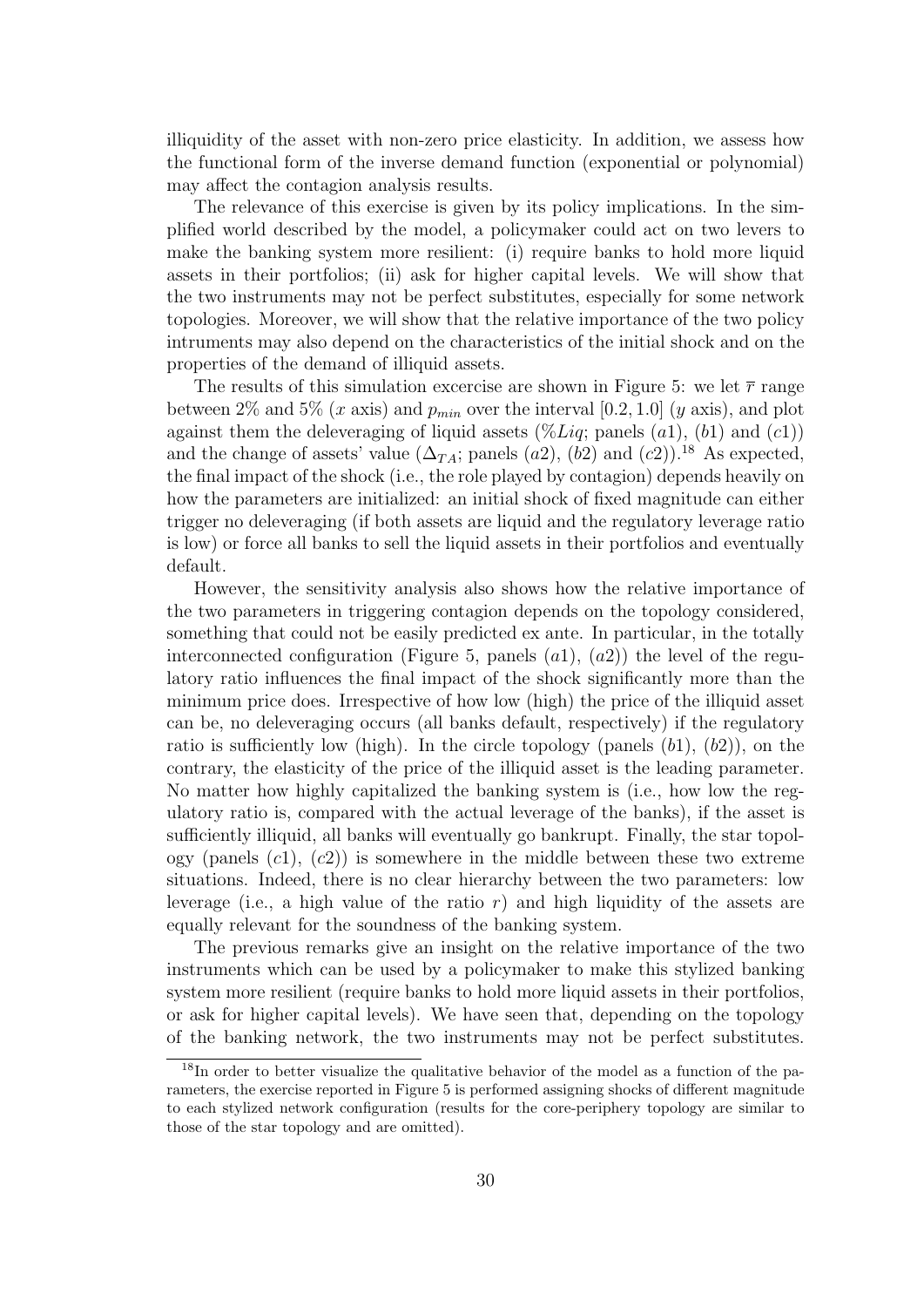illiquidity of the asset with non-zero price elasticity. In addition, we assess how the functional form of the inverse demand function (exponential or polynomial) may affect the contagion analysis results.

The relevance of this exercise is given by its policy implications. In the simplified world described by the model, a policymaker could act on two levers to make the banking system more resilient: (i) require banks to hold more liquid assets in their portfolios; (ii) ask for higher capital levels. We will show that the two instruments may not be perfect substitutes, especially for some network topologies. Moreover, we will show that the relative importance of the two policy intruments may also depend on the characteristics of the initial shock and on the properties of the demand of illiquid assets.

The results of this simulation excercise are shown in Figure 5: we let $\overline{r}$ range between 2% and 5% ($x$ axis) and $p_{min}$ over the interval $[0.2, 1.0]$ ($y$ axis), and plot against them the deleveraging of liquid assets ($\%Liq$; panels $(a1)$, $(b1)$ and $(c1)$) and the change of assets' value ($\Delta_{TA}$; panels $(a2)$, $(b2)$ and $(c2)$).[18] As expected, the final impact of the shock (i.e., the role played by contagion) depends heavily on how the parameters are initialized: an initial shock of fixed magnitude can either trigger no deleveraging (if both assets are liquid and the regulatory leverage ratio is low) or force all banks to sell the liquid assets in their portfolios and eventually default.

However, the sensitivity analysis also shows how the relative importance of the two parameters in triggering contagion depends on the topology considered, something that could not be easily predicted ex ante. In particular, in the totally interconnected configuration (Figure 5, panels $(a1)$, $(a2)$) the level of the regulatory ratio influences the final impact of the shock significantly more than the minimum price does. Irrespective of how low (high) the price of the illiquid asset can be, no deleveraging occurs (all banks default, respectively) if the regulatory ratio is sufficiently low (high). In the circle topology (panels $(b1)$, $(b2)$), on the contrary, the elasticity of the price of the illiquid asset is the leading parameter. No matter how highly capitalized the banking system is (i.e., how low the regulatory ratio is, compared with the actual leverage of the banks), if the asset is sufficiently illiquid, all banks will eventually go bankrupt. Finally, the star topology (panels $(c1)$, $(c2)$) is somewhere in the middle between these two extreme situations. Indeed, there is no clear hierarchy between the two parameters: low leverage (i.e., a high value of the ratio $r$) and high liquidity of the assets are equally relevant for the soundness of the banking system.

The previous remarks give an insight on the relative importance of the two instruments which can be used by a policymaker to make this stylized banking system more resilient (require banks to hold more liquid assets in their portfolios, or ask for higher capital levels). We have seen that, depending on the topology of the banking network, the two instruments may not be perfect substitutes.

[18] In order to better visualize the qualitative behavior of the model as a function of the parameters, the exercise reported in Figure 5 is performed assigning shocks of different magnitude to each stylized network configuration (results for the core-periphery topology are similar to those of the star topology and are omitted).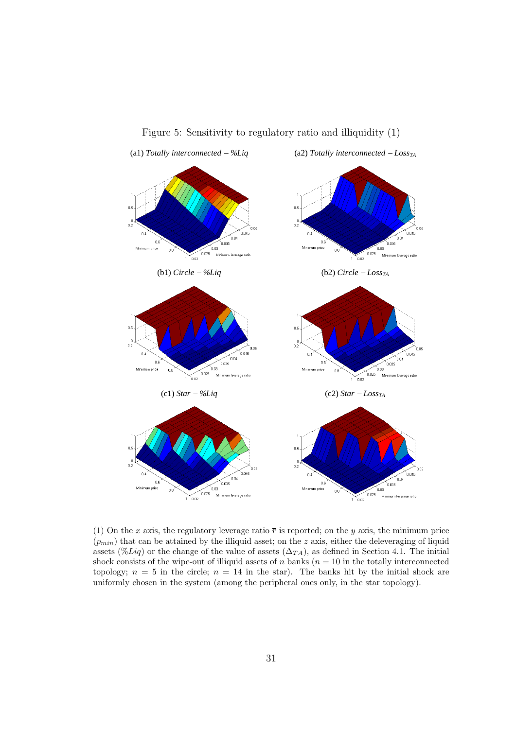Figure 5: Sensitivity to regulatory ratio and illiquidity (1)

(a1) *Totally interconnected – %Liq*

(a2) *Totally interconnected – $Loss_{TA}$*

(b1) *Circle – %Liq*

(b2) *Circle – $Loss_{TA}$*

(c1) *Star – %Liq*

(c2) *Star – $Loss_{TA}$*

(1) On the $x$ axis, the regulatory leverage ratio $\bar{r}$ is reported; on the $y$ axis, the minimum price ($p_{min}$) that can be attained by the illiquid asset; on the $z$ axis, either the deleveraging of liquid assets ($\%Liq$) or the change of the value of assets ($\Delta_{TA}$), as defined in Section 4.1. The initial shock consists of the wipe-out of illiquid assets of $n$ banks ($n = 10$ in the totally interconnected topology; $n = 5$ in the circle; $n = 14$ in the star). The banks hit by the initial shock are uniformly chosen in the system (among the peripheral ones only, in the star topology).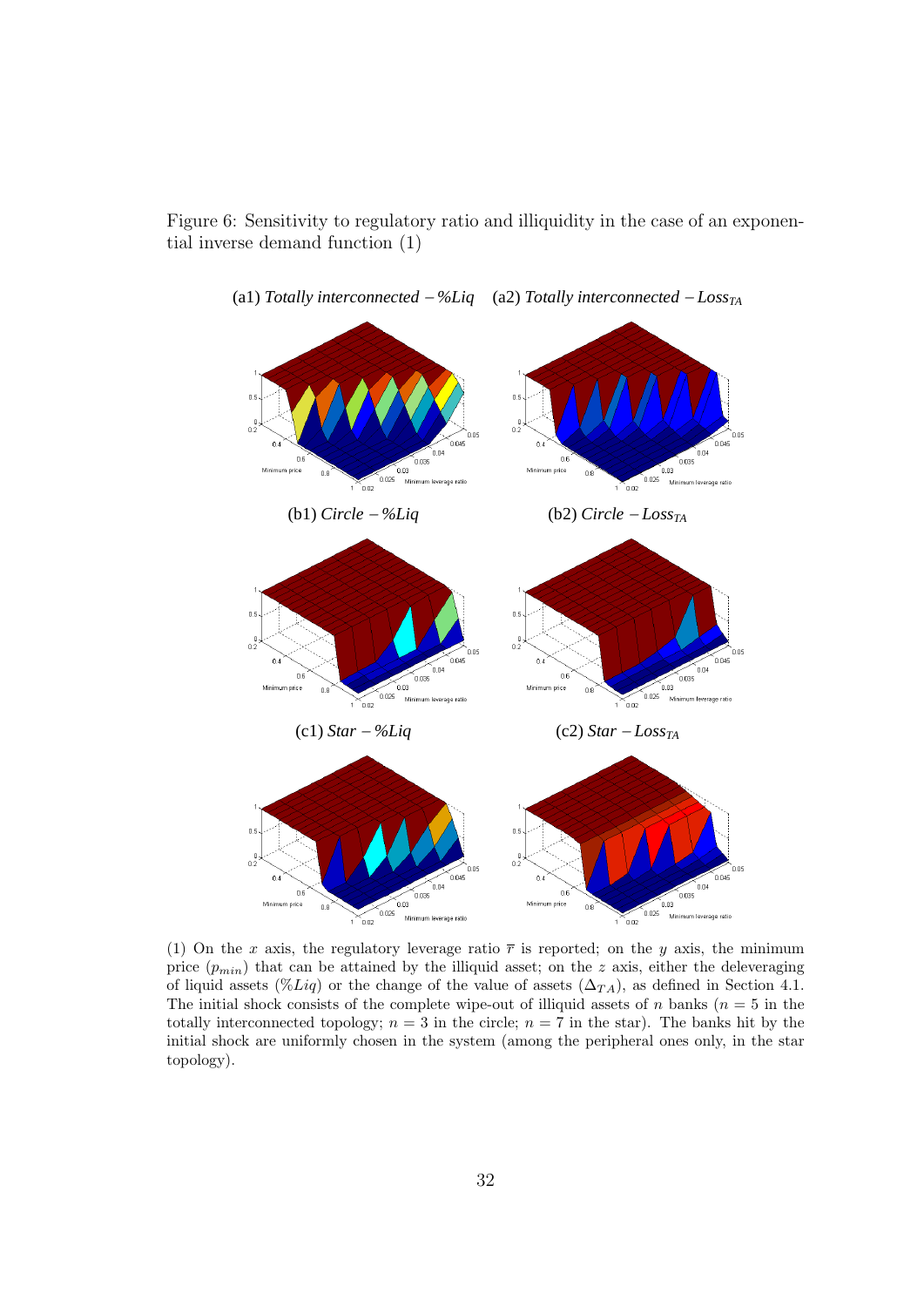Figure 6: Sensitivity to regulatory ratio and illiquidity in the case of an exponential inverse demand function (1)

(a1) *Totally interconnected – %Liq* (a2) *Totally interconnected – $Loss_{TA}$*

(b1) *Circle – %Liq* (b2) *Circle – $Loss_{TA}$*

(c1) *Star – %Liq* (c2) *Star – $Loss_{TA}$*

(1) On the $x$ axis, the regulatory leverage ratio $\bar{r}$ is reported; on the $y$ axis, the minimum price ($p_{min}$) that can be attained by the illiquid asset; on the $z$ axis, either the deleveraging of liquid assets ($\%Liq$) or the change of the value of assets ($\Delta_{TA}$), as defined in Section 4.1. The initial shock consists of the complete wipe-out of illiquid assets of $n$ banks ($n = 5$ in the totally interconnected topology; $n = 3$ in the circle; $n = 7$ in the star). The banks hit by the initial shock are uniformly chosen in the system (among the peripheral ones only, in the star topology).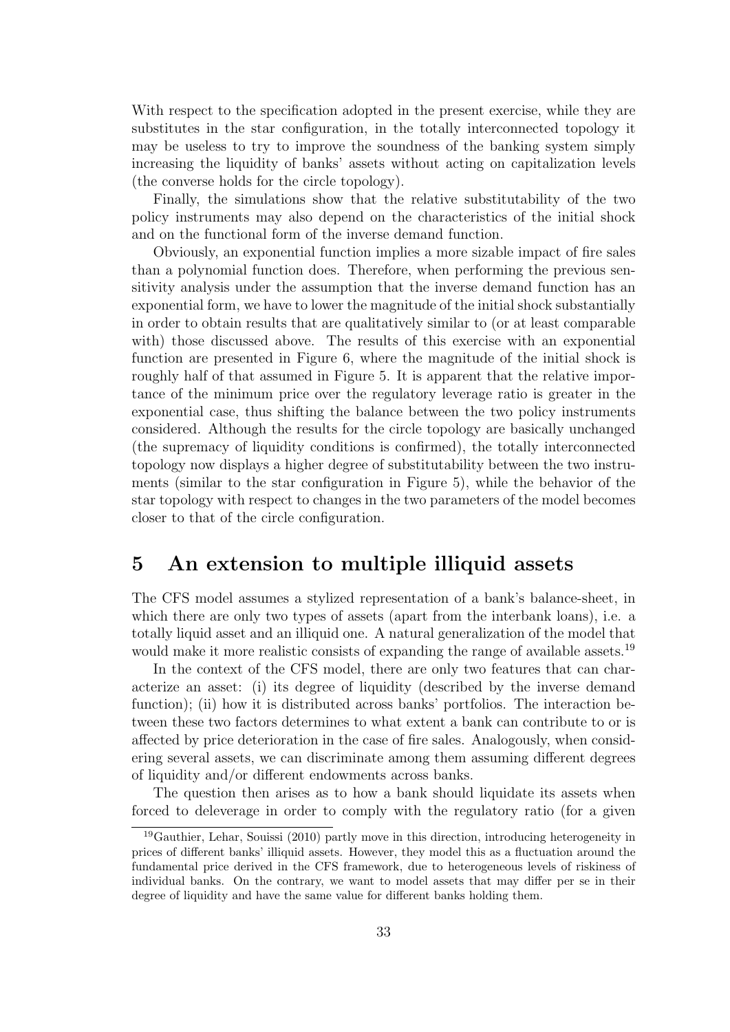With respect to the specification adopted in the present exercise, while they are substitutes in the star configuration, in the totally interconnected topology it may be useless to try to improve the soundness of the banking system simply increasing the liquidity of banks' assets without acting on capitalization levels (the converse holds for the circle topology).

Finally, the simulations show that the relative substitutability of the two policy instruments may also depend on the characteristics of the initial shock and on the functional form of the inverse demand function.

Obviously, an exponential function implies a more sizable impact of fire sales than a polynomial function does. Therefore, when performing the previous sensitivity analysis under the assumption that the inverse demand function has an exponential form, we have to lower the magnitude of the initial shock substantially in order to obtain results that are qualitatively similar to (or at least comparable with) those discussed above. The results of this exercise with an exponential function are presented in Figure 6, where the magnitude of the initial shock is roughly half of that assumed in Figure 5. It is apparent that the relative importance of the minimum price over the regulatory leverage ratio is greater in the exponential case, thus shifting the balance between the two policy instruments considered. Although the results for the circle topology are basically unchanged (the supremacy of liquidity conditions is confirmed), the totally interconnected topology now displays a higher degree of substitutability between the two instruments (similar to the star configuration in Figure 5), while the behavior of the star topology with respect to changes in the two parameters of the model becomes closer to that of the circle configuration.

# 5 An extension to multiple illiquid assets

The CFS model assumes a stylized representation of a bank's balance-sheet, in which there are only two types of assets (apart from the interbank loans), i.e. a totally liquid asset and an illiquid one. A natural generalization of the model that would make it more realistic consists of expanding the range of available assets.[19]

In the context of the CFS model, there are only two features that can characterize an asset: (i) its degree of liquidity (described by the inverse demand function); (ii) how it is distributed across banks' portfolios. The interaction between these two factors determines to what extent a bank can contribute to or is affected by price deterioration in the case of fire sales. Analogously, when considering several assets, we can discriminate among them assuming different degrees of liquidity and/or different endowments across banks.

The question then arises as to how a bank should liquidate its assets when forced to deleverage in order to comply with the regulatory ratio (for a given

[19] Gauthier, Lehar, Souissi (2010) partly move in this direction, introducing heterogeneity in prices of different banks' illiquid assets. However, they model this as a fluctuation around the fundamental price derived in the CFS framework, due to heterogeneous levels of riskiness of individual banks. On the contrary, we want to model assets that may differ per se in their degree of liquidity and have the same value for different banks holding them.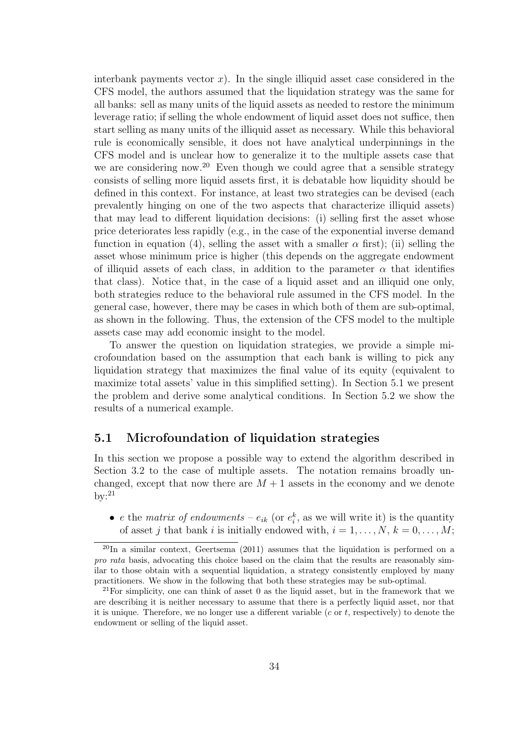interbank payments vector $x$). In the single illiquid asset case considered in the CFS model, the authors assumed that the liquidation strategy was the same for all banks: sell as many units of the liquid assets as needed to restore the minimum leverage ratio; if selling the whole endowment of liquid asset does not suffice, then start selling as many units of the illiquid asset as necessary. While this behavioral rule is economically sensible, it does not have analytical underpinnings in the CFS model and is unclear how to generalize it to the multiple assets case that we are considering now.[20] Even though we could agree that a sensible strategy consists of selling more liquid assets first, it is debatable how liquidity should be defined in this context. For instance, at least two strategies can be devised (each prevalently hinging on one of the two aspects that characterize illiquid assets) that may lead to different liquidation decisions: (i) selling first the asset whose price deteriorates less rapidly (e.g., in the case of the exponential inverse demand function in equation (4), selling the asset with a smaller $\alpha$ first); (ii) selling the asset whose minimum price is higher (this depends on the aggregate endowment of illiquid assets of each class, in addition to the parameter $\alpha$ that identifies that class). Notice that, in the case of a liquid asset and an illiquid one only, both strategies reduce to the behavioral rule assumed in the CFS model. In the general case, however, there may be cases in which both of them are sub-optimal, as shown in the following. Thus, the extension of the CFS model to the multiple assets case may add economic insight to the model.

To answer the question on liquidation strategies, we provide a simple microfoundation based on the assumption that each bank is willing to pick any liquidation strategy that maximizes the final value of its equity (equivalent to maximize total assets' value in this simplified setting). In Section 5.1 we present the problem and derive some analytical conditions. In Section 5.2 we show the results of a numerical example.

## 5.1 Microfoundation of liquidation strategies

In this section we propose a possible way to extend the algorithm described in Section 3.2 to the case of multiple assets. The notation remains broadly unchanged, except that now there are $M + 1$ assets in the economy and we denote by:[21]

- $e$ the *matrix of endowments* – $e_{ik}$ (or $e_i^k$, as we will write it) is the quantity of asset $j$ that bank $i$ is initially endowed with, $i = 1, \ldots, N$, $k = 0, \ldots, M$;

---

[20] In a similar context, Geertsema (2011) assumes that the liquidation is performed on a *pro rata* basis, advocating this choice based on the claim that the results are reasonably similar to those obtain with a sequential liquidation, a strategy consistently employed by many practitioners. We show in the following that both these strategies may be sub-optimal.

[21] For simplicity, one can think of asset 0 as the liquid asset, but in the framework that we are describing it is neither necessary to assume that there is a perfectly liquid asset, nor that it is unique. Therefore, we no longer use a different variable ($c$ or $t$, respectively) to denote the endowment or selling of the liquid asset.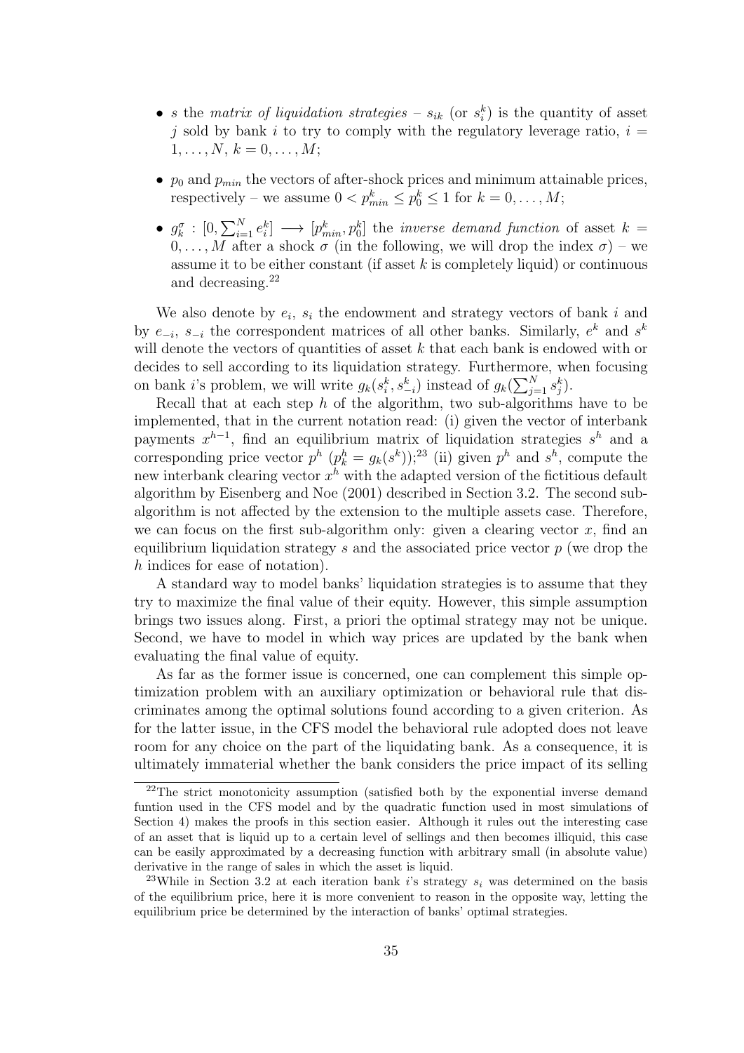- $s$ the *matrix of liquidation strategies* – $s_{ik}$ (or $s_i^k$) is the quantity of asset $j$ sold by bank $i$ to try to comply with the regulatory leverage ratio, $i = 1, \ldots, N$, $k = 0, \ldots, M$;
- $p_0$ and $p_{min}$ the vectors of after-shock prices and minimum attainable prices, respectively – we assume $0 < p_{min}^k \leq p_0^k \leq 1$ for $k = 0, \ldots, M$;
- $g_k^\sigma : [0, \sum_{i=1}^N e_i^k] \longrightarrow [p_{min}^k, p_0^k]$ the *inverse demand function* of asset $k = 0, \ldots, M$ after a shock $\sigma$ (in the following, we will drop the index $\sigma$) – we assume it to be either constant (if asset $k$ is completely liquid) or continuous and decreasing.[22]

We also denote by $e_i$, $s_i$ the endowment and strategy vectors of bank $i$ and by $e_{-i}$, $s_{-i}$ the correspondent matrices of all other banks. Similarly, $e^k$ and $s^k$ will denote the vectors of quantities of asset $k$ that each bank is endowed with or decides to sell according to its liquidation strategy. Furthermore, when focusing on bank $i$'s problem, we will write $g_k(s_i^k, s_{-i}^k)$ instead of $g_k(\sum_{j=1}^N s_j^k)$.

Recall that at each step $h$ of the algorithm, two sub-algorithms have to be implemented, that in the current notation read: (i) given the vector of interbank payments $x^{h-1}$, find an equilibrium matrix of liquidation strategies $s^h$ and a corresponding price vector $p^h$ ($p_k^h = g_k(s^k)$);[23] (ii) given $p^h$ and $s^h$, compute the new interbank clearing vector $x^h$ with the adapted version of the fictitious default algorithm by Eisenberg and Noe (2001) described in Section 3.2. The second sub-algorithm is not affected by the extension to the multiple assets case. Therefore, we can focus on the first sub-algorithm only: given a clearing vector $x$, find an equilibrium liquidation strategy $s$ and the associated price vector $p$ (we drop the $h$ indices for ease of notation).

A standard way to model banks' liquidation strategies is to assume that they try to maximize the final value of their equity. However, this simple assumption brings two issues along. First, a priori the optimal strategy may not be unique. Second, we have to model in which way prices are updated by the bank when evaluating the final value of equity.

As far as the former issue is concerned, one can complement this simple optimization problem with an auxiliary optimization or behavioral rule that discriminates among the optimal solutions found according to a given criterion. As for the latter issue, in the CFS model the behavioral rule adopted does not leave room for any choice on the part of the liquidating bank. As a consequence, it is ultimately immaterial whether the bank considers the price impact of its selling

[22] The strict monotonicity assumption (satisfied both by the exponential inverse demand funtion used in the CFS model and by the quadratic function used in most simulations of Section 4) makes the proofs in this section easier. Although it rules out the interesting case of an asset that is liquid up to a certain level of sellings and then becomes illiquid, this case can be easily approximated by a decreasing function with arbitrary small (in absolute value) derivative in the range of sales in which the asset is liquid.

[23] While in Section 3.2 at each iteration bank $i$'s strategy $s_i$ was determined on the basis of the equilibrium price, here it is more convenient to reason in the opposite way, letting the equilibrium price be determined by the interaction of banks' optimal strategies.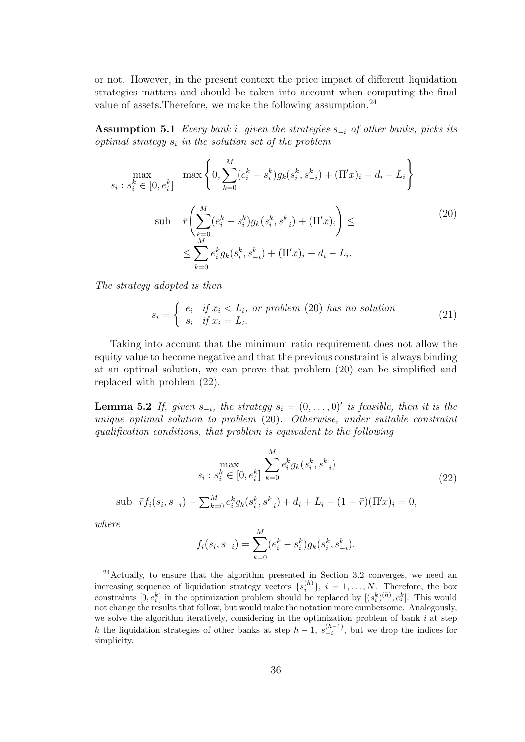or not. However, in the present context the price impact of different liquidation strategies matters and should be taken into account when computing the final value of assets.Therefore, we make the following assumption.[24]

**Assumption 5.1** *Every bank $i$, given the strategies $s_{-i}$ of other banks, picks its optimal strategy $\overline{s}_i$ in the solution set of the problem*

$$
\begin{aligned}
\max_{s_i \,:\, s_i^k \in [0, e_i^k]} \quad & \max\left\{0, \sum_{k=0}^{M} (e_i^k - s_i^k) g_k(s_i^k, s_{-i}^k) + (\Pi' x)_i - d_i - L_i\right\} \\
\text{sub} \quad & \bar{r}\left(\sum_{k=0}^{M} (e_i^k - s_i^k) g_k(s_i^k, s_{-i}^k) + (\Pi' x)_i\right) \leq \\
& \leq \sum_{k=0}^{M} e_i^k g_k(s_i^k, s_{-i}^k) + (\Pi' x)_i - d_i - L_i.
\end{aligned}
\tag{20}
$$

*The strategy adopted is then*

$$
s_i = \begin{cases} e_i & \text{if } x_i < L_i, \text{ or problem (20) has no solution} \\ \overline{s}_i & \text{if } x_i = L_i. \end{cases}
\tag{21}
$$

Taking into account that the minimum ratio requirement does not allow the equity value to become negative and that the previous constraint is always binding at an optimal solution, we can prove that problem (20) can be simplified and replaced with problem (22).

**Lemma 5.2** *If, given $s_{-i}$, the strategy $s_i = (0, \ldots, 0)'$ is feasible, then it is the unique optimal solution to problem (20). Otherwise, under suitable constraint qualification conditions, that problem is equivalent to the following*

$$
\begin{aligned}
& \max_{s_i \,:\, s_i^k \in [0, e_i^k]} \sum_{k=0}^{M} e_i^k g_k(s_i^k, s_{-i}^k) \\
& \text{sub} \quad \bar{r} f_i(s_i, s_{-i}) - \textstyle\sum_{k=0}^{M} e_i^k g_k(s_i^k, s_{-i}^k) + d_i + L_i - (1 - \bar{r})(\Pi' x)_i = 0,
\end{aligned}
\tag{22}
$$

*where*

$$
f_i(s_i, s_{-i}) = \sum_{k=0}^{M} (e_i^k - s_i^k) g_k(s_i^k, s_{-i}^k).
$$

---

[24] Actually, to ensure that the algorithm presented in Section 3.2 converges, we need an increasing sequence of liquidation strategy vectors $\{s_i^{(h)}\}$, $i = 1, \ldots, N$. Therefore, the box constraints $[0, e_i^k]$ in the optimization problem should be replaced by $[(s_i^k)^{(h)}, e_i^k]$. This would not change the results that follow, but would make the notation more cumbersome. Analogously, we solve the algorithm iteratively, considering in the optimization problem of bank $i$ at step $h$ the liquidation strategies of other banks at step $h-1$, $s_{-i}^{(h-1)}$, but we drop the indices for simplicity.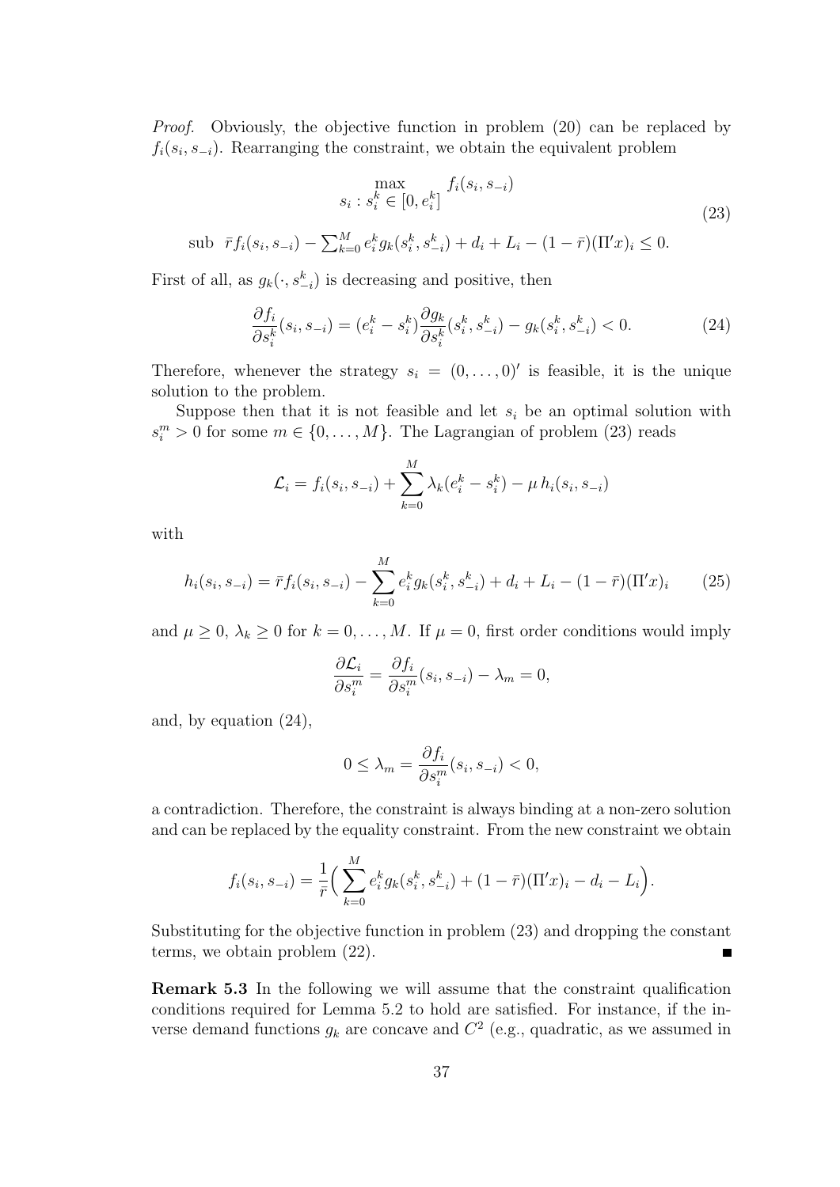*Proof.* Obviously, the objective function in problem (20) can be replaced by $f_i(s_i, s_{-i})$. Rearranging the constraint, we obtain the equivalent problem

$$\begin{aligned}
&\max_{s_i \,:\, s_i^k \in [0, e_i^k]} \; f_i(s_i, s_{-i}) \\
&\text{sub } \; \bar{r} f_i(s_i, s_{-i}) - \textstyle\sum_{k=0}^{M} e_i^k g_k(s_i^k, s_{-i}^k) + d_i + L_i - (1-\bar{r})(\Pi' x)_i \leq 0.
\end{aligned} \tag{23}$$

First of all, as $g_k(\cdot, s_{-i}^k)$ is decreasing and positive, then

$$\frac{\partial f_i}{\partial s_i^k}(s_i, s_{-i}) = (e_i^k - s_i^k)\frac{\partial g_k}{\partial s_i^k}(s_i^k, s_{-i}^k) - g_k(s_i^k, s_{-i}^k) < 0. \tag{24}$$

Therefore, whenever the strategy $s_i = (0, \ldots, 0)'$ is feasible, it is the unique solution to the problem.

Suppose then that it is not feasible and let $s_i$ be an optimal solution with $s_i^m > 0$ for some $m \in \{0, \ldots, M\}$. The Lagrangian of problem (23) reads

$$\mathcal{L}_i = f_i(s_i, s_{-i}) + \sum_{k=0}^{M} \lambda_k (e_i^k - s_i^k) - \mu \, h_i(s_i, s_{-i})$$

with

$$h_i(s_i, s_{-i}) = \bar{r} f_i(s_i, s_{-i}) - \sum_{k=0}^{M} e_i^k g_k(s_i^k, s_{-i}^k) + d_i + L_i - (1-\bar{r})(\Pi' x)_i \tag{25}$$

and $\mu \geq 0$, $\lambda_k \geq 0$ for $k = 0, \ldots, M$. If $\mu = 0$, first order conditions would imply

$$\frac{\partial \mathcal{L}_i}{\partial s_i^m} = \frac{\partial f_i}{\partial s_i^m}(s_i, s_{-i}) - \lambda_m = 0,$$

and, by equation (24),

$$0 \leq \lambda_m = \frac{\partial f_i}{\partial s_i^m}(s_i, s_{-i}) < 0,$$

a contradiction. Therefore, the constraint is always binding at a non-zero solution and can be replaced by the equality constraint. From the new constraint we obtain

$$f_i(s_i, s_{-i}) = \frac{1}{\bar{r}}\Big( \sum_{k=0}^{M} e_i^k g_k(s_i^k, s_{-i}^k) + (1-\bar{r})(\Pi' x)_i - d_i - L_i \Big).$$

Substituting for the objective function in problem (23) and dropping the constant terms, we obtain problem (22). ∎

**Remark 5.3** In the following we will assume that the constraint qualification conditions required for Lemma 5.2 to hold are satisfied. For instance, if the inverse demand functions $g_k$ are concave and $C^2$ (e.g., quadratic, as we assumed in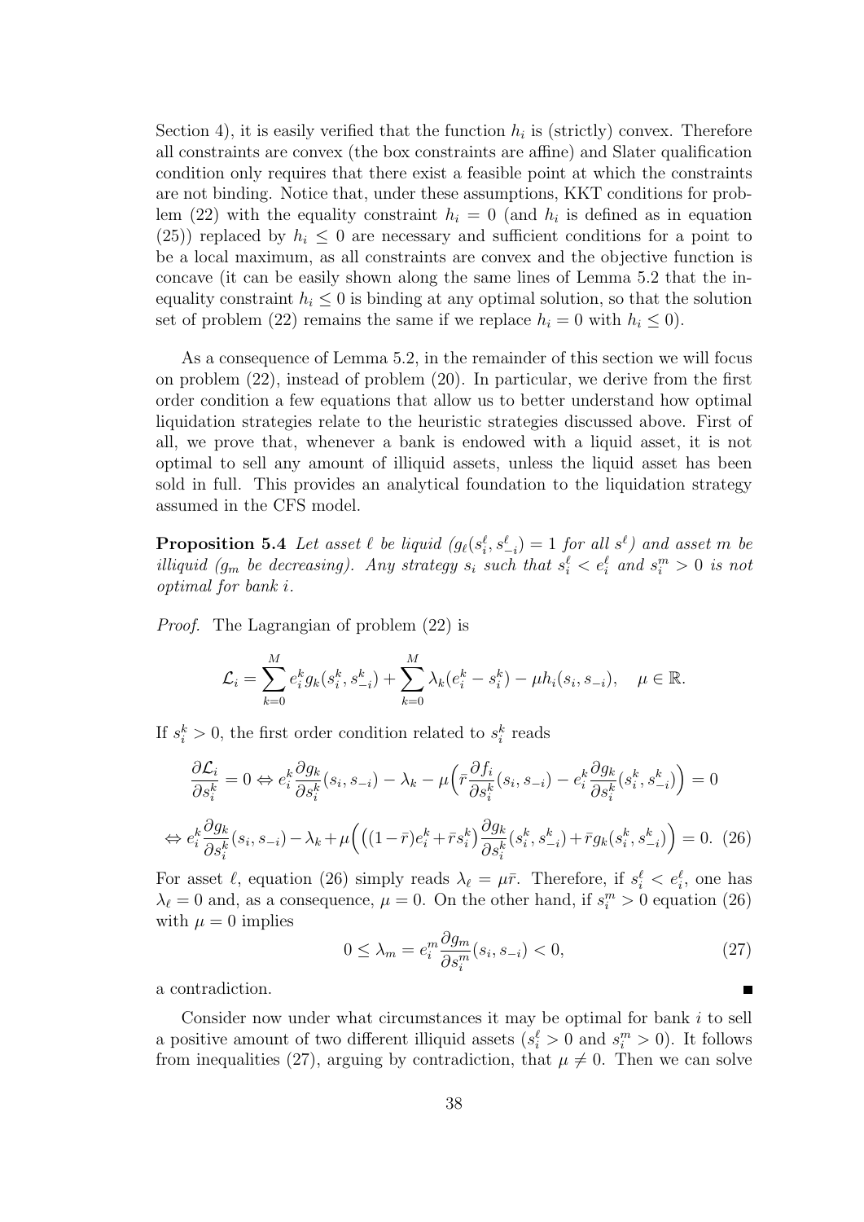Section 4), it is easily verified that the function $h_i$ is (strictly) convex. Therefore all constraints are convex (the box constraints are affine) and Slater qualification condition only requires that there exist a feasible point at which the constraints are not binding. Notice that, under these assumptions, KKT conditions for problem (22) with the equality constraint $h_i = 0$ (and $h_i$ is defined as in equation (25)) replaced by $h_i \leq 0$ are necessary and sufficient conditions for a point to be a local maximum, as all constraints are convex and the objective function is concave (it can be easily shown along the same lines of Lemma 5.2 that the inequality constraint $h_i \leq 0$ is binding at any optimal solution, so that the solution set of problem (22) remains the same if we replace $h_i = 0$ with $h_i \leq 0$).

As a consequence of Lemma 5.2, in the remainder of this section we will focus on problem (22), instead of problem (20). In particular, we derive from the first order condition a few equations that allow us to better understand how optimal liquidation strategies relate to the heuristic strategies discussed above. First of all, we prove that, whenever a bank is endowed with a liquid asset, it is not optimal to sell any amount of illiquid assets, unless the liquid asset has been sold in full. This provides an analytical foundation to the liquidation strategy assumed in the CFS model.

**Proposition 5.4** *Let asset $\ell$ be liquid ($g_\ell(s_i^\ell, s_{-i}^\ell) = 1$ for all $s^\ell$) and asset $m$ be illiquid ($g_m$ be decreasing). Any strategy $s_i$ such that $s_i^\ell < e_i^\ell$ and $s_i^m > 0$ is not optimal for bank $i$.*

*Proof.* The Lagrangian of problem (22) is

$$\mathcal{L}_i = \sum_{k=0}^{M} e_i^k g_k(s_i^k, s_{-i}^k) + \sum_{k=0}^{M} \lambda_k (e_i^k - s_i^k) - \mu h_i(s_i, s_{-i}), \quad \mu \in \mathbb{R}.$$

If $s_i^k > 0$, the first order condition related to $s_i^k$ reads

$$\frac{\partial \mathcal{L}_i}{\partial s_i^k} = 0 \Leftrightarrow e_i^k \frac{\partial g_k}{\partial s_i^k}(s_i, s_{-i}) - \lambda_k - \mu\Big(\bar{r}\frac{\partial f_i}{\partial s_i^k}(s_i, s_{-i}) - e_i^k \frac{\partial g_k}{\partial s_i^k}(s_i^k, s_{-i}^k)\Big) = 0$$

$$\Leftrightarrow e_i^k \frac{\partial g_k}{\partial s_i^k}(s_i, s_{-i}) - \lambda_k + \mu\Big(\big((1-\bar{r})e_i^k + \bar{r}s_i^k\big)\frac{\partial g_k}{\partial s_i^k}(s_i^k, s_{-i}^k) + \bar{r}g_k(s_i^k, s_{-i}^k)\Big) = 0. \quad (26)$$

For asset $\ell$, equation (26) simply reads $\lambda_\ell = \mu\bar{r}$. Therefore, if $s_i^\ell < e_i^\ell$, one has $\lambda_\ell = 0$ and, as a consequence, $\mu = 0$. On the other hand, if $s_i^m > 0$ equation (26) with $\mu = 0$ implies

$$0 \leq \lambda_m = e_i^m \frac{\partial g_m}{\partial s_i^m}(s_i, s_{-i}) < 0, \quad (27)$$

a contradiction. ∎

Consider now under what circumstances it may be optimal for bank $i$ to sell a positive amount of two different illiquid assets ($s_i^\ell > 0$ and $s_i^m > 0$). It follows from inequalities (27), arguing by contradiction, that $\mu \neq 0$. Then we can solve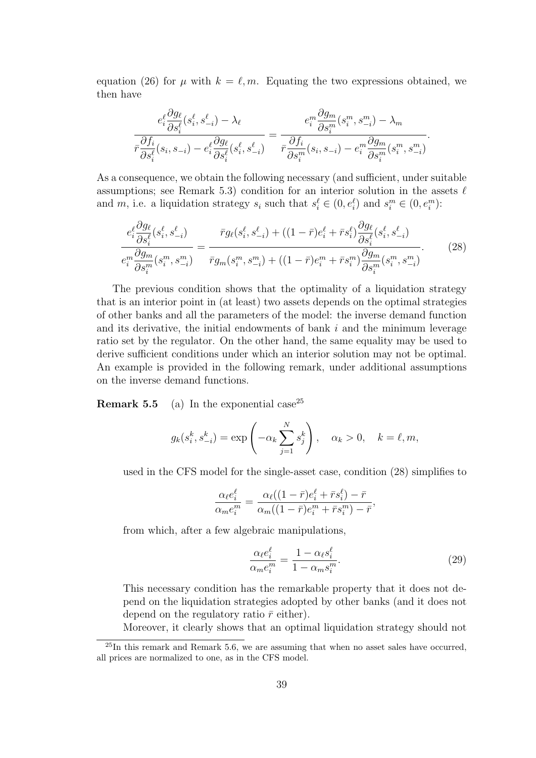equation (26) for $\mu$ with $k = \ell, m$. Equating the two expressions obtained, we then have

$$\frac{e_i^\ell \frac{\partial g_\ell}{\partial s_i^\ell}(s_i^\ell, s_{-i}^\ell) - \lambda_\ell}{\bar{r}\frac{\partial f_i}{\partial s_i^\ell}(s_i, s_{-i}) - e_i^\ell \frac{\partial g_\ell}{\partial s_i^\ell}(s_i^\ell, s_{-i}^\ell)} = \frac{e_i^m \frac{\partial g_m}{\partial s_i^m}(s_i^m, s_{-i}^m) - \lambda_m}{\bar{r}\frac{\partial f_i}{\partial s_i^m}(s_i, s_{-i}) - e_i^m \frac{\partial g_m}{\partial s_i^m}(s_i^m, s_{-i}^m)}.$$

As a consequence, we obtain the following necessary (and sufficient, under suitable assumptions; see Remark 5.3) condition for an interior solution in the assets $\ell$ and $m$, i.e. a liquidation strategy $s_i$ such that $s_i^\ell \in (0, e_i^\ell)$ and $s_i^m \in (0, e_i^m)$:

$$\frac{e_i^\ell \frac{\partial g_\ell}{\partial s_i^\ell}(s_i^\ell, s_{-i}^\ell)}{e_i^m \frac{\partial g_m}{\partial s_i^m}(s_i^m, s_{-i}^m)} = \frac{\bar{r} g_\ell(s_i^\ell, s_{-i}^\ell) + ((1-\bar{r})e_i^\ell + \bar{r} s_i^\ell)\frac{\partial g_\ell}{\partial s_i^\ell}(s_i^\ell, s_{-i}^\ell)}{\bar{r} g_m(s_i^m, s_{-i}^m) + ((1-\bar{r})e_i^m + \bar{r} s_i^m)\frac{\partial g_m}{\partial s_i^m}(s_i^m, s_{-i}^m)}. \tag{28}$$

The previous condition shows that the optimality of a liquidation strategy that is an interior point in (at least) two assets depends on the optimal strategies of other banks and all the parameters of the model: the inverse demand function and its derivative, the initial endowments of bank $i$ and the minimum leverage ratio set by the regulator. On the other hand, the same equality may be used to derive sufficient conditions under which an interior solution may not be optimal. An example is provided in the following remark, under additional assumptions on the inverse demand functions.

**Remark 5.5** (a) In the exponential case[25]

$$g_k(s_i^k, s_{-i}^k) = \exp\left(-\alpha_k \sum_{j=1}^N s_j^k\right), \quad \alpha_k > 0, \quad k = \ell, m,$$

used in the CFS model for the single-asset case, condition (28) simplifies to

$$\frac{\alpha_\ell e_i^\ell}{\alpha_m e_i^m} = \frac{\alpha_\ell((1-\bar{r})e_i^\ell + \bar{r} s_i^\ell) - \bar{r}}{\alpha_m((1-\bar{r})e_i^m + \bar{r} s_i^m) - \bar{r}},$$

from which, after a few algebraic manipulations,

$$\frac{\alpha_\ell e_i^\ell}{\alpha_m e_i^m} = \frac{1 - \alpha_\ell s_i^\ell}{1 - \alpha_m s_i^m}. \tag{29}$$

This necessary condition has the remarkable property that it does not depend on the liquidation strategies adopted by other banks (and it does not depend on the regulatory ratio $\bar{r}$ either).

Moreover, it clearly shows that an optimal liquidation strategy should not

[25] In this remark and Remark 5.6, we are assuming that when no asset sales have occurred, all prices are normalized to one, as in the CFS model.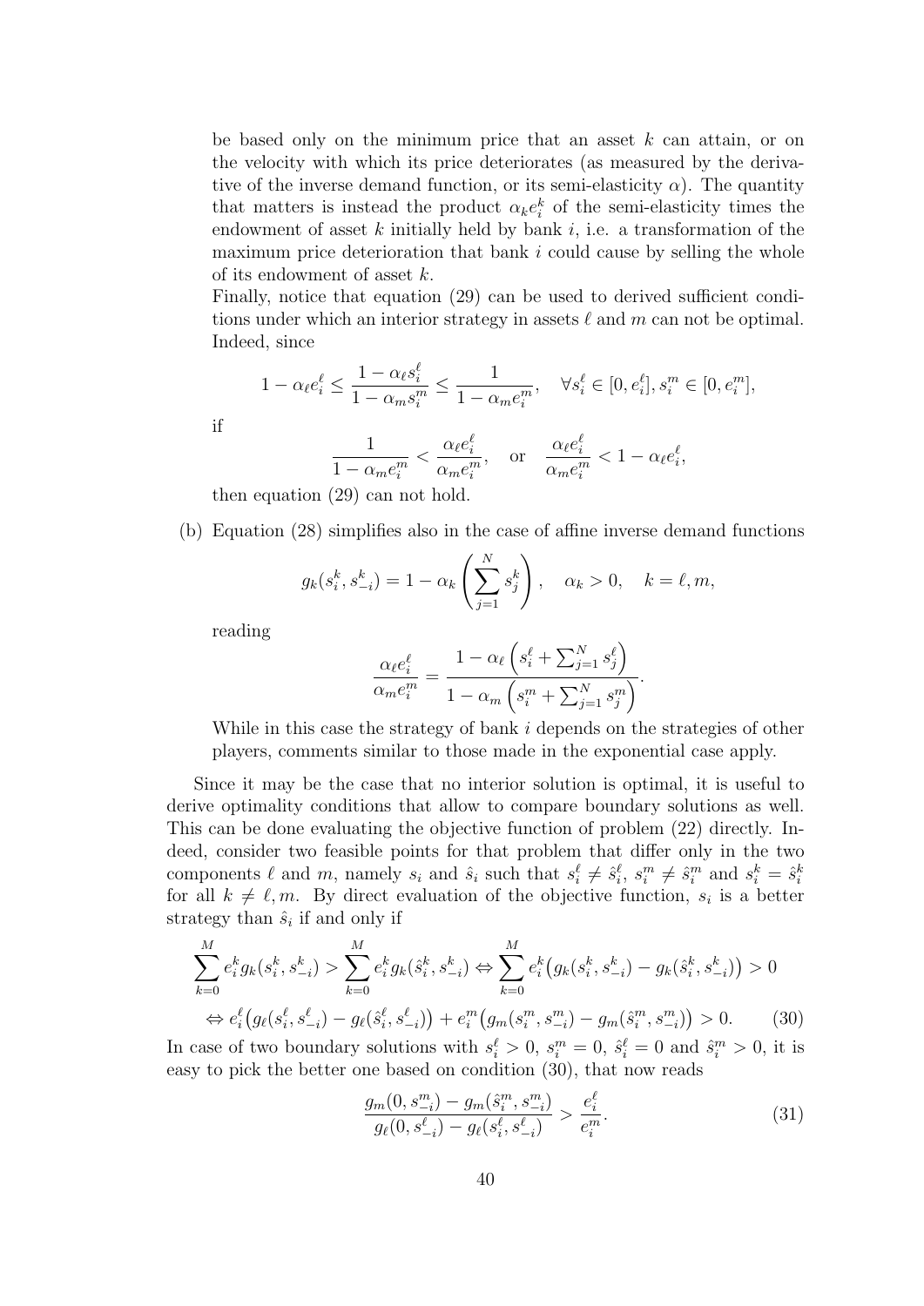be based only on the minimum price that an asset $k$ can attain, or on the velocity with which its price deteriorates (as measured by the derivative of the inverse demand function, or its semi-elasticity $\alpha$). The quantity that matters is instead the product $\alpha_k e_i^k$ of the semi-elasticity times the endowment of asset $k$ initially held by bank $i$, i.e. a transformation of the maximum price deterioration that bank $i$ could cause by selling the whole of its endowment of asset $k$.

Finally, notice that equation (29) can be used to derived sufficient conditions under which an interior strategy in assets $\ell$ and $m$ can not be optimal. Indeed, since

$$1 - \alpha_\ell e_i^\ell \leq \frac{1 - \alpha_\ell s_i^\ell}{1 - \alpha_m s_i^m} \leq \frac{1}{1 - \alpha_m e_i^m}, \quad \forall s_i^\ell \in [0, e_i^\ell], s_i^m \in [0, e_i^m],$$

if

$$\frac{1}{1 - \alpha_m e_i^m} < \frac{\alpha_\ell e_i^\ell}{\alpha_m e_i^m}, \quad \text{or} \quad \frac{\alpha_\ell e_i^\ell}{\alpha_m e_i^m} < 1 - \alpha_\ell e_i^\ell,$$

then equation (29) can not hold.

(b) Equation (28) simplifies also in the case of affine inverse demand functions

$$g_k(s_i^k, s_{-i}^k) = 1 - \alpha_k \left( \sum_{j=1}^N s_j^k \right), \quad \alpha_k > 0, \quad k = \ell, m,$$

reading

$$\frac{\alpha_\ell e_i^\ell}{\alpha_m e_i^m} = \frac{1 - \alpha_\ell \left( s_i^\ell + \sum_{j=1}^N s_j^\ell \right)}{1 - \alpha_m \left( s_i^m + \sum_{j=1}^N s_j^m \right)}.$$

While in this case the strategy of bank $i$ depends on the strategies of other players, comments similar to those made in the exponential case apply.

Since it may be the case that no interior solution is optimal, it is useful to derive optimality conditions that allow to compare boundary solutions as well. This can be done evaluating the objective function of problem (22) directly. Indeed, consider two feasible points for that problem that differ only in the two components $\ell$ and $m$, namely $s_i$ and $\hat{s}_i$ such that $s_i^\ell \neq \hat{s}_i^\ell$, $s_i^m \neq \hat{s}_i^m$ and $s_i^k = \hat{s}_i^k$ for all $k \neq \ell, m$. By direct evaluation of the objective function, $s_i$ is a better strategy than $\hat{s}_i$ if and only if

$$\sum_{k=0}^M e_i^k g_k(s_i^k, s_{-i}^k) > \sum_{k=0}^M e_i^k g_k(\hat{s}_i^k, s_{-i}^k) \Leftrightarrow \sum_{k=0}^M e_i^k \big( g_k(s_i^k, s_{-i}^k) - g_k(\hat{s}_i^k, s_{-i}^k) \big) > 0$$

$$\Leftrightarrow e_i^\ell \big( g_\ell(s_i^\ell, s_{-i}^\ell) - g_\ell(\hat{s}_i^\ell, s_{-i}^\ell) \big) + e_i^m \big( g_m(s_i^m, s_{-i}^m) - g_m(\hat{s}_i^m, s_{-i}^m) \big) > 0. \tag{30}$$

In case of two boundary solutions with $s_i^\ell > 0$, $s_i^m = 0$, $\hat{s}_i^\ell = 0$ and $\hat{s}_i^m > 0$, it is easy to pick the better one based on condition (30), that now reads

$$\frac{g_m(0, s_{-i}^m) - g_m(\hat{s}_i^m, s_{-i}^m)}{g_\ell(0, s_{-i}^\ell) - g_\ell(s_i^\ell, s_{-i}^\ell)} > \frac{e_i^\ell}{e_i^m}. \tag{31}$$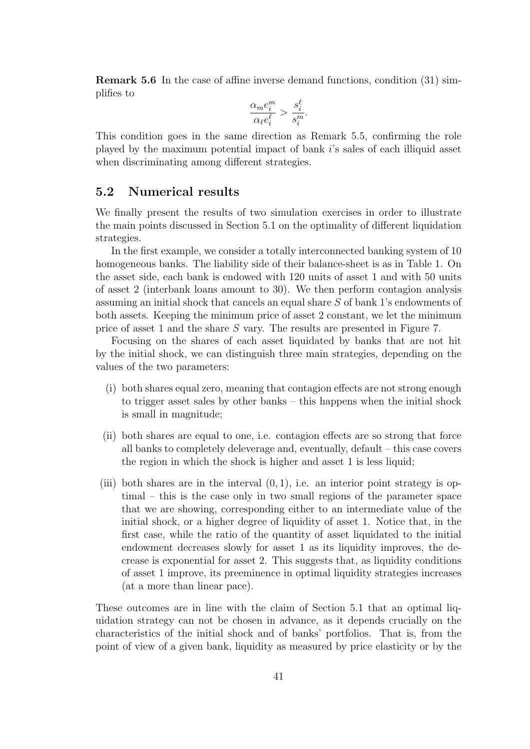**Remark 5.6** In the case of affine inverse demand functions, condition (31) simplifies to

$$\frac{\alpha_m e_i^m}{\alpha_\ell e_i^\ell} > \frac{s_i^\ell}{s_i^m}.$$

This condition goes in the same direction as Remark 5.5, confirming the role played by the maximum potential impact of bank $i$'s sales of each illiquid asset when discriminating among different strategies.

## 5.2 Numerical results

We finally present the results of two simulation exercises in order to illustrate the main points discussed in Section 5.1 on the optimality of different liquidation strategies.

In the first example, we consider a totally interconnected banking system of 10 homogeneous banks. The liability side of their balance-sheet is as in Table 1. On the asset side, each bank is endowed with 120 units of asset 1 and with 50 units of asset 2 (interbank loans amount to 30). We then perform contagion analysis assuming an initial shock that cancels an equal share $S$ of bank 1's endowments of both assets. Keeping the minimum price of asset 2 constant, we let the minimum price of asset 1 and the share $S$ vary. The results are presented in Figure 7.

Focusing on the shares of each asset liquidated by banks that are not hit by the initial shock, we can distinguish three main strategies, depending on the values of the two parameters:

(i) both shares equal zero, meaning that contagion effects are not strong enough to trigger asset sales by other banks – this happens when the initial shock is small in magnitude;

(ii) both shares are equal to one, i.e. contagion effects are so strong that force all banks to completely deleverage and, eventually, default – this case covers the region in which the shock is higher and asset 1 is less liquid;

(iii) both shares are in the interval $(0, 1)$, i.e. an interior point strategy is optimal – this is the case only in two small regions of the parameter space that we are showing, corresponding either to an intermediate value of the initial shock, or a higher degree of liquidity of asset 1. Notice that, in the first case, while the ratio of the quantity of asset liquidated to the initial endowment decreases slowly for asset 1 as its liquidity improves, the decrease is exponential for asset 2. This suggests that, as liquidity conditions of asset 1 improve, its preeminence in optimal liquidity strategies increases (at a more than linear pace).

These outcomes are in line with the claim of Section 5.1 that an optimal liquidation strategy can not be chosen in advance, as it depends crucially on the characteristics of the initial shock and of banks' portfolios. That is, from the point of view of a given bank, liquidity as measured by price elasticity or by the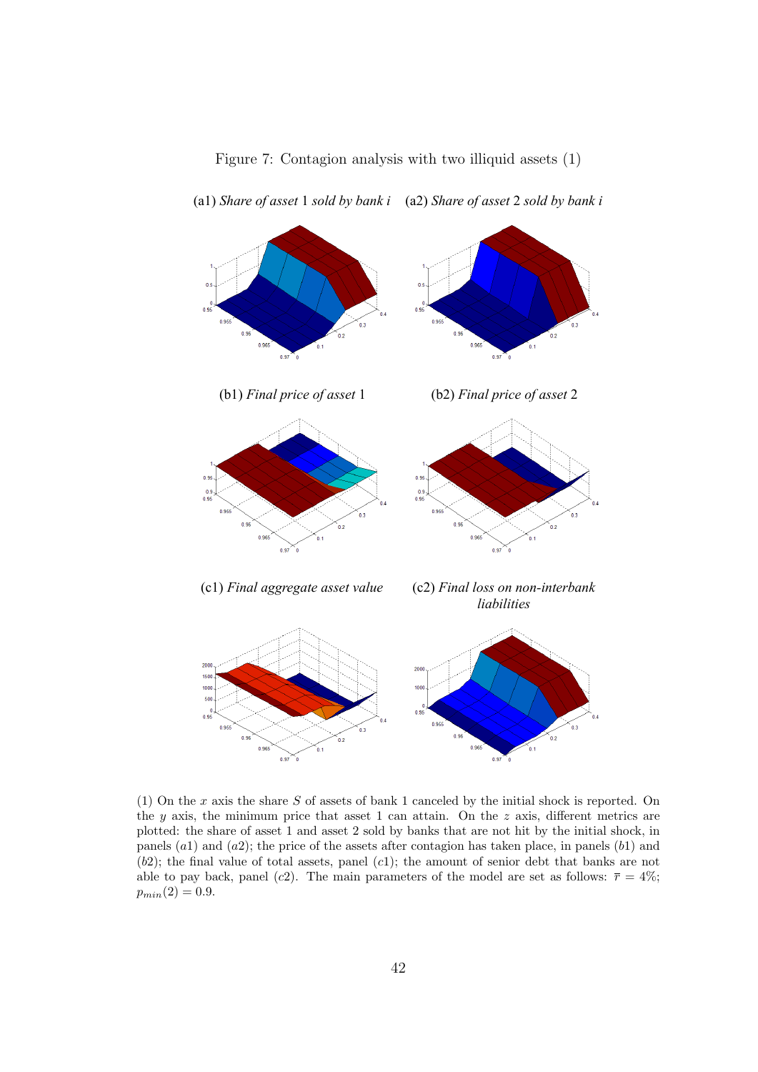Figure 7: Contagion analysis with two illiquid assets (1)

(a1) *Share of asset* 1 *sold by bank i* (a2) *Share of asset* 2 *sold by bank i*

(b1) *Final price of asset* 1 (b2) *Final price of asset* 2

(c1) *Final aggregate asset value* (c2) *Final loss on non-interbank liabilities*

(1) On the $x$ axis the share $S$ of assets of bank 1 canceled by the initial shock is reported. On the $y$ axis, the minimum price that asset 1 can attain. On the $z$ axis, different metrics are plotted: the share of asset 1 and asset 2 sold by banks that are not hit by the initial shock, in panels $(a1)$ and $(a2)$; the price of the assets after contagion has taken place, in panels $(b1)$ and $(b2)$; the final value of total assets, panel $(c1)$; the amount of senior debt that banks are not able to pay back, panel $(c2)$. The main parameters of the model are set as follows: $\overline{r} = 4\%$; $p_{min}(2) = 0.9$.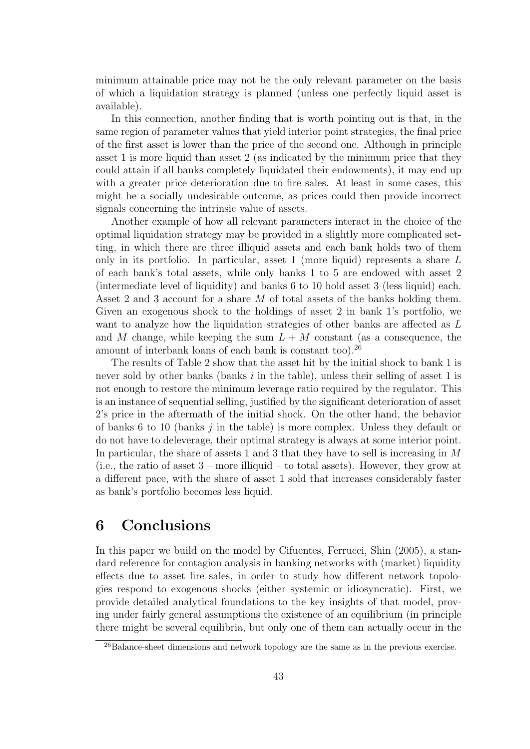minimum attainable price may not be the only relevant parameter on the basis of which a liquidation strategy is planned (unless one perfectly liquid asset is available).

In this connection, another finding that is worth pointing out is that, in the same region of parameter values that yield interior point strategies, the final price of the first asset is lower than the price of the second one. Although in principle asset 1 is more liquid than asset 2 (as indicated by the minimum price that they could attain if all banks completely liquidated their endowments), it may end up with a greater price deterioration due to fire sales. At least in some cases, this might be a socially undesirable outcome, as prices could then provide incorrect signals concerning the intrinsic value of assets.

Another example of how all relevant parameters interact in the choice of the optimal liquidation strategy may be provided in a slightly more complicated setting, in which there are three illiquid assets and each bank holds two of them only in its portfolio. In particular, asset 1 (more liquid) represents a share $L$ of each bank's total assets, while only banks 1 to 5 are endowed with asset 2 (intermediate level of liquidity) and banks 6 to 10 hold asset 3 (less liquid) each. Asset 2 and 3 account for a share $M$ of total assets of the banks holding them. Given an exogenous shock to the holdings of asset 2 in bank 1's portfolio, we want to analyze how the liquidation strategies of other banks are affected as $L$ and $M$ change, while keeping the sum $L + M$ constant (as a consequence, the amount of interbank loans of each bank is constant too).[26]

The results of Table 2 show that the asset hit by the initial shock to bank 1 is never sold by other banks (banks $i$ in the table), unless their selling of asset 1 is not enough to restore the minimum leverage ratio required by the regulator. This is an instance of sequential selling, justified by the significant deterioration of asset 2's price in the aftermath of the initial shock. On the other hand, the behavior of banks 6 to 10 (banks $j$ in the table) is more complex. Unless they default or do not have to deleverage, their optimal strategy is always at some interior point. In particular, the share of assets 1 and 3 that they have to sell is increasing in $M$ (i.e., the ratio of asset 3 – more illiquid – to total assets). However, they grow at a different pace, with the share of asset 1 sold that increases considerably faster as bank's portfolio becomes less liquid.

# 6 Conclusions

In this paper we build on the model by Cifuentes, Ferrucci, Shin (2005), a standard reference for contagion analysis in banking networks with (market) liquidity effects due to asset fire sales, in order to study how different network topologies respond to exogenous shocks (either systemic or idiosyncratic). First, we provide detailed analytical foundations to the key insights of that model, proving under fairly general assumptions the existence of an equilibrium (in principle there might be several equilibria, but only one of them can actually occur in the

[26] Balance-sheet dimensions and network topology are the same as in the previous exercise.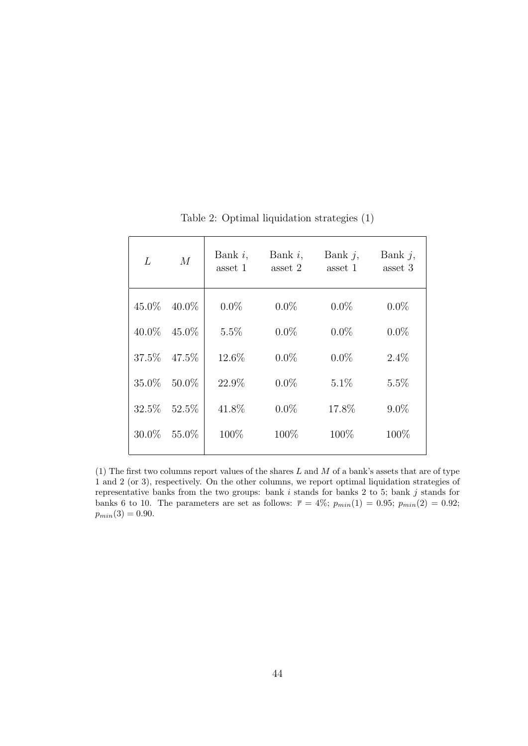Table 2: Optimal liquidation strategies (1)

| $L$ | $M$ | Bank $i$, asset 1 | Bank $i$, asset 2 | Bank $j$, asset 1 | Bank $j$, asset 3 |
|---|---|---|---|---|---|
| 45.0% | 40.0% | 0.0% | 0.0% | 0.0% | 0.0% |
| 40.0% | 45.0% | 5.5% | 0.0% | 0.0% | 0.0% |
| 37.5% | 47.5% | 12.6% | 0.0% | 0.0% | 2.4% |
| 35.0% | 50.0% | 22.9% | 0.0% | 5.1% | 5.5% |
| 32.5% | 52.5% | 41.8% | 0.0% | 17.8% | 9.0% |
| 30.0% | 55.0% | 100% | 100% | 100% | 100% |

(1) The first two columns report values of the shares $L$ and $M$ of a bank's assets that are of type 1 and 2 (or 3), respectively. On the other columns, we report optimal liquidation strategies of representative banks from the two groups: bank $i$ stands for banks 2 to 5; bank $j$ stands for banks 6 to 10. The parameters are set as follows: $\bar{r} = 4\%$; $p_{min}(1) = 0.95$; $p_{min}(2) = 0.92$; $p_{min}(3) = 0.90$.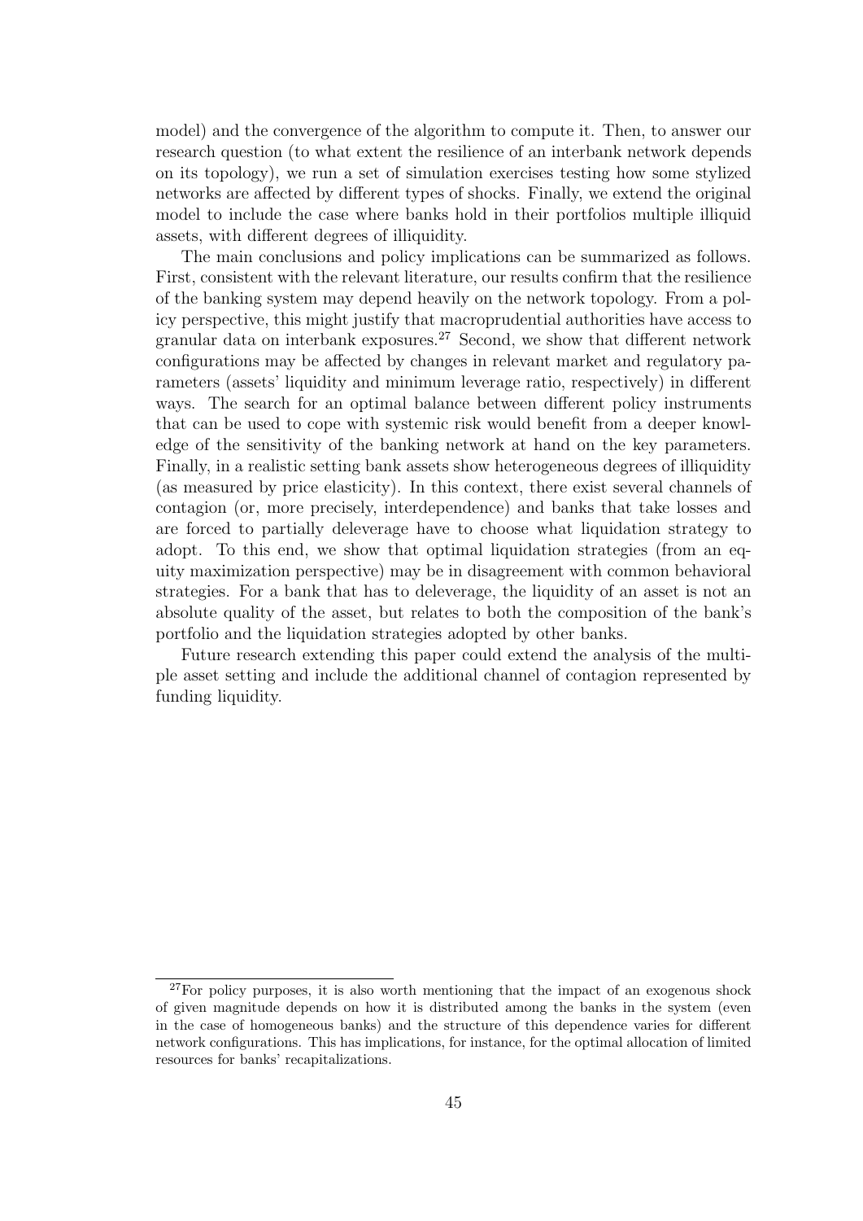model) and the convergence of the algorithm to compute it. Then, to answer our research question (to what extent the resilience of an interbank network depends on its topology), we run a set of simulation exercises testing how some stylized networks are affected by different types of shocks. Finally, we extend the original model to include the case where banks hold in their portfolios multiple illiquid assets, with different degrees of illiquidity.

The main conclusions and policy implications can be summarized as follows. First, consistent with the relevant literature, our results confirm that the resilience of the banking system may depend heavily on the network topology. From a policy perspective, this might justify that macroprudential authorities have access to granular data on interbank exposures.[27] Second, we show that different network configurations may be affected by changes in relevant market and regulatory parameters (assets' liquidity and minimum leverage ratio, respectively) in different ways. The search for an optimal balance between different policy instruments that can be used to cope with systemic risk would benefit from a deeper knowledge of the sensitivity of the banking network at hand on the key parameters. Finally, in a realistic setting bank assets show heterogeneous degrees of illiquidity (as measured by price elasticity). In this context, there exist several channels of contagion (or, more precisely, interdependence) and banks that take losses and are forced to partially deleverage have to choose what liquidation strategy to adopt. To this end, we show that optimal liquidation strategies (from an equity maximization perspective) may be in disagreement with common behavioral strategies. For a bank that has to deleverage, the liquidity of an asset is not an absolute quality of the asset, but relates to both the composition of the bank's portfolio and the liquidation strategies adopted by other banks.

Future research extending this paper could extend the analysis of the multiple asset setting and include the additional channel of contagion represented by funding liquidity.

[27] For policy purposes, it is also worth mentioning that the impact of an exogenous shock of given magnitude depends on how it is distributed among the banks in the system (even in the case of homogeneous banks) and the structure of this dependence varies for different network configurations. This has implications, for instance, for the optimal allocation of limited resources for banks' recapitalizations.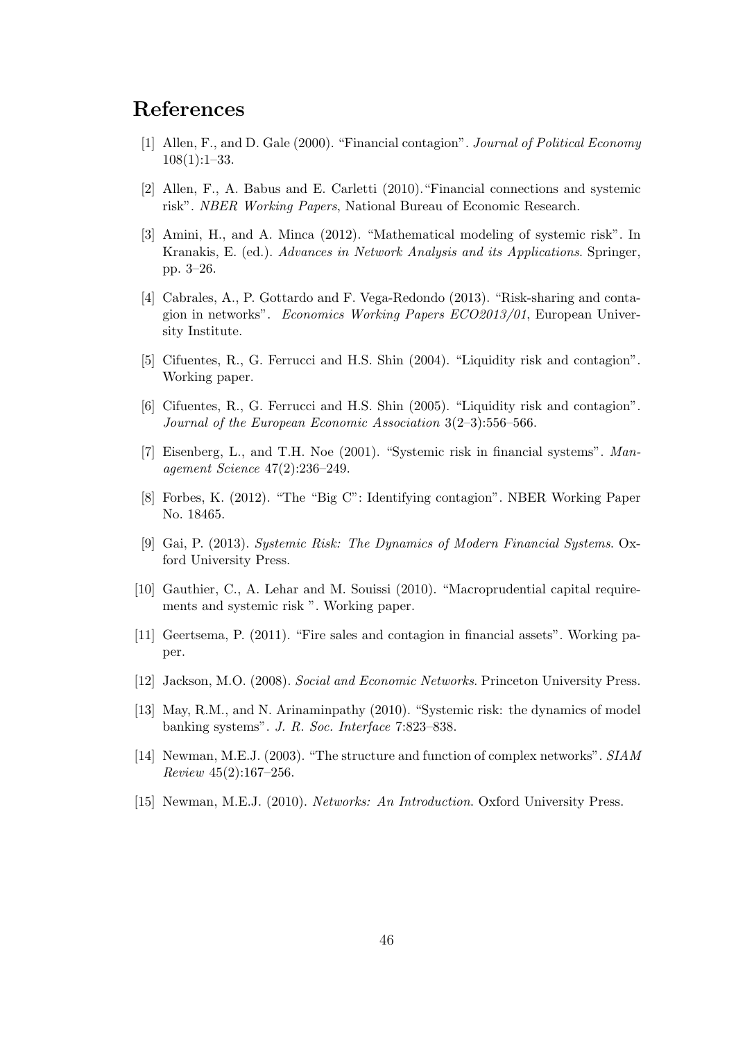## References

[1] Allen, F., and D. Gale (2000). "Financial contagion". *Journal of Political Economy* 108(1):1–33.

[2] Allen, F., A. Babus and E. Carletti (2010)."Financial connections and systemic risk". *NBER Working Papers*, National Bureau of Economic Research.

[3] Amini, H., and A. Minca (2012). "Mathematical modeling of systemic risk". In Kranakis, E. (ed.). *Advances in Network Analysis and its Applications*. Springer, pp. 3–26.

[4] Cabrales, A., P. Gottardo and F. Vega-Redondo (2013). "Risk-sharing and contagion in networks". *Economics Working Papers ECO2013/01*, European University Institute.

[5] Cifuentes, R., G. Ferrucci and H.S. Shin (2004). "Liquidity risk and contagion". Working paper.

[6] Cifuentes, R., G. Ferrucci and H.S. Shin (2005). "Liquidity risk and contagion". *Journal of the European Economic Association* 3(2–3):556–566.

[7] Eisenberg, L., and T.H. Noe (2001). "Systemic risk in financial systems". *Management Science* 47(2):236–249.

[8] Forbes, K. (2012). "The "Big C": Identifying contagion". NBER Working Paper No. 18465.

[9] Gai, P. (2013). *Systemic Risk: The Dynamics of Modern Financial Systems*. Oxford University Press.

[10] Gauthier, C., A. Lehar and M. Souissi (2010). "Macroprudential capital requirements and systemic risk ". Working paper.

[11] Geertsema, P. (2011). "Fire sales and contagion in financial assets". Working paper.

[12] Jackson, M.O. (2008). *Social and Economic Networks*. Princeton University Press.

[13] May, R.M., and N. Arinaminpathy (2010). "Systemic risk: the dynamics of model banking systems". *J. R. Soc. Interface* 7:823–838.

[14] Newman, M.E.J. (2003). "The structure and function of complex networks". *SIAM Review* 45(2):167–256.

[15] Newman, M.E.J. (2010). *Networks: An Introduction*. Oxford University Press.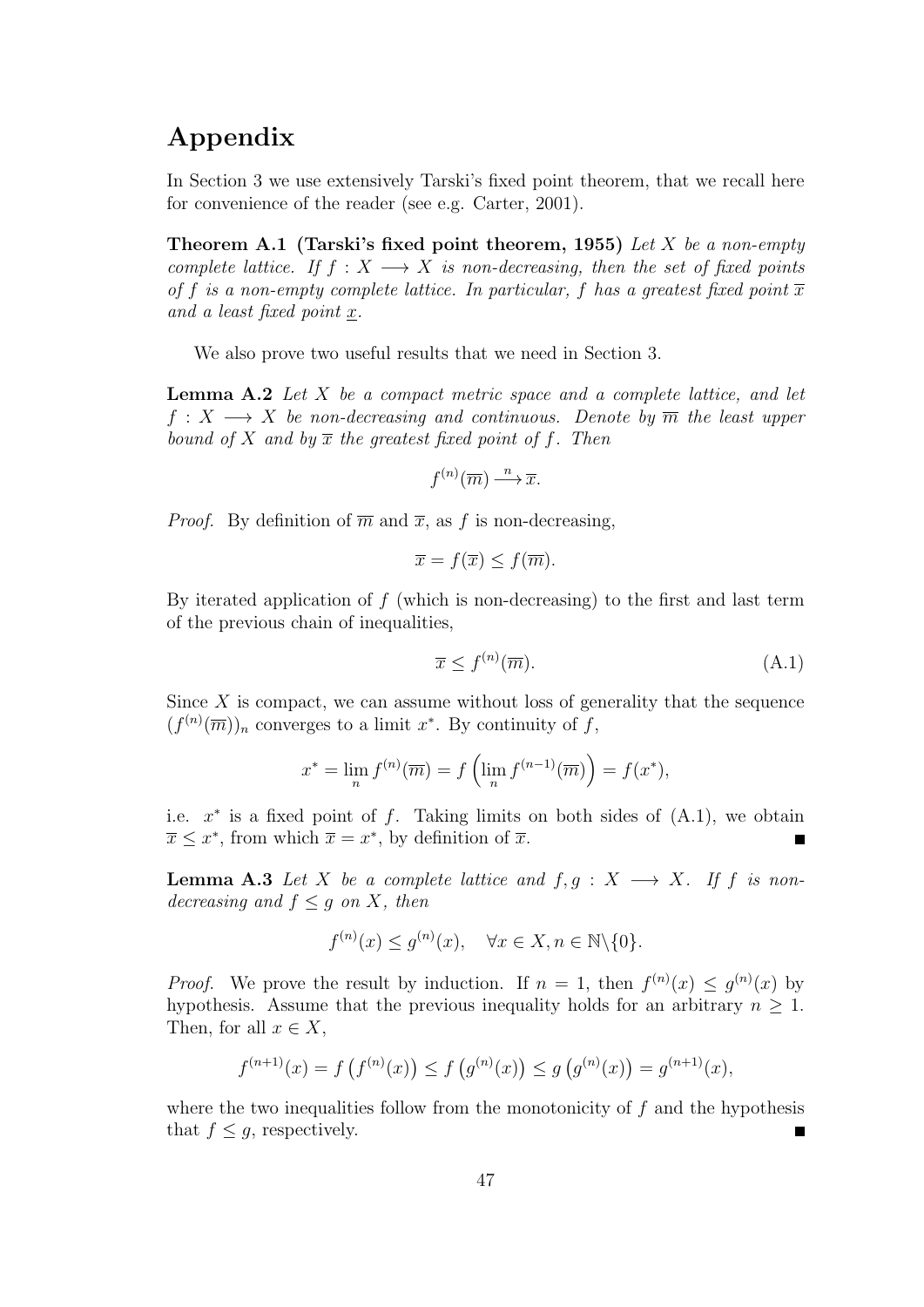# Appendix

In Section 3 we use extensively Tarski's fixed point theorem, that we recall here for convenience of the reader (see e.g. Carter, 2001).

**Theorem A.1 (Tarski's fixed point theorem, 1955)** *Let $X$ be a non-empty complete lattice. If $f : X \longrightarrow X$ is non-decreasing, then the set of fixed points of $f$ is a non-empty complete lattice. In particular, $f$ has a greatest fixed point $\overline{x}$ and a least fixed point $\underline{x}$.*

We also prove two useful results that we need in Section 3.

**Lemma A.2** *Let $X$ be a compact metric space and a complete lattice, and let $f : X \longrightarrow X$ be non-decreasing and continuous. Denote by $\overline{m}$ the least upper bound of $X$ and by $\overline{x}$ the greatest fixed point of $f$. Then*

$$f^{(n)}(\overline{m}) \stackrel{n}{\longrightarrow} \overline{x}.$$

*Proof.* By definition of $\overline{m}$ and $\overline{x}$, as $f$ is non-decreasing,

$$\overline{x} = f(\overline{x}) \leq f(\overline{m}).$$

By iterated application of $f$ (which is non-decreasing) to the first and last term of the previous chain of inequalities,

$$\overline{x} \leq f^{(n)}(\overline{m}). \tag{A.1}$$

Since $X$ is compact, we can assume without loss of generality that the sequence $(f^{(n)}(\overline{m}))_n$ converges to a limit $x^*$. By continuity of $f$,

$$x^* = \lim_n f^{(n)}(\overline{m}) = f\left(\lim_n f^{(n-1)}(\overline{m})\right) = f(x^*),$$

i.e. $x^*$ is a fixed point of $f$. Taking limits on both sides of (A.1), we obtain $\overline{x} \leq x^*$, from which $\overline{x} = x^*$, by definition of $\overline{x}$. ∎

**Lemma A.3** *Let $X$ be a complete lattice and $f, g : X \longrightarrow X$. If $f$ is non-decreasing and $f \leq g$ on $X$, then*

$$f^{(n)}(x) \leq g^{(n)}(x), \quad \forall x \in X, n \in \mathbb{N}\backslash\{0\}.$$

*Proof.* We prove the result by induction. If $n = 1$, then $f^{(n)}(x) \leq g^{(n)}(x)$ by hypothesis. Assume that the previous inequality holds for an arbitrary $n \geq 1$. Then, for all $x \in X$,

$$f^{(n+1)}(x) = f\left(f^{(n)}(x)\right) \leq f\left(g^{(n)}(x)\right) \leq g\left(g^{(n)}(x)\right) = g^{(n+1)}(x),$$

where the two inequalities follow from the monotonicity of $f$ and the hypothesis that $f \leq g$, respectively. ∎